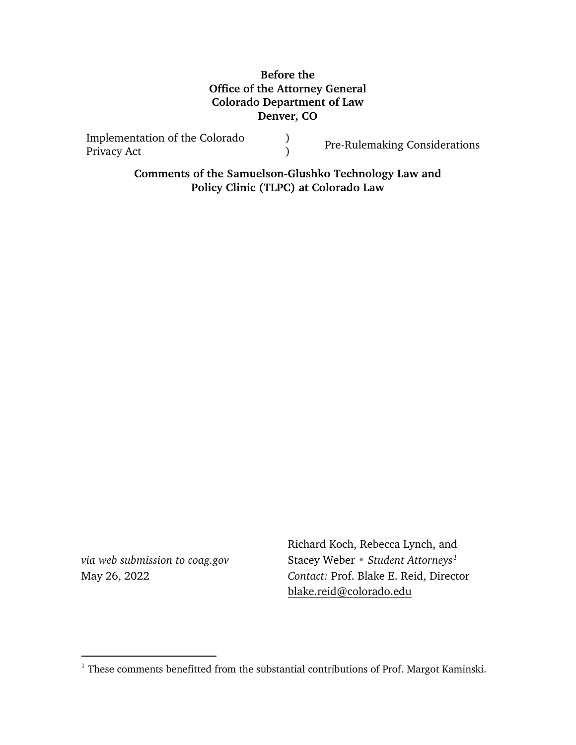**Before the**
**Office of the Attorney General**
**Colorado Department of Law**
**Denver, CO**

| | | |
|---|---|---|
| Implementation of the Colorado Privacy Act | ) ) | Pre-Rulemaking Considerations |

**Comments of the Samuelson-Glushko Technology Law and Policy Clinic (TLPC) at Colorado Law**

*via web submission to coag.gov*
May 26, 2022

Richard Koch, Rebecca Lynch, and Stacey Weber • *Student Attorneys*[1]
*Contact:* Prof. Blake E. Reid, Director
blake.reid@colorado.edu

[1] These comments benefitted from the substantial contributions of Prof. Margot Kaminski.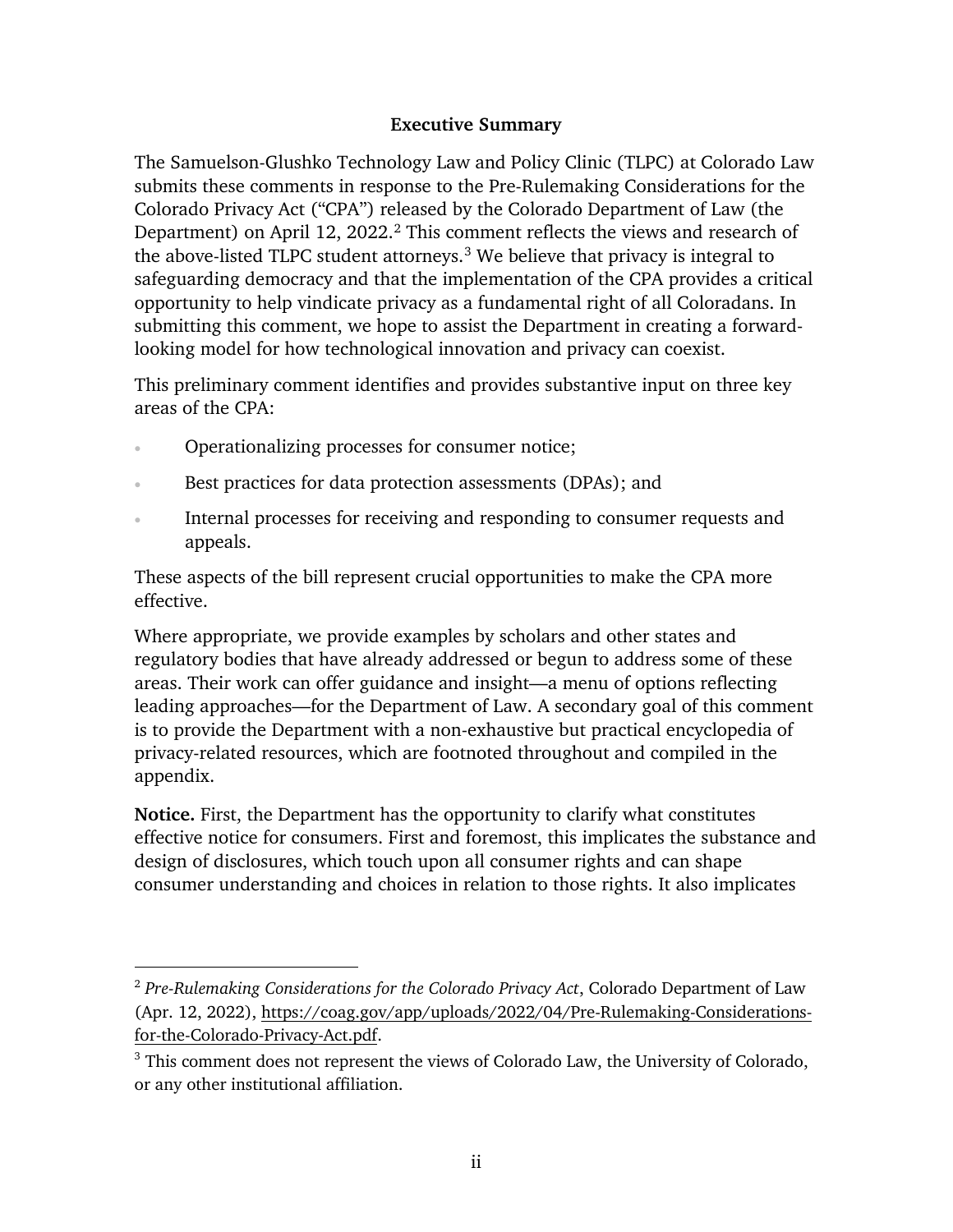## Executive Summary

The Samuelson-Glushko Technology Law and Policy Clinic (TLPC) at Colorado Law submits these comments in response to the Pre-Rulemaking Considerations for the Colorado Privacy Act ("CPA") released by the Colorado Department of Law (the Department) on April 12, 2022.[2] This comment reflects the views and research of the above-listed TLPC student attorneys.[3] We believe that privacy is integral to safeguarding democracy and that the implementation of the CPA provides a critical opportunity to help vindicate privacy as a fundamental right of all Coloradans. In submitting this comment, we hope to assist the Department in creating a forward-looking model for how technological innovation and privacy can coexist.

This preliminary comment identifies and provides substantive input on three key areas of the CPA:

- Operationalizing processes for consumer notice;
- Best practices for data protection assessments (DPAs); and
- Internal processes for receiving and responding to consumer requests and appeals.

These aspects of the bill represent crucial opportunities to make the CPA more effective.

Where appropriate, we provide examples by scholars and other states and regulatory bodies that have already addressed or begun to address some of these areas. Their work can offer guidance and insight—a menu of options reflecting leading approaches—for the Department of Law. A secondary goal of this comment is to provide the Department with a non-exhaustive but practical encyclopedia of privacy-related resources, which are footnoted throughout and compiled in the appendix.

**Notice.** First, the Department has the opportunity to clarify what constitutes effective notice for consumers. First and foremost, this implicates the substance and design of disclosures, which touch upon all consumer rights and can shape consumer understanding and choices in relation to those rights. It also implicates

---

[2] *Pre-Rulemaking Considerations for the Colorado Privacy Act*, Colorado Department of Law (Apr. 12, 2022), https://coag.gov/app/uploads/2022/04/Pre-Rulemaking-Considerations-for-the-Colorado-Privacy-Act.pdf.

[3] This comment does not represent the views of Colorado Law, the University of Colorado, or any other institutional affiliation.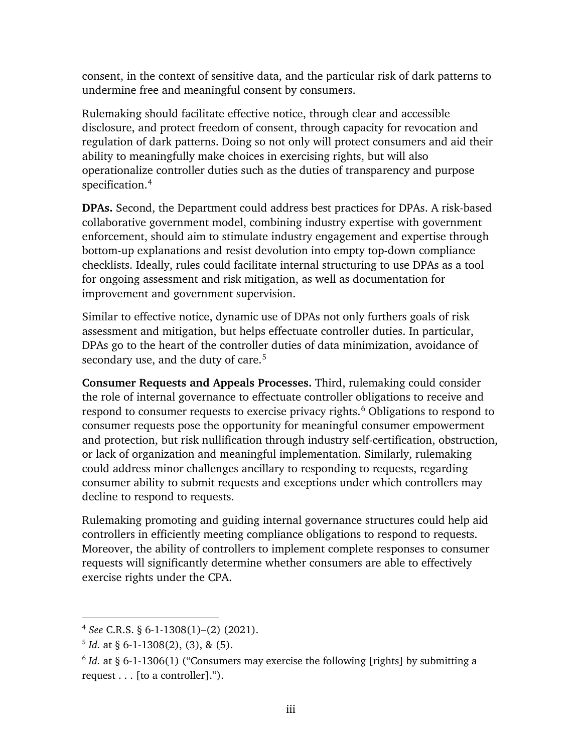consent, in the context of sensitive data, and the particular risk of dark patterns to undermine free and meaningful consent by consumers.

Rulemaking should facilitate effective notice, through clear and accessible disclosure, and protect freedom of consent, through capacity for revocation and regulation of dark patterns. Doing so not only will protect consumers and aid their ability to meaningfully make choices in exercising rights, but will also operationalize controller duties such as the duties of transparency and purpose specification.[4]

**DPAs.** Second, the Department could address best practices for DPAs. A risk-based collaborative government model, combining industry expertise with government enforcement, should aim to stimulate industry engagement and expertise through bottom-up explanations and resist devolution into empty top-down compliance checklists. Ideally, rules could facilitate internal structuring to use DPAs as a tool for ongoing assessment and risk mitigation, as well as documentation for improvement and government supervision.

Similar to effective notice, dynamic use of DPAs not only furthers goals of risk assessment and mitigation, but helps effectuate controller duties. In particular, DPAs go to the heart of the controller duties of data minimization, avoidance of secondary use, and the duty of care.[5]

**Consumer Requests and Appeals Processes.** Third, rulemaking could consider the role of internal governance to effectuate controller obligations to receive and respond to consumer requests to exercise privacy rights.[6] Obligations to respond to consumer requests pose the opportunity for meaningful consumer empowerment and protection, but risk nullification through industry self-certification, obstruction, or lack of organization and meaningful implementation. Similarly, rulemaking could address minor challenges ancillary to responding to requests, regarding consumer ability to submit requests and exceptions under which controllers may decline to respond to requests.

Rulemaking promoting and guiding internal governance structures could help aid controllers in efficiently meeting compliance obligations to respond to requests. Moreover, the ability of controllers to implement complete responses to consumer requests will significantly determine whether consumers are able to effectively exercise rights under the CPA.

---

[4] *See* C.R.S. § 6-1-1308(1)–(2) (2021).

[5] *Id.* at § 6-1-1308(2), (3), & (5).

[6] *Id.* at § 6-1-1306(1) ("Consumers may exercise the following [rights] by submitting a request . . . [to a controller].").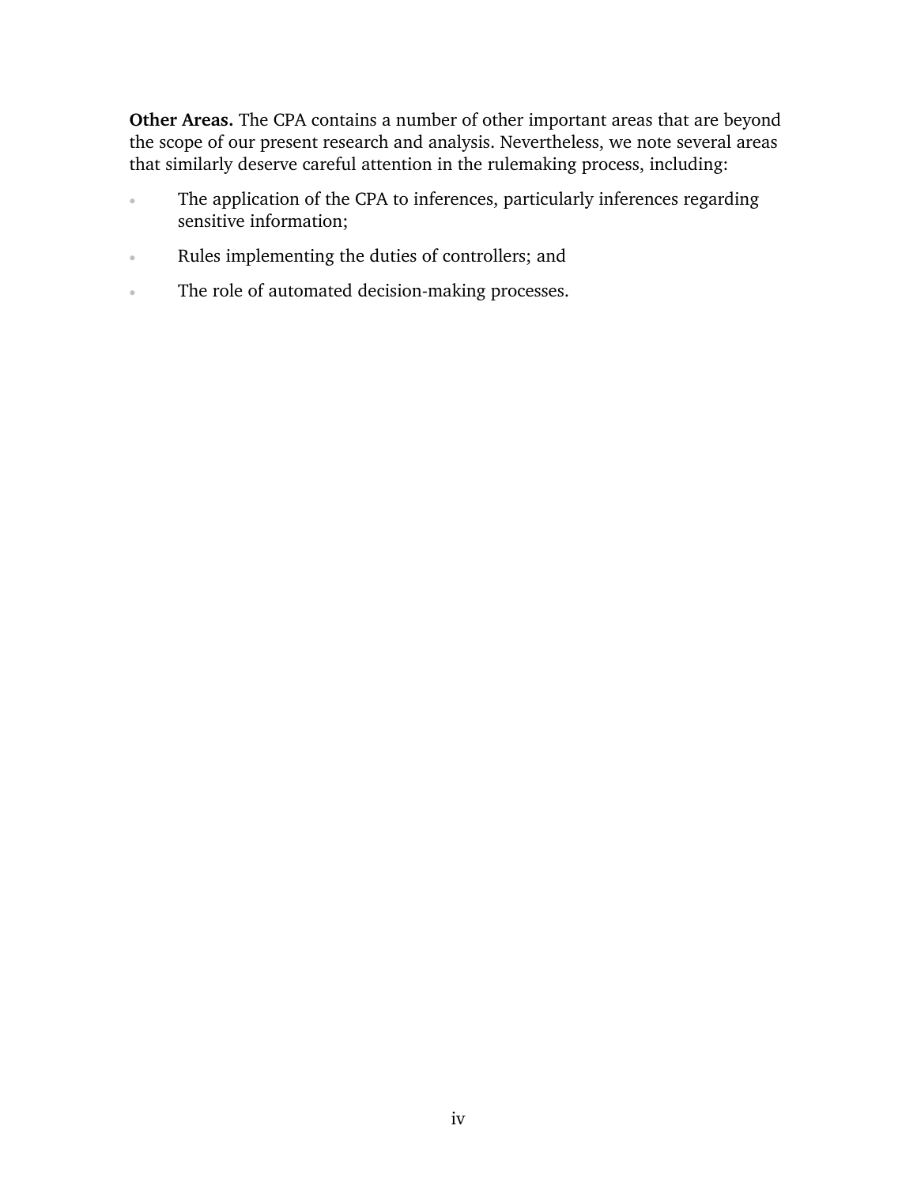**Other Areas.** The CPA contains a number of other important areas that are beyond the scope of our present research and analysis. Nevertheless, we note several areas that similarly deserve careful attention in the rulemaking process, including:

- The application of the CPA to inferences, particularly inferences regarding sensitive information;
- Rules implementing the duties of controllers; and
- The role of automated decision-making processes.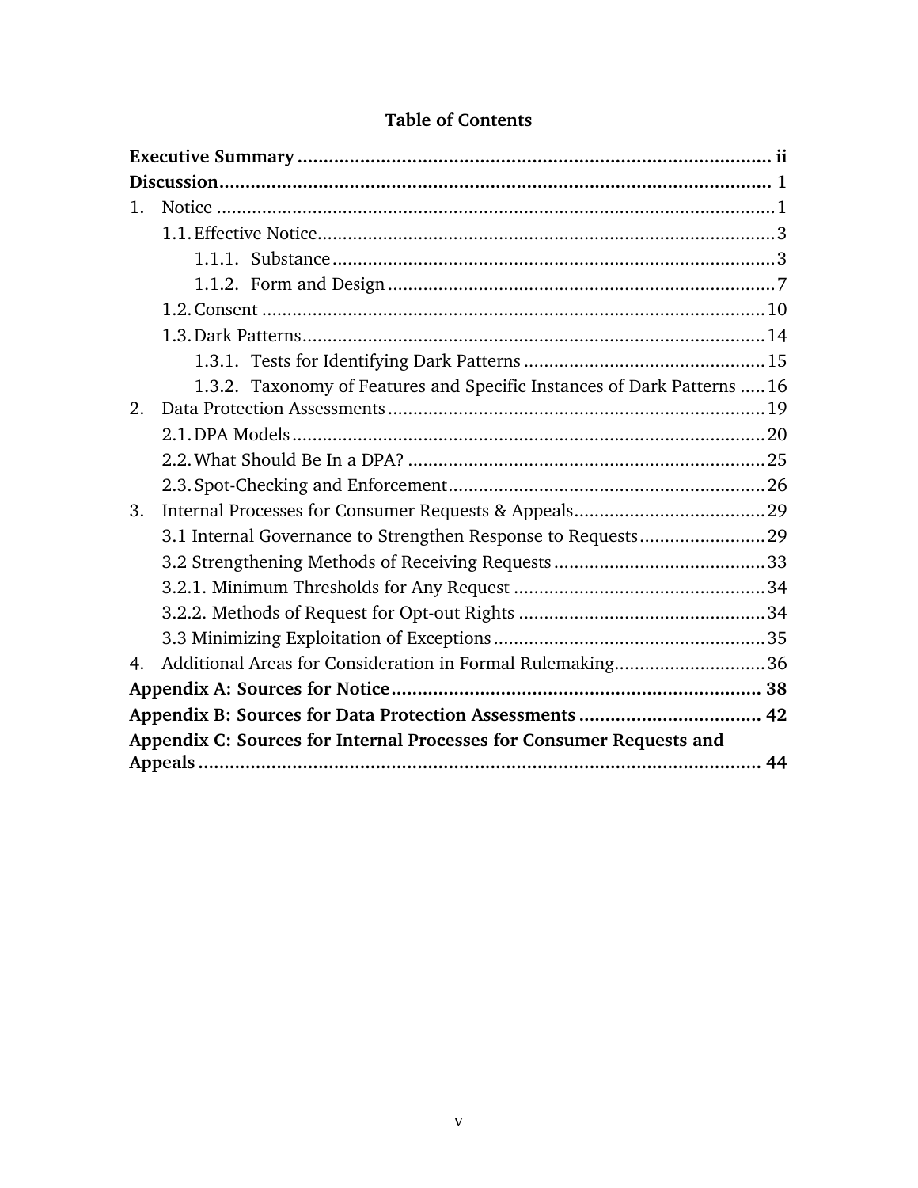# Table of Contents

**Executive Summary** .......... **ii**

**Discussion** .......... **1**

1. Notice .......... 1
   - 1.1. Effective Notice .......... 3
     - 1.1.1. Substance .......... 3
     - 1.1.2. Form and Design .......... 7
   - 1.2. Consent .......... 10
   - 1.3. Dark Patterns .......... 14
     - 1.3.1. Tests for Identifying Dark Patterns .......... 15
     - 1.3.2. Taxonomy of Features and Specific Instances of Dark Patterns .......... 16
2. Data Protection Assessments .......... 19
   - 2.1. DPA Models .......... 20
   - 2.2. What Should Be In a DPA? .......... 25
   - 2.3. Spot-Checking and Enforcement .......... 26
3. Internal Processes for Consumer Requests & Appeals .......... 29
   - 3.1 Internal Governance to Strengthen Response to Requests .......... 29
   - 3.2 Strengthening Methods of Receiving Requests .......... 33
   - 3.2.1. Minimum Thresholds for Any Request .......... 34
   - 3.2.2. Methods of Request for Opt-out Rights .......... 34
   - 3.3 Minimizing Exploitation of Exceptions .......... 35
4. Additional Areas for Consideration in Formal Rulemaking .......... 36

**Appendix A: Sources for Notice** .......... **38**

**Appendix B: Sources for Data Protection Assessments** .......... **42**

**Appendix C: Sources for Internal Processes for Consumer Requests and Appeals** .......... **44**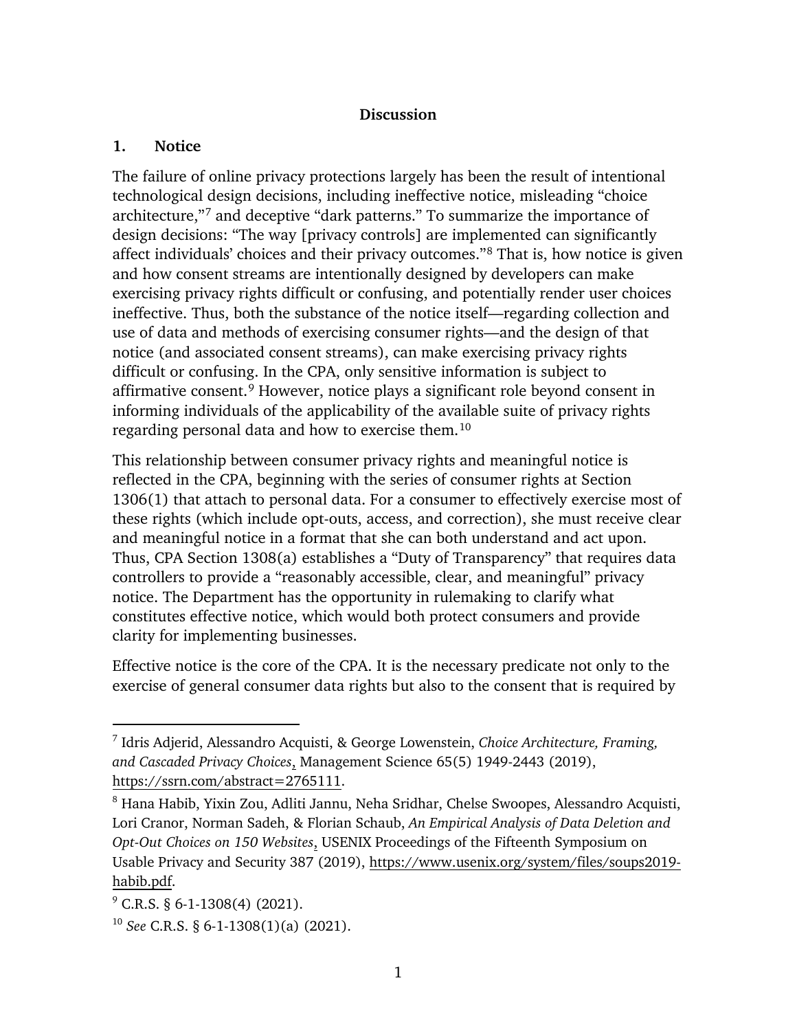**Discussion**

**1. Notice**

The failure of online privacy protections largely has been the result of intentional technological design decisions, including ineffective notice, misleading "choice architecture,"[7] and deceptive "dark patterns." To summarize the importance of design decisions: "The way [privacy controls] are implemented can significantly affect individuals' choices and their privacy outcomes."[8] That is, how notice is given and how consent streams are intentionally designed by developers can make exercising privacy rights difficult or confusing, and potentially render user choices ineffective. Thus, both the substance of the notice itself—regarding collection and use of data and methods of exercising consumer rights—and the design of that notice (and associated consent streams), can make exercising privacy rights difficult or confusing. In the CPA, only sensitive information is subject to affirmative consent.[9] However, notice plays a significant role beyond consent in informing individuals of the applicability of the available suite of privacy rights regarding personal data and how to exercise them.[10]

This relationship between consumer privacy rights and meaningful notice is reflected in the CPA, beginning with the series of consumer rights at Section 1306(1) that attach to personal data. For a consumer to effectively exercise most of these rights (which include opt-outs, access, and correction), she must receive clear and meaningful notice in a format that she can both understand and act upon. Thus, CPA Section 1308(a) establishes a "Duty of Transparency" that requires data controllers to provide a "reasonably accessible, clear, and meaningful" privacy notice. The Department has the opportunity in rulemaking to clarify what constitutes effective notice, which would both protect consumers and provide clarity for implementing businesses.

Effective notice is the core of the CPA. It is the necessary predicate not only to the exercise of general consumer data rights but also to the consent that is required by

---

[7] Idris Adjerid, Alessandro Acquisti, & George Lowenstein, *Choice Architecture, Framing, and Cascaded Privacy Choices*, Management Science 65(5) 1949-2443 (2019), https://ssrn.com/abstract=2765111.

[8] Hana Habib, Yixin Zou, Adliti Jannu, Neha Sridhar, Chelse Swoopes, Alessandro Acquisti, Lori Cranor, Norman Sadeh, & Florian Schaub, *An Empirical Analysis of Data Deletion and Opt-Out Choices on 150 Websites*, USENIX Proceedings of the Fifteenth Symposium on Usable Privacy and Security 387 (2019), https://www.usenix.org/system/files/soups2019-habib.pdf.

[9] C.R.S. § 6-1-1308(4) (2021).

[10] *See* C.R.S. § 6-1-1308(1)(a) (2021).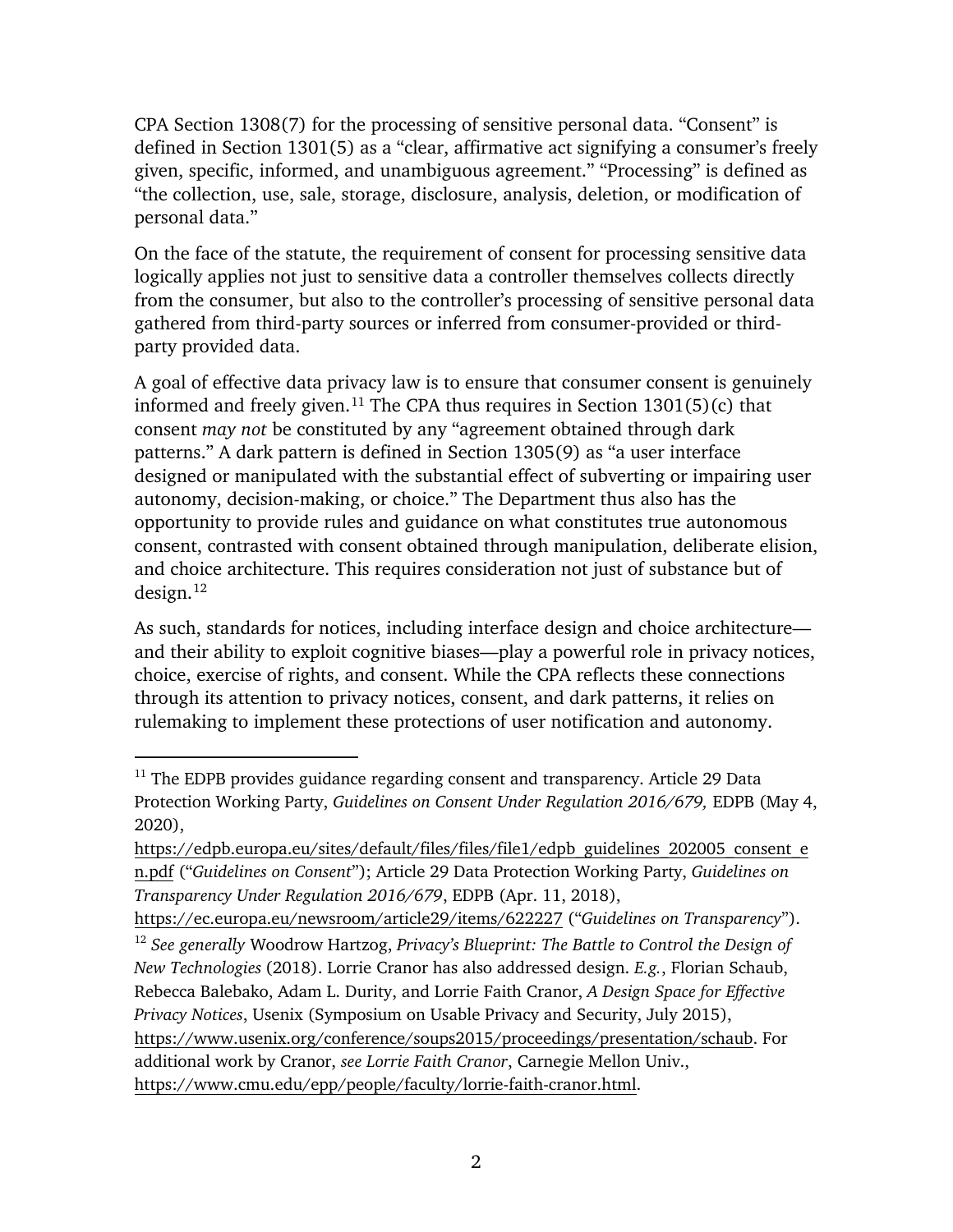CPA Section 1308(7) for the processing of sensitive personal data. "Consent" is defined in Section 1301(5) as a "clear, affirmative act signifying a consumer's freely given, specific, informed, and unambiguous agreement." "Processing" is defined as "the collection, use, sale, storage, disclosure, analysis, deletion, or modification of personal data."

On the face of the statute, the requirement of consent for processing sensitive data logically applies not just to sensitive data a controller themselves collects directly from the consumer, but also to the controller's processing of sensitive personal data gathered from third-party sources or inferred from consumer-provided or third-party provided data.

A goal of effective data privacy law is to ensure that consumer consent is genuinely informed and freely given.[11] The CPA thus requires in Section 1301(5)(c) that consent *may not* be constituted by any "agreement obtained through dark patterns." A dark pattern is defined in Section 1305(9) as "a user interface designed or manipulated with the substantial effect of subverting or impairing user autonomy, decision-making, or choice." The Department thus also has the opportunity to provide rules and guidance on what constitutes true autonomous consent, contrasted with consent obtained through manipulation, deliberate elision, and choice architecture. This requires consideration not just of substance but of design.[12]

As such, standards for notices, including interface design and choice architecture—and their ability to exploit cognitive biases—play a powerful role in privacy notices, choice, exercise of rights, and consent. While the CPA reflects these connections through its attention to privacy notices, consent, and dark patterns, it relies on rulemaking to implement these protections of user notification and autonomy.

---

[11] The EDPB provides guidance regarding consent and transparency. Article 29 Data Protection Working Party, *Guidelines on Consent Under Regulation 2016/679,* EDPB (May 4, 2020), https://edpb.europa.eu/sites/default/files/files/file1/edpb_guidelines_202005_consent_en.pdf ("*Guidelines on Consent*"); Article 29 Data Protection Working Party, *Guidelines on Transparency Under Regulation 2016/679*, EDPB (Apr. 11, 2018), https://ec.europa.eu/newsroom/article29/items/622227 ("*Guidelines on Transparency*").

[12] *See generally* Woodrow Hartzog, *Privacy's Blueprint: The Battle to Control the Design of New Technologies* (2018). Lorrie Cranor has also addressed design. *E.g.*, Florian Schaub, Rebecca Balebako, Adam L. Durity, and Lorrie Faith Cranor, *A Design Space for Effective Privacy Notices*, Usenix (Symposium on Usable Privacy and Security, July 2015), https://www.usenix.org/conference/soups2015/proceedings/presentation/schaub. For additional work by Cranor, *see Lorrie Faith Cranor*, Carnegie Mellon Univ., https://www.cmu.edu/epp/people/faculty/lorrie-faith-cranor.html.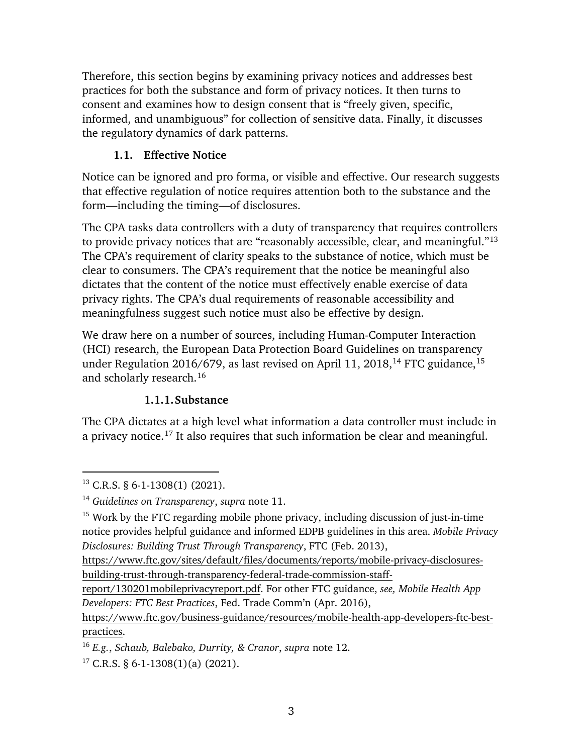Therefore, this section begins by examining privacy notices and addresses best practices for both the substance and form of privacy notices. It then turns to consent and examines how to design consent that is "freely given, specific, informed, and unambiguous" for collection of sensitive data. Finally, it discusses the regulatory dynamics of dark patterns.

### 1.1. Effective Notice

Notice can be ignored and pro forma, or visible and effective. Our research suggests that effective regulation of notice requires attention both to the substance and the form—including the timing—of disclosures.

The CPA tasks data controllers with a duty of transparency that requires controllers to provide privacy notices that are "reasonably accessible, clear, and meaningful."[13] The CPA's requirement of clarity speaks to the substance of notice, which must be clear to consumers. The CPA's requirement that the notice be meaningful also dictates that the content of the notice must effectively enable exercise of data privacy rights. The CPA's dual requirements of reasonable accessibility and meaningfulness suggest such notice must also be effective by design.

We draw here on a number of sources, including Human-Computer Interaction (HCI) research, the European Data Protection Board Guidelines on transparency under Regulation 2016/679, as last revised on April 11, 2018,[14] FTC guidance,[15] and scholarly research.[16]

#### 1.1.1. Substance

The CPA dictates at a high level what information a data controller must include in a privacy notice.[17] It also requires that such information be clear and meaningful.

---

[13] C.R.S. § 6-1-1308(1) (2021).

[14] *Guidelines on Transparency*, *supra* note 11.

[15] Work by the FTC regarding mobile phone privacy, including discussion of just-in-time notice provides helpful guidance and informed EDPB guidelines in this area. *Mobile Privacy Disclosures: Building Trust Through Transparency*, FTC (Feb. 2013), https://www.ftc.gov/sites/default/files/documents/reports/mobile-privacy-disclosures-building-trust-through-transparency-federal-trade-commission-staff-report/130201mobileprivacyreport.pdf. For other FTC guidance, *see, Mobile Health App Developers: FTC Best Practices*, Fed. Trade Comm'n (Apr. 2016), https://www.ftc.gov/business-guidance/resources/mobile-health-app-developers-ftc-best-practices.

[16] *E.g.*, *Schaub, Balebako, Durrity, & Cranor*, *supra* note 12.

[17] C.R.S. § 6-1-1308(1)(a) (2021).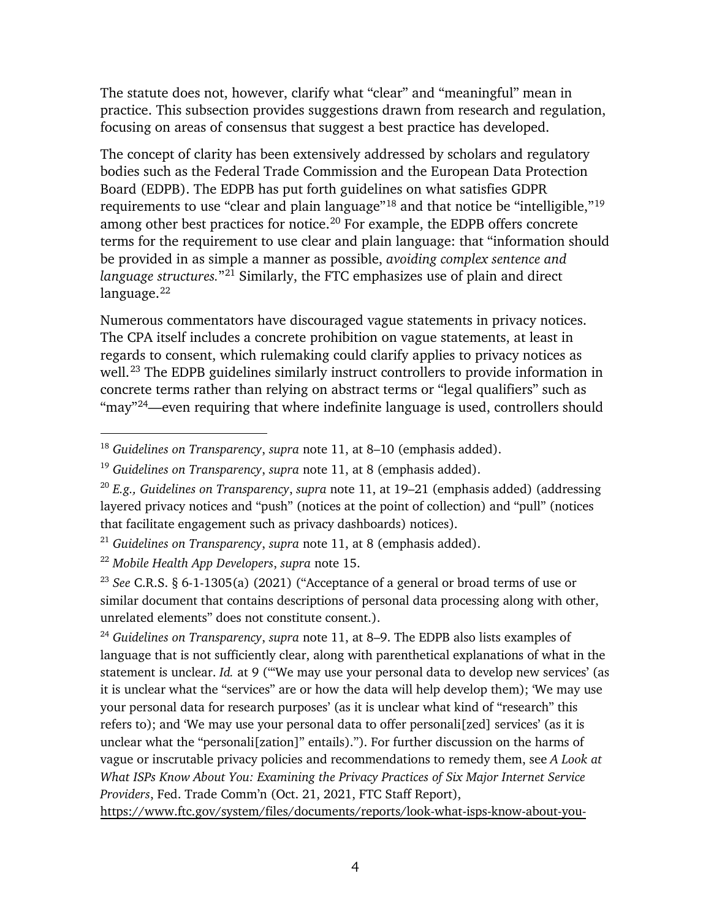The statute does not, however, clarify what "clear" and "meaningful" mean in practice. This subsection provides suggestions drawn from research and regulation, focusing on areas of consensus that suggest a best practice has developed.

The concept of clarity has been extensively addressed by scholars and regulatory bodies such as the Federal Trade Commission and the European Data Protection Board (EDPB). The EDPB has put forth guidelines on what satisfies GDPR requirements to use "clear and plain language"[18] and that notice be "intelligible,"[19] among other best practices for notice.[20] For example, the EDPB offers concrete terms for the requirement to use clear and plain language: that "information should be provided in as simple a manner as possible, *avoiding complex sentence and language structures.*"[21] Similarly, the FTC emphasizes use of plain and direct language.[22]

Numerous commentators have discouraged vague statements in privacy notices. The CPA itself includes a concrete prohibition on vague statements, at least in regards to consent, which rulemaking could clarify applies to privacy notices as well.[23] The EDPB guidelines similarly instruct controllers to provide information in concrete terms rather than relying on abstract terms or "legal qualifiers" such as "may"[24]—even requiring that where indefinite language is used, controllers should

---

[18] *Guidelines on Transparency*, *supra* note 11, at 8–10 (emphasis added).

[19] *Guidelines on Transparency*, *supra* note 11, at 8 (emphasis added).

[20] *E.g., Guidelines on Transparency*, *supra* note 11, at 19–21 (emphasis added) (addressing layered privacy notices and "push" (notices at the point of collection) and "pull" (notices that facilitate engagement such as privacy dashboards) notices).

[21] *Guidelines on Transparency*, *supra* note 11, at 8 (emphasis added).

[22] *Mobile Health App Developers*, *supra* note 15.

[23] *See* C.R.S. § 6-1-1305(a) (2021) ("Acceptance of a general or broad terms of use or similar document that contains descriptions of personal data processing along with other, unrelated elements" does not constitute consent.).

[24] *Guidelines on Transparency*, *supra* note 11, at 8–9. The EDPB also lists examples of language that is not sufficiently clear, along with parenthetical explanations of what in the statement is unclear. *Id.* at 9 ("'We may use your personal data to develop new services' (as it is unclear what the "services" are or how the data will help develop them); 'We may use your personal data for research purposes' (as it is unclear what kind of "research" this refers to); and 'We may use your personal data to offer personali[zed] services' (as it is unclear what the "personali[zation]" entails)."). For further discussion on the harms of vague or inscrutable privacy policies and recommendations to remedy them, see *A Look at What ISPs Know About You: Examining the Privacy Practices of Six Major Internet Service Providers*, Fed. Trade Comm'n (Oct. 21, 2021, FTC Staff Report), https://www.ftc.gov/system/files/documents/reports/look-what-isps-know-about-you-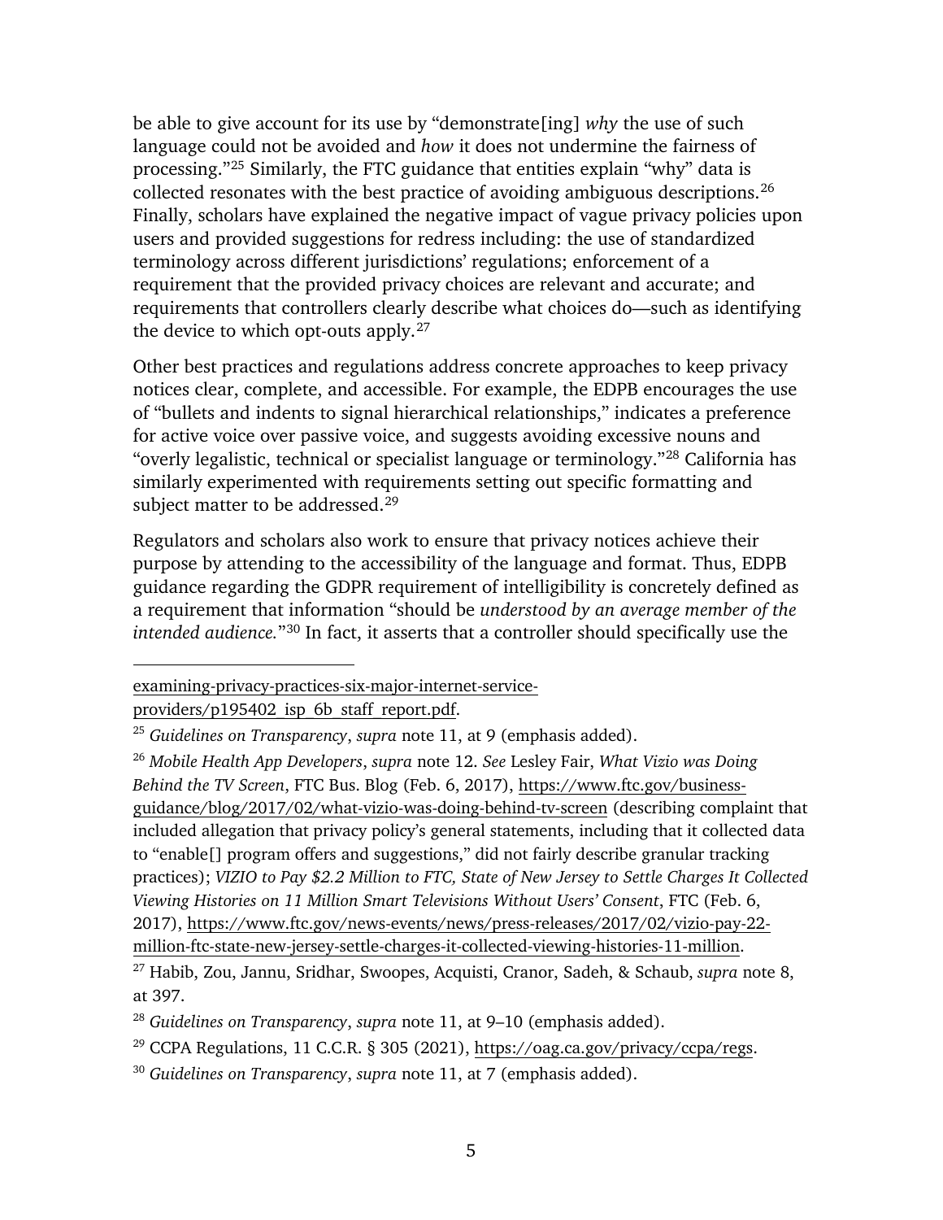be able to give account for its use by "demonstrate[ing] *why* the use of such language could not be avoided and *how* it does not undermine the fairness of processing."[25] Similarly, the FTC guidance that entities explain "why" data is collected resonates with the best practice of avoiding ambiguous descriptions.[26] Finally, scholars have explained the negative impact of vague privacy policies upon users and provided suggestions for redress including: the use of standardized terminology across different jurisdictions' regulations; enforcement of a requirement that the provided privacy choices are relevant and accurate; and requirements that controllers clearly describe what choices do—such as identifying the device to which opt-outs apply.[27]

Other best practices and regulations address concrete approaches to keep privacy notices clear, complete, and accessible. For example, the EDPB encourages the use of "bullets and indents to signal hierarchical relationships," indicates a preference for active voice over passive voice, and suggests avoiding excessive nouns and "overly legalistic, technical or specialist language or terminology."[28] California has similarly experimented with requirements setting out specific formatting and subject matter to be addressed.[29]

Regulators and scholars also work to ensure that privacy notices achieve their purpose by attending to the accessibility of the language and format. Thus, EDPB guidance regarding the GDPR requirement of intelligibility is concretely defined as a requirement that information "should be *understood by an average member of the intended audience.*"[30] In fact, it asserts that a controller should specifically use the

---

examining-privacy-practices-six-major-internet-service-providers/p195402_isp_6b_staff_report.pdf.

[25] *Guidelines on Transparency*, *supra* note 11, at 9 (emphasis added).

[26] *Mobile Health App Developers*, *supra* note 12. *See* Lesley Fair, *What Vizio was Doing Behind the TV Screen*, FTC Bus. Blog (Feb. 6, 2017), https://www.ftc.gov/business-guidance/blog/2017/02/what-vizio-was-doing-behind-tv-screen (describing complaint that included allegation that privacy policy's general statements, including that it collected data to "enable[] program offers and suggestions," did not fairly describe granular tracking practices); *VIZIO to Pay $2.2 Million to FTC, State of New Jersey to Settle Charges It Collected Viewing Histories on 11 Million Smart Televisions Without Users' Consent*, FTC (Feb. 6, 2017), https://www.ftc.gov/news-events/news/press-releases/2017/02/vizio-pay-22-million-ftc-state-new-jersey-settle-charges-it-collected-viewing-histories-11-million.

[27] Habib, Zou, Jannu, Sridhar, Swoopes, Acquisti, Cranor, Sadeh, & Schaub, *supra* note 8, at 397.

[28] *Guidelines on Transparency*, *supra* note 11, at 9–10 (emphasis added).

[29] CCPA Regulations, 11 C.C.R. § 305 (2021), https://oag.ca.gov/privacy/ccpa/regs.

[30] *Guidelines on Transparency*, *supra* note 11, at 7 (emphasis added).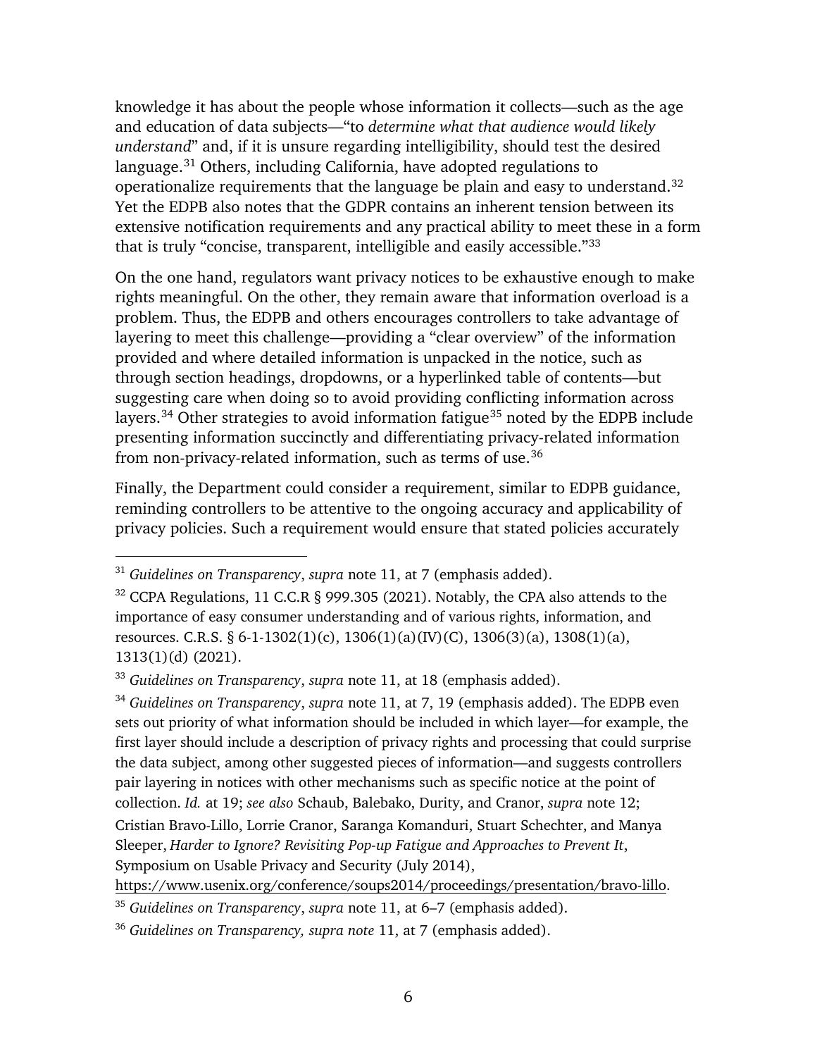knowledge it has about the people whose information it collects—such as the age and education of data subjects—"to *determine what that audience would likely understand*" and, if it is unsure regarding intelligibility, should test the desired language.[31] Others, including California, have adopted regulations to operationalize requirements that the language be plain and easy to understand.[32] Yet the EDPB also notes that the GDPR contains an inherent tension between its extensive notification requirements and any practical ability to meet these in a form that is truly "concise, transparent, intelligible and easily accessible."[33]

On the one hand, regulators want privacy notices to be exhaustive enough to make rights meaningful. On the other, they remain aware that information overload is a problem. Thus, the EDPB and others encourages controllers to take advantage of layering to meet this challenge—providing a "clear overview" of the information provided and where detailed information is unpacked in the notice, such as through section headings, dropdowns, or a hyperlinked table of contents—but suggesting care when doing so to avoid providing conflicting information across layers.[34] Other strategies to avoid information fatigue[35] noted by the EDPB include presenting information succinctly and differentiating privacy-related information from non-privacy-related information, such as terms of use.[36]

Finally, the Department could consider a requirement, similar to EDPB guidance, reminding controllers to be attentive to the ongoing accuracy and applicability of privacy policies. Such a requirement would ensure that stated policies accurately

---

[31] *Guidelines on Transparency*, *supra* note 11, at 7 (emphasis added).

[32] CCPA Regulations, 11 C.C.R § 999.305 (2021). Notably, the CPA also attends to the importance of easy consumer understanding and of various rights, information, and resources. C.R.S. § 6-1-1302(1)(c), 1306(1)(a)(IV)(C), 1306(3)(a), 1308(1)(a), 1313(1)(d) (2021).

[33] *Guidelines on Transparency*, *supra* note 11, at 18 (emphasis added).

[34] *Guidelines on Transparency*, *supra* note 11, at 7, 19 (emphasis added). The EDPB even sets out priority of what information should be included in which layer—for example, the first layer should include a description of privacy rights and processing that could surprise the data subject, among other suggested pieces of information—and suggests controllers pair layering in notices with other mechanisms such as specific notice at the point of collection. *Id.* at 19; *see also* Schaub, Balebako, Durity, and Cranor, *supra* note 12; Cristian Bravo-Lillo, Lorrie Cranor, Saranga Komanduri, Stuart Schechter, and Manya Sleeper, *Harder to Ignore? Revisiting Pop-up Fatigue and Approaches to Prevent It*, Symposium on Usable Privacy and Security (July 2014), https://www.usenix.org/conference/soups2014/proceedings/presentation/bravo-lillo.

[35] *Guidelines on Transparency*, *supra* note 11, at 6–7 (emphasis added).

[36] *Guidelines on Transparency, supra note* 11, at 7 (emphasis added).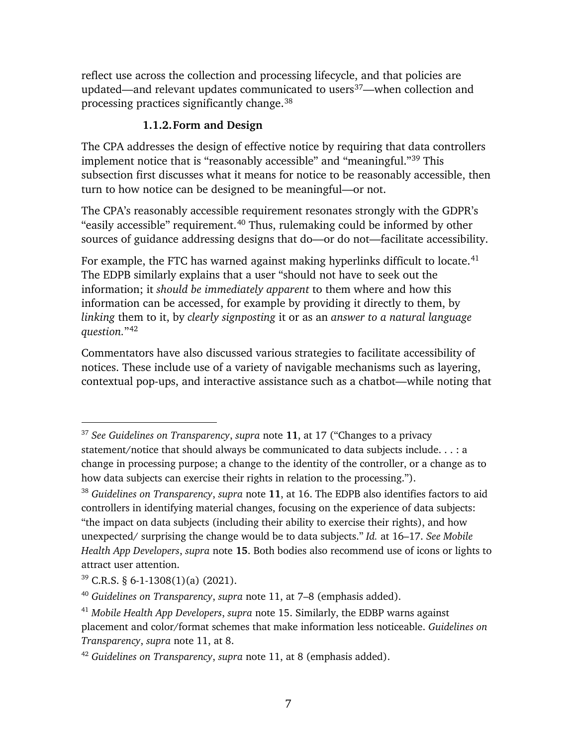reflect use across the collection and processing lifecycle, and that policies are updated—and relevant updates communicated to users[37]—when collection and processing practices significantly change.[38]

#### 1.1.2. Form and Design

The CPA addresses the design of effective notice by requiring that data controllers implement notice that is "reasonably accessible" and "meaningful."[39] This subsection first discusses what it means for notice to be reasonably accessible, then turn to how notice can be designed to be meaningful—or not.

The CPA's reasonably accessible requirement resonates strongly with the GDPR's "easily accessible" requirement.[40] Thus, rulemaking could be informed by other sources of guidance addressing designs that do—or do not—facilitate accessibility.

For example, the FTC has warned against making hyperlinks difficult to locate.[41] The EDPB similarly explains that a user "should not have to seek out the information; it *should be immediately apparent* to them where and how this information can be accessed, for example by providing it directly to them, by *linking* them to it, by *clearly signposting* it or as an *answer to a natural language question*."[42]

Commentators have also discussed various strategies to facilitate accessibility of notices. These include use of a variety of navigable mechanisms such as layering, contextual pop-ups, and interactive assistance such as a chatbot—while noting that

---

[37] *See Guidelines on Transparency*, *supra* note **11**, at 17 ("Changes to a privacy statement/notice that should always be communicated to data subjects include. . . : a change in processing purpose; a change to the identity of the controller, or a change as to how data subjects can exercise their rights in relation to the processing.").

[38] *Guidelines on Transparency*, *supra* note **11**, at 16. The EDPB also identifies factors to aid controllers in identifying material changes, focusing on the experience of data subjects: "the impact on data subjects (including their ability to exercise their rights), and how unexpected/ surprising the change would be to data subjects." *Id.* at 16–17. *See Mobile Health App Developers*, *supra* note **15**. Both bodies also recommend use of icons or lights to attract user attention.

[39] C.R.S. § 6-1-1308(1)(a) (2021).

[40] *Guidelines on Transparency*, *supra* note 11, at 7–8 (emphasis added).

[41] *Mobile Health App Developers*, *supra* note 15. Similarly, the EDBP warns against placement and color/format schemes that make information less noticeable. *Guidelines on Transparency*, *supra* note 11, at 8.

[42] *Guidelines on Transparency*, *supra* note 11, at 8 (emphasis added).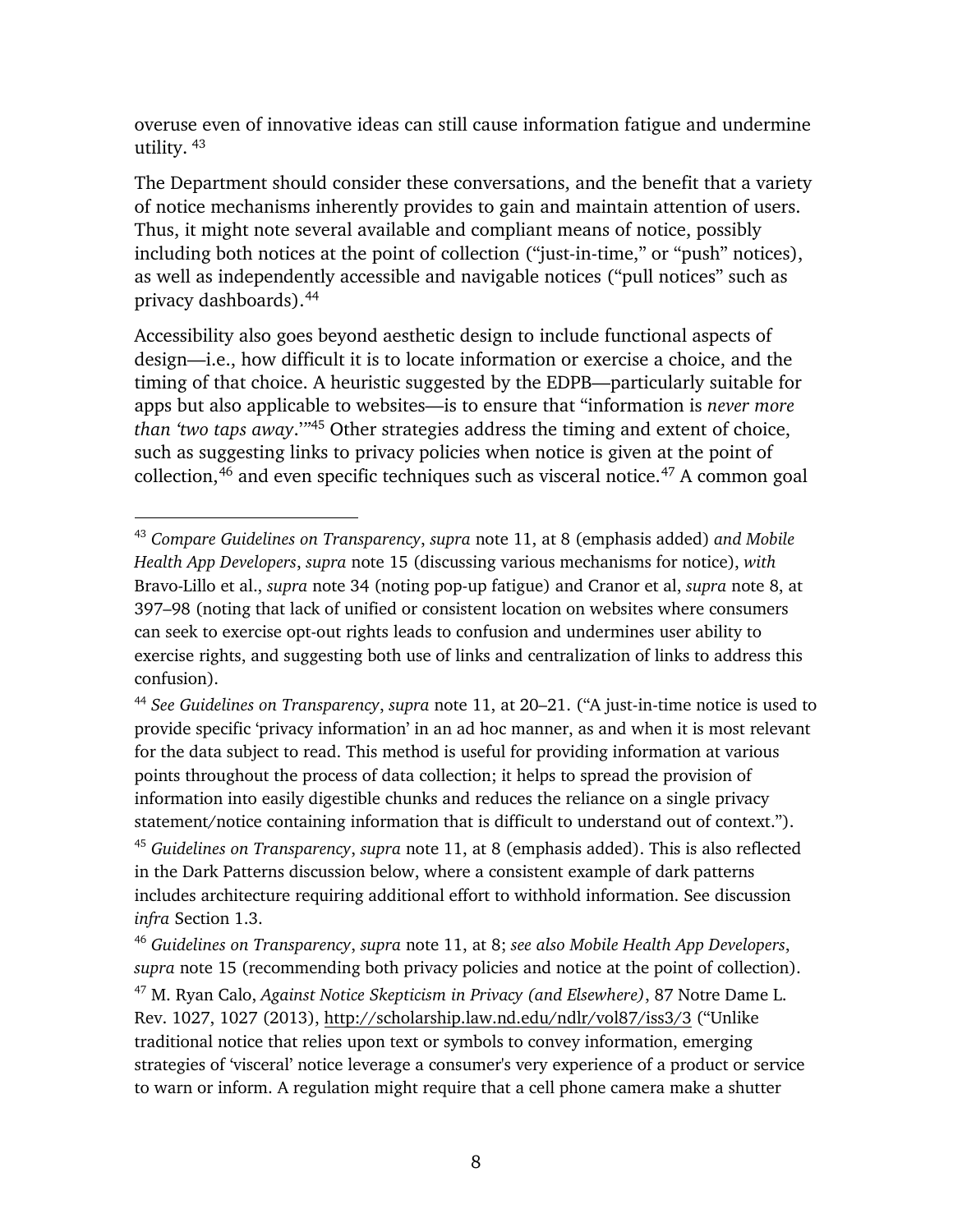overuse even of innovative ideas can still cause information fatigue and undermine utility. [43]

The Department should consider these conversations, and the benefit that a variety of notice mechanisms inherently provides to gain and maintain attention of users. Thus, it might note several available and compliant means of notice, possibly including both notices at the point of collection ("just-in-time," or "push" notices), as well as independently accessible and navigable notices ("pull notices" such as privacy dashboards).[44]

Accessibility also goes beyond aesthetic design to include functional aspects of design—i.e., how difficult it is to locate information or exercise a choice, and the timing of that choice. A heuristic suggested by the EDPB—particularly suitable for apps but also applicable to websites—is to ensure that "information is *never more than 'two taps away*.'"[45] Other strategies address the timing and extent of choice, such as suggesting links to privacy policies when notice is given at the point of collection,[46] and even specific techniques such as visceral notice.[47] A common goal

---

[43] *Compare Guidelines on Transparency*, *supra* note 11, at 8 (emphasis added) *and Mobile Health App Developers*, *supra* note 15 (discussing various mechanisms for notice), *with* Bravo-Lillo et al., *supra* note 34 (noting pop-up fatigue) and Cranor et al, *supra* note 8, at 397–98 (noting that lack of unified or consistent location on websites where consumers can seek to exercise opt-out rights leads to confusion and undermines user ability to exercise rights, and suggesting both use of links and centralization of links to address this confusion).

[44] *See Guidelines on Transparency*, *supra* note 11, at 20–21. ("A just-in-time notice is used to provide specific 'privacy information' in an ad hoc manner, as and when it is most relevant for the data subject to read. This method is useful for providing information at various points throughout the process of data collection; it helps to spread the provision of information into easily digestible chunks and reduces the reliance on a single privacy statement/notice containing information that is difficult to understand out of context.").

[45] *Guidelines on Transparency*, *supra* note 11, at 8 (emphasis added). This is also reflected in the Dark Patterns discussion below, where a consistent example of dark patterns includes architecture requiring additional effort to withhold information. See discussion *infra* Section 1.3.

[46] *Guidelines on Transparency*, *supra* note 11, at 8; *see also Mobile Health App Developers*, *supra* note 15 (recommending both privacy policies and notice at the point of collection).

[47] M. Ryan Calo, *Against Notice Skepticism in Privacy (and Elsewhere)*, 87 Notre Dame L. Rev. 1027, 1027 (2013), http://scholarship.law.nd.edu/ndlr/vol87/iss3/3 ("Unlike traditional notice that relies upon text or symbols to convey information, emerging strategies of 'visceral' notice leverage a consumer's very experience of a product or service to warn or inform. A regulation might require that a cell phone camera make a shutter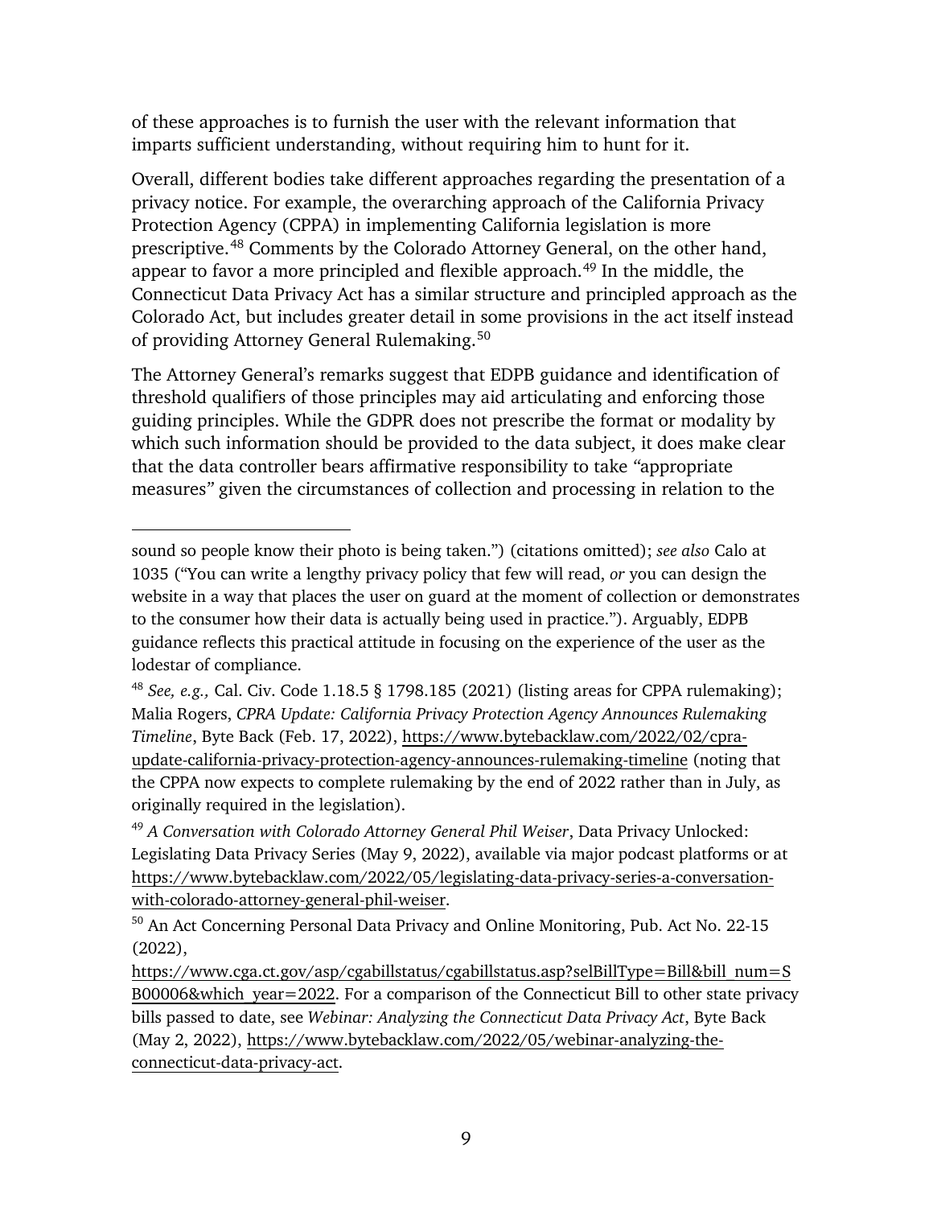of these approaches is to furnish the user with the relevant information that imparts sufficient understanding, without requiring him to hunt for it.

Overall, different bodies take different approaches regarding the presentation of a privacy notice. For example, the overarching approach of the California Privacy Protection Agency (CPPA) in implementing California legislation is more prescriptive.[48] Comments by the Colorado Attorney General, on the other hand, appear to favor a more principled and flexible approach.[49] In the middle, the Connecticut Data Privacy Act has a similar structure and principled approach as the Colorado Act, but includes greater detail in some provisions in the act itself instead of providing Attorney General Rulemaking.[50]

The Attorney General's remarks suggest that EDPB guidance and identification of threshold qualifiers of those principles may aid articulating and enforcing those guiding principles. While the GDPR does not prescribe the format or modality by which such information should be provided to the data subject, it does make clear that the data controller bears affirmative responsibility to take "appropriate measures" given the circumstances of collection and processing in relation to the

---

sound so people know their photo is being taken.") (citations omitted); *see also* Calo at 1035 ("You can write a lengthy privacy policy that few will read, *or* you can design the website in a way that places the user on guard at the moment of collection or demonstrates to the consumer how their data is actually being used in practice."). Arguably, EDPB guidance reflects this practical attitude in focusing on the experience of the user as the lodestar of compliance.

[48] *See, e.g.,* Cal. Civ. Code 1.18.5 § 1798.185 (2021) (listing areas for CPPA rulemaking); Malia Rogers, *CPRA Update: California Privacy Protection Agency Announces Rulemaking Timeline*, Byte Back (Feb. 17, 2022), https://www.bytebacklaw.com/2022/02/cpra-update-california-privacy-protection-agency-announces-rulemaking-timeline (noting that the CPPA now expects to complete rulemaking by the end of 2022 rather than in July, as originally required in the legislation).

[49] *A Conversation with Colorado Attorney General Phil Weiser*, Data Privacy Unlocked: Legislating Data Privacy Series (May 9, 2022), available via major podcast platforms or at https://www.bytebacklaw.com/2022/05/legislating-data-privacy-series-a-conversation-with-colorado-attorney-general-phil-weiser.

[50] An Act Concerning Personal Data Privacy and Online Monitoring, Pub. Act No. 22-15 (2022), https://www.cga.ct.gov/asp/cgabillstatus/cgabillstatus.asp?selBillType=Bill&bill_num=SB00006&which_year=2022. For a comparison of the Connecticut Bill to other state privacy bills passed to date, see *Webinar: Analyzing the Connecticut Data Privacy Act*, Byte Back (May 2, 2022), https://www.bytebacklaw.com/2022/05/webinar-analyzing-the-connecticut-data-privacy-act.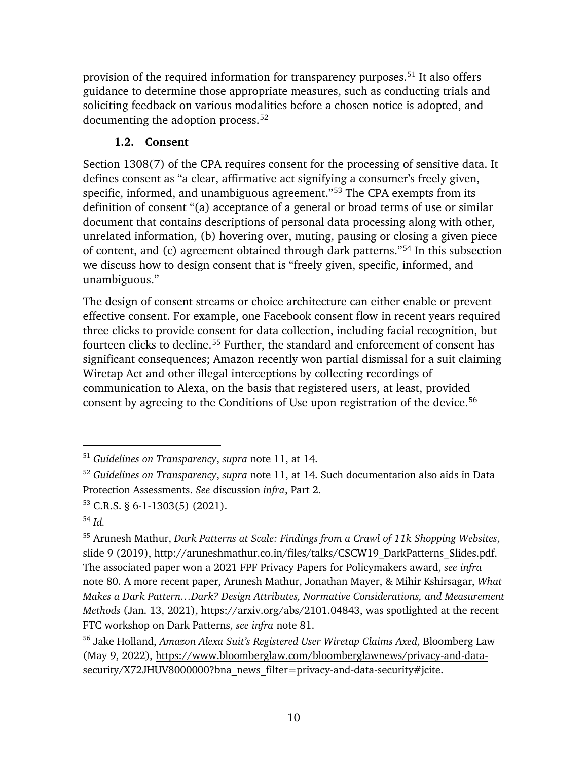provision of the required information for transparency purposes.[51] It also offers guidance to determine those appropriate measures, such as conducting trials and soliciting feedback on various modalities before a chosen notice is adopted, and documenting the adoption process.[52]

### 1.2. Consent

Section 1308(7) of the CPA requires consent for the processing of sensitive data. It defines consent as "a clear, affirmative act signifying a consumer's freely given, specific, informed, and unambiguous agreement."[53] The CPA exempts from its definition of consent "(a) acceptance of a general or broad terms of use or similar document that contains descriptions of personal data processing along with other, unrelated information, (b) hovering over, muting, pausing or closing a given piece of content, and (c) agreement obtained through dark patterns."[54] In this subsection we discuss how to design consent that is "freely given, specific, informed, and unambiguous."

The design of consent streams or choice architecture can either enable or prevent effective consent. For example, one Facebook consent flow in recent years required three clicks to provide consent for data collection, including facial recognition, but fourteen clicks to decline.[55] Further, the standard and enforcement of consent has significant consequences; Amazon recently won partial dismissal for a suit claiming Wiretap Act and other illegal interceptions by collecting recordings of communication to Alexa, on the basis that registered users, at least, provided consent by agreeing to the Conditions of Use upon registration of the device.[56]

---

[51] *Guidelines on Transparency*, *supra* note 11, at 14.

[52] *Guidelines on Transparency*, *supra* note 11, at 14. Such documentation also aids in Data Protection Assessments. *See* discussion *infra*, Part 2.

[53] C.R.S. § 6-1-1303(5) (2021).

[54] *Id.*

[55] Arunesh Mathur, *Dark Patterns at Scale: Findings from a Crawl of 11k Shopping Websites*, slide 9 (2019), http://aruneshmathur.co.in/files/talks/CSCW19_DarkPatterns_Slides.pdf. The associated paper won a 2021 FPF Privacy Papers for Policymakers award, *see infra* note 80. A more recent paper, Arunesh Mathur, Jonathan Mayer, & Mihir Kshirsagar, *What Makes a Dark Pattern…Dark? Design Attributes, Normative Considerations, and Measurement Methods* (Jan. 13, 2021), https://arxiv.org/abs/2101.04843, was spotlighted at the recent FTC workshop on Dark Patterns, *see infra* note 81.

[56] Jake Holland, *Amazon Alexa Suit's Registered User Wiretap Claims Axed*, Bloomberg Law (May 9, 2022), https://www.bloomberglaw.com/bloomberglawnews/privacy-and-data-security/X72JHUV8000000?bna_news_filter=privacy-and-data-security#jcite.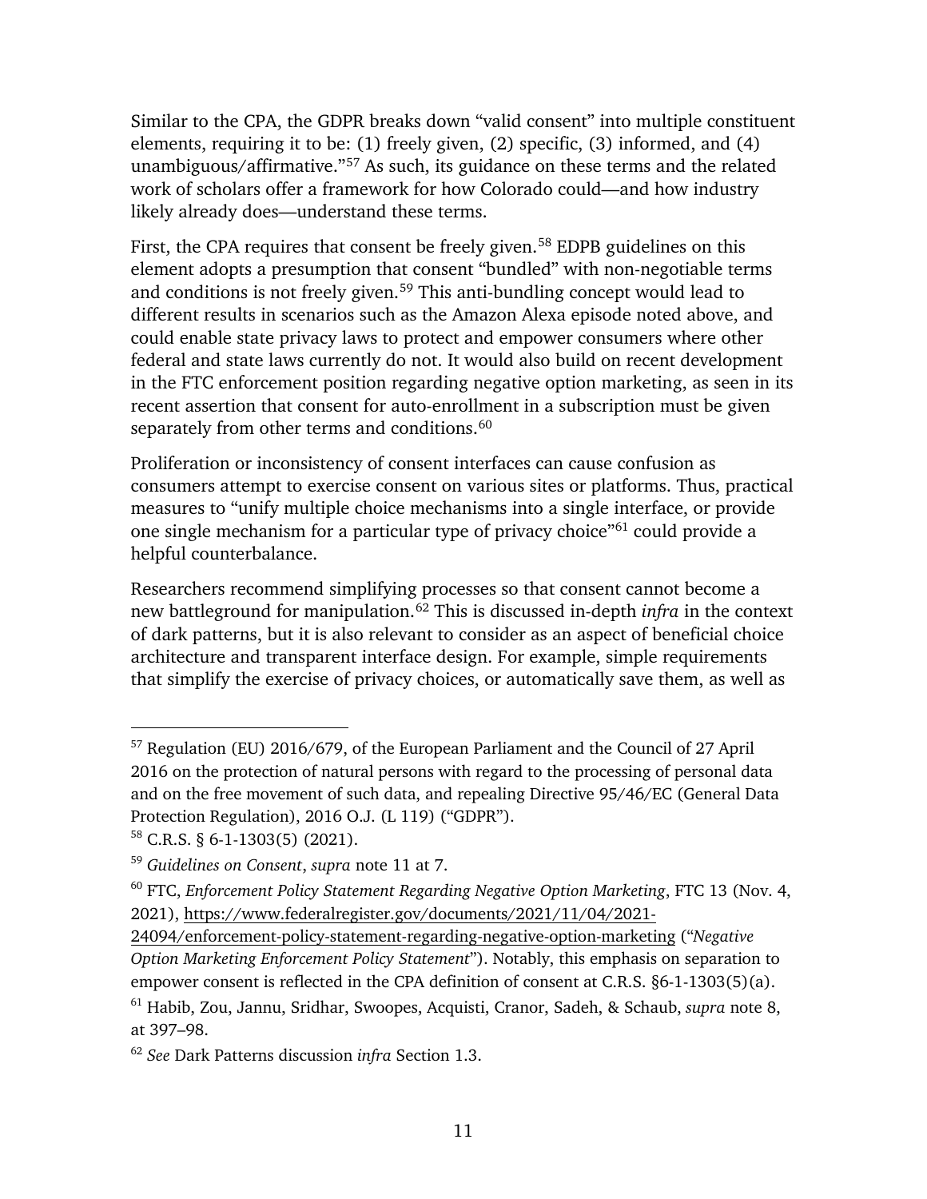Similar to the CPA, the GDPR breaks down "valid consent" into multiple constituent elements, requiring it to be: (1) freely given, (2) specific, (3) informed, and (4) unambiguous/affirmative."[57] As such, its guidance on these terms and the related work of scholars offer a framework for how Colorado could—and how industry likely already does—understand these terms.

First, the CPA requires that consent be freely given.[58] EDPB guidelines on this element adopts a presumption that consent "bundled" with non-negotiable terms and conditions is not freely given.[59] This anti-bundling concept would lead to different results in scenarios such as the Amazon Alexa episode noted above, and could enable state privacy laws to protect and empower consumers where other federal and state laws currently do not. It would also build on recent development in the FTC enforcement position regarding negative option marketing, as seen in its recent assertion that consent for auto-enrollment in a subscription must be given separately from other terms and conditions.[60]

Proliferation or inconsistency of consent interfaces can cause confusion as consumers attempt to exercise consent on various sites or platforms. Thus, practical measures to "unify multiple choice mechanisms into a single interface, or provide one single mechanism for a particular type of privacy choice"[61] could provide a helpful counterbalance.

Researchers recommend simplifying processes so that consent cannot become a new battleground for manipulation.[62] This is discussed in-depth *infra* in the context of dark patterns, but it is also relevant to consider as an aspect of beneficial choice architecture and transparent interface design. For example, simple requirements that simplify the exercise of privacy choices, or automatically save them, as well as

---

[57] Regulation (EU) 2016/679, of the European Parliament and the Council of 27 April 2016 on the protection of natural persons with regard to the processing of personal data and on the free movement of such data, and repealing Directive 95/46/EC (General Data Protection Regulation), 2016 O.J. (L 119) ("GDPR").

[58] C.R.S. § 6-1-1303(5) (2021).

[59] *Guidelines on Consent*, *supra* note 11 at 7.

[60] FTC, *Enforcement Policy Statement Regarding Negative Option Marketing*, FTC 13 (Nov. 4, 2021), https://www.federalregister.gov/documents/2021/11/04/2021-24094/enforcement-policy-statement-regarding-negative-option-marketing ("*Negative Option Marketing Enforcement Policy Statement*"). Notably, this emphasis on separation to empower consent is reflected in the CPA definition of consent at C.R.S. §6-1-1303(5)(a).

[61] Habib, Zou, Jannu, Sridhar, Swoopes, Acquisti, Cranor, Sadeh, & Schaub, *supra* note 8, at 397–98.

[62] *See* Dark Patterns discussion *infra* Section 1.3.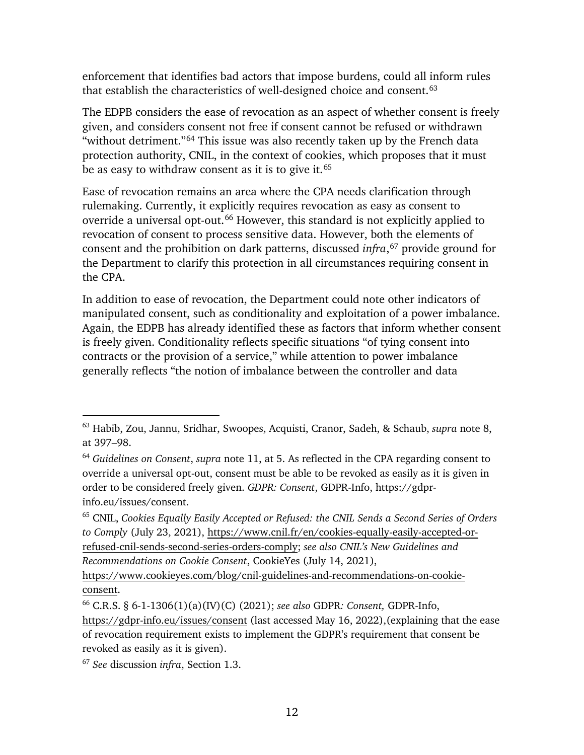enforcement that identifies bad actors that impose burdens, could all inform rules that establish the characteristics of well-designed choice and consent.[63]

The EDPB considers the ease of revocation as an aspect of whether consent is freely given, and considers consent not free if consent cannot be refused or withdrawn "without detriment."[64] This issue was also recently taken up by the French data protection authority, CNIL, in the context of cookies, which proposes that it must be as easy to withdraw consent as it is to give it.[65]

Ease of revocation remains an area where the CPA needs clarification through rulemaking. Currently, it explicitly requires revocation as easy as consent to override a universal opt-out.[66] However, this standard is not explicitly applied to revocation of consent to process sensitive data. However, both the elements of consent and the prohibition on dark patterns, discussed *infra*,[67] provide ground for the Department to clarify this protection in all circumstances requiring consent in the CPA.

In addition to ease of revocation, the Department could note other indicators of manipulated consent, such as conditionality and exploitation of a power imbalance. Again, the EDPB has already identified these as factors that inform whether consent is freely given. Conditionality reflects specific situations "of tying consent into contracts or the provision of a service," while attention to power imbalance generally reflects "the notion of imbalance between the controller and data

---

[63] Habib, Zou, Jannu, Sridhar, Swoopes, Acquisti, Cranor, Sadeh, & Schaub, *supra* note 8, at 397–98.

[64] *Guidelines on Consent*, *supra* note 11, at 5. As reflected in the CPA regarding consent to override a universal opt-out, consent must be able to be revoked as easily as it is given in order to be considered freely given. *GDPR: Consent*, GDPR-Info, https://gdpr-info.eu/issues/consent.

[65] CNIL, *Cookies Equally Easily Accepted or Refused: the CNIL Sends a Second Series of Orders to Comply* (July 23, 2021), https://www.cnil.fr/en/cookies-equally-easily-accepted-or-refused-cnil-sends-second-series-orders-comply; *see also CNIL's New Guidelines and Recommendations on Cookie Consent*, CookieYes (July 14, 2021), https://www.cookieyes.com/blog/cnil-guidelines-and-recommendations-on-cookie-consent.

[66] C.R.S. § 6-1-1306(1)(a)(IV)(C) (2021); *see also* GDPR*: Consent,* GDPR-Info, https://gdpr-info.eu/issues/consent (last accessed May 16, 2022),(explaining that the ease of revocation requirement exists to implement the GDPR's requirement that consent be revoked as easily as it is given).

[67] *See* discussion *infra*, Section 1.3.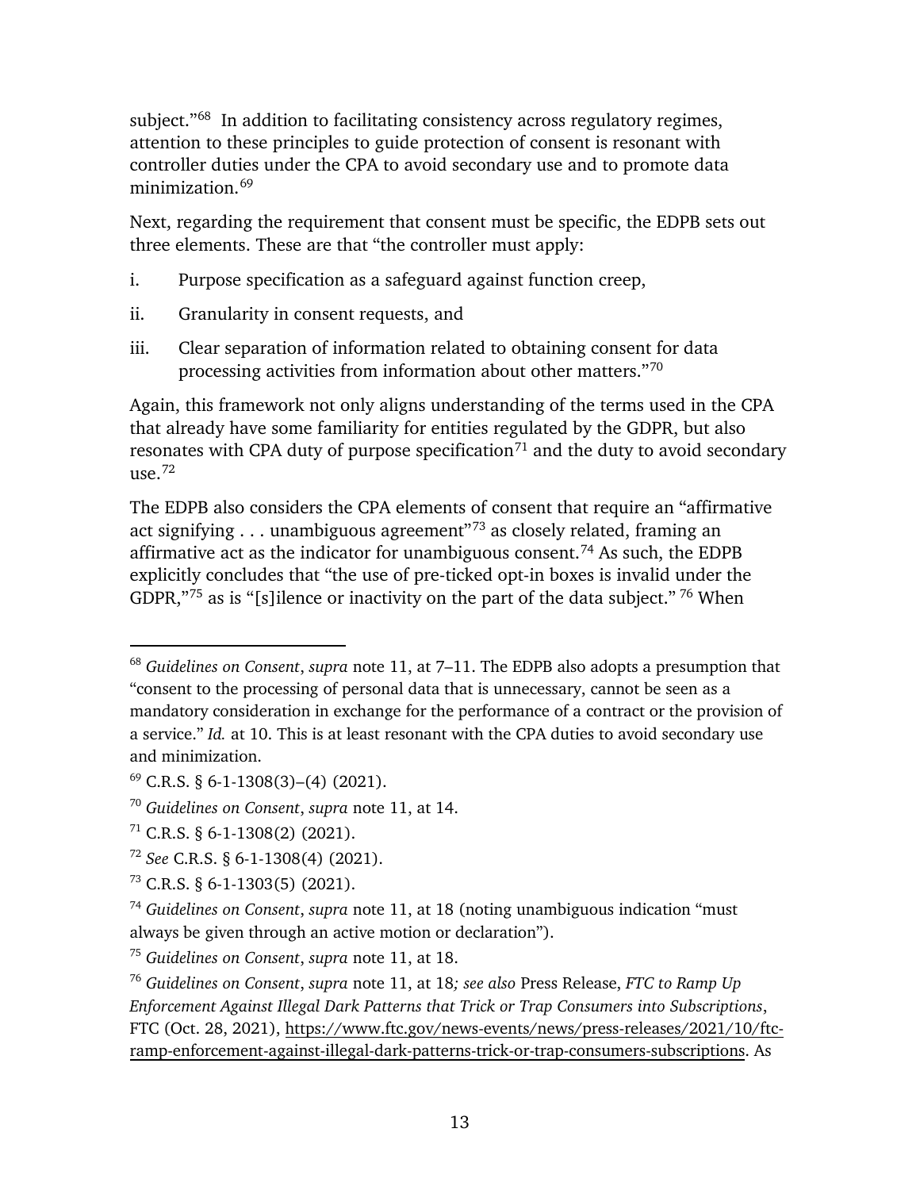subject."[68] In addition to facilitating consistency across regulatory regimes, attention to these principles to guide protection of consent is resonant with controller duties under the CPA to avoid secondary use and to promote data minimization.[69]

Next, regarding the requirement that consent must be specific, the EDPB sets out three elements. These are that "the controller must apply:

i. Purpose specification as a safeguard against function creep,

ii. Granularity in consent requests, and

iii. Clear separation of information related to obtaining consent for data processing activities from information about other matters."[70]

Again, this framework not only aligns understanding of the terms used in the CPA that already have some familiarity for entities regulated by the GDPR, but also resonates with CPA duty of purpose specification[71] and the duty to avoid secondary use.[72]

The EDPB also considers the CPA elements of consent that require an "affirmative act signifying . . . unambiguous agreement"[73] as closely related, framing an affirmative act as the indicator for unambiguous consent.[74] As such, the EDPB explicitly concludes that "the use of pre-ticked opt-in boxes is invalid under the GDPR,"[75] as is "[s]ilence or inactivity on the part of the data subject."[76] When

---

[68] *Guidelines on Consent*, *supra* note 11, at 7–11. The EDPB also adopts a presumption that "consent to the processing of personal data that is unnecessary, cannot be seen as a mandatory consideration in exchange for the performance of a contract or the provision of a service." *Id.* at 10. This is at least resonant with the CPA duties to avoid secondary use and minimization.

[69] C.R.S. § 6-1-1308(3)–(4) (2021).

[70] *Guidelines on Consent*, *supra* note 11, at 14.

[71] C.R.S. § 6-1-1308(2) (2021).

[72] *See* C.R.S. § 6-1-1308(4) (2021).

[73] C.R.S. § 6-1-1303(5) (2021).

[74] *Guidelines on Consent*, *supra* note 11, at 18 (noting unambiguous indication "must always be given through an active motion or declaration").

[75] *Guidelines on Consent*, *supra* note 11, at 18.

[76] *Guidelines on Consent*, *supra* note 11, at 18*; see also* Press Release, *FTC to Ramp Up Enforcement Against Illegal Dark Patterns that Trick or Trap Consumers into Subscriptions*, FTC (Oct. 28, 2021), https://www.ftc.gov/news-events/news/press-releases/2021/10/ftc-ramp-enforcement-against-illegal-dark-patterns-trick-or-trap-consumers-subscriptions. As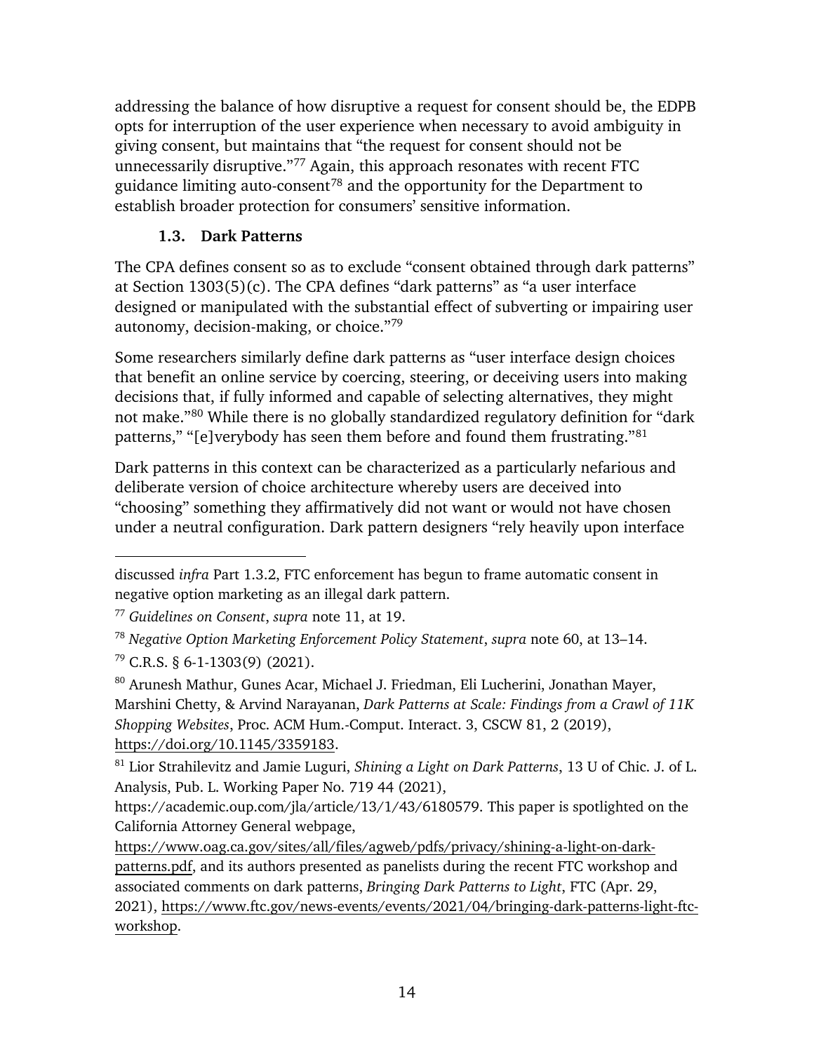addressing the balance of how disruptive a request for consent should be, the EDPB opts for interruption of the user experience when necessary to avoid ambiguity in giving consent, but maintains that "the request for consent should not be unnecessarily disruptive."[77] Again, this approach resonates with recent FTC guidance limiting auto-consent[78] and the opportunity for the Department to establish broader protection for consumers' sensitive information.

### 1.3. Dark Patterns

The CPA defines consent so as to exclude "consent obtained through dark patterns" at Section 1303(5)(c). The CPA defines "dark patterns" as "a user interface designed or manipulated with the substantial effect of subverting or impairing user autonomy, decision-making, or choice."[79]

Some researchers similarly define dark patterns as "user interface design choices that benefit an online service by coercing, steering, or deceiving users into making decisions that, if fully informed and capable of selecting alternatives, they might not make."[80] While there is no globally standardized regulatory definition for "dark patterns," "[e]verybody has seen them before and found them frustrating."[81]

Dark patterns in this context can be characterized as a particularly nefarious and deliberate version of choice architecture whereby users are deceived into "choosing" something they affirmatively did not want or would not have chosen under a neutral configuration. Dark pattern designers "rely heavily upon interface

---

discussed *infra* Part 1.3.2, FTC enforcement has begun to frame automatic consent in negative option marketing as an illegal dark pattern.

[77] *Guidelines on Consent*, *supra* note 11, at 19.

[78] *Negative Option Marketing Enforcement Policy Statement*, *supra* note 60, at 13–14.

[79] C.R.S. § 6-1-1303(9) (2021).

[80] Arunesh Mathur, Gunes Acar, Michael J. Friedman, Eli Lucherini, Jonathan Mayer, Marshini Chetty, & Arvind Narayanan, *Dark Patterns at Scale: Findings from a Crawl of 11K Shopping Websites*, Proc. ACM Hum.-Comput. Interact. 3, CSCW 81, 2 (2019), https://doi.org/10.1145/3359183.

[81] Lior Strahilevitz and Jamie Luguri, *Shining a Light on Dark Patterns*, 13 U of Chic. J. of L. Analysis, Pub. L. Working Paper No. 719 44 (2021), https://academic.oup.com/jla/article/13/1/43/6180579. This paper is spotlighted on the California Attorney General webpage, https://www.oag.ca.gov/sites/all/files/agweb/pdfs/privacy/shining-a-light-on-dark-patterns.pdf, and its authors presented as panelists during the recent FTC workshop and associated comments on dark patterns, *Bringing Dark Patterns to Light*, FTC (Apr. 29, 2021), https://www.ftc.gov/news-events/events/2021/04/bringing-dark-patterns-light-ftc-workshop.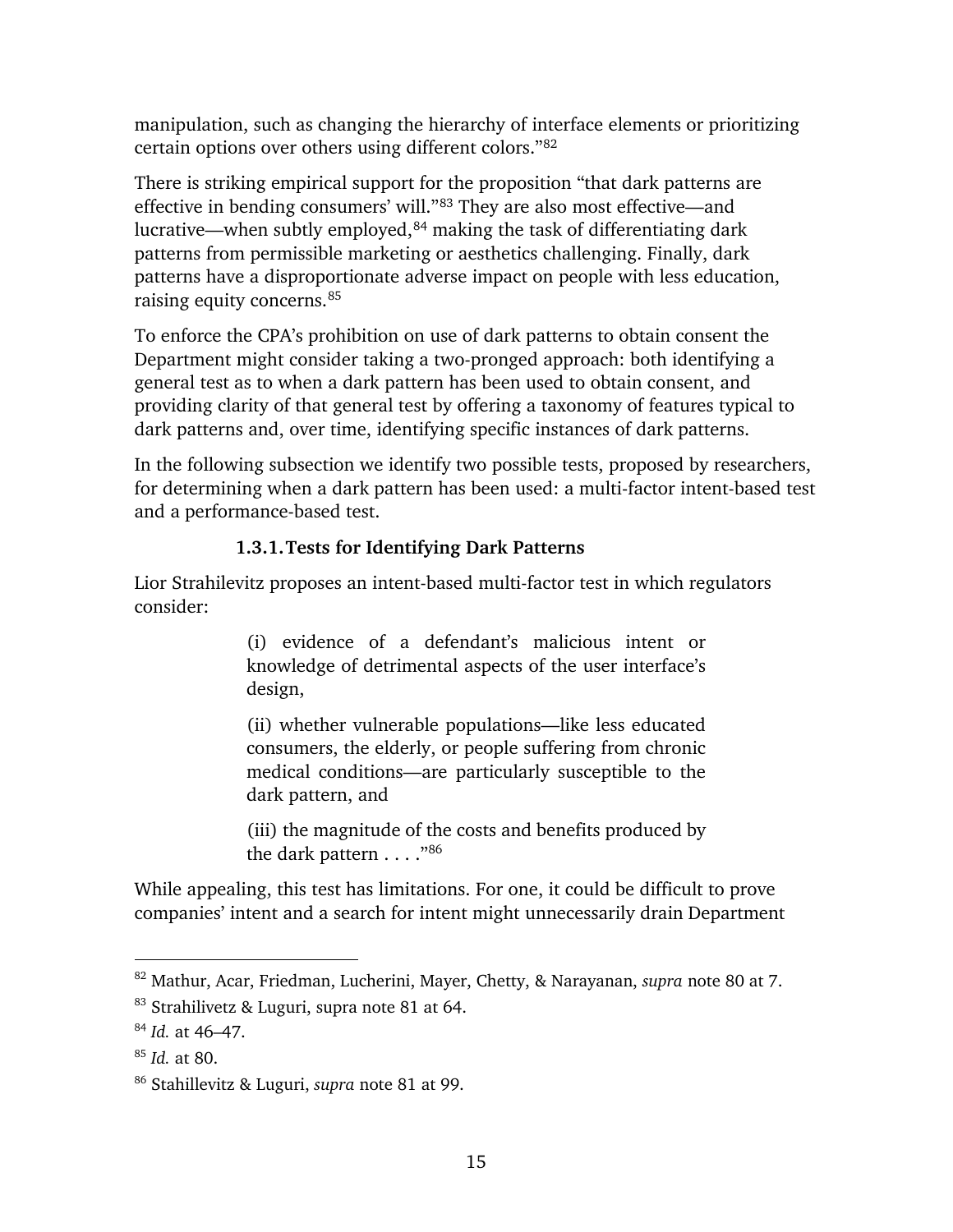manipulation, such as changing the hierarchy of interface elements or prioritizing certain options over others using different colors."[82]

There is striking empirical support for the proposition "that dark patterns are effective in bending consumers' will."[83] They are also most effective—and lucrative—when subtly employed,[84] making the task of differentiating dark patterns from permissible marketing or aesthetics challenging. Finally, dark patterns have a disproportionate adverse impact on people with less education, raising equity concerns.[85]

To enforce the CPA's prohibition on use of dark patterns to obtain consent the Department might consider taking a two-pronged approach: both identifying a general test as to when a dark pattern has been used to obtain consent, and providing clarity of that general test by offering a taxonomy of features typical to dark patterns and, over time, identifying specific instances of dark patterns.

In the following subsection we identify two possible tests, proposed by researchers, for determining when a dark pattern has been used: a multi-factor intent-based test and a performance-based test.

### 1.3.1. Tests for Identifying Dark Patterns

Lior Strahilevitz proposes an intent-based multi-factor test in which regulators consider:

> (i) evidence of a defendant's malicious intent or knowledge of detrimental aspects of the user interface's design,
>
> (ii) whether vulnerable populations—like less educated consumers, the elderly, or people suffering from chronic medical conditions—are particularly susceptible to the dark pattern, and
>
> (iii) the magnitude of the costs and benefits produced by the dark pattern . . . ."[86]

While appealing, this test has limitations. For one, it could be difficult to prove companies' intent and a search for intent might unnecessarily drain Department

---

[82] Mathur, Acar, Friedman, Lucherini, Mayer, Chetty, & Narayanan, *supra* note 80 at 7.

[83] Strahilivetz & Luguri, supra note 81 at 64.

[84] *Id.* at 46–47.

[85] *Id.* at 80.

[86] Stahillevitz & Luguri, *supra* note 81 at 99.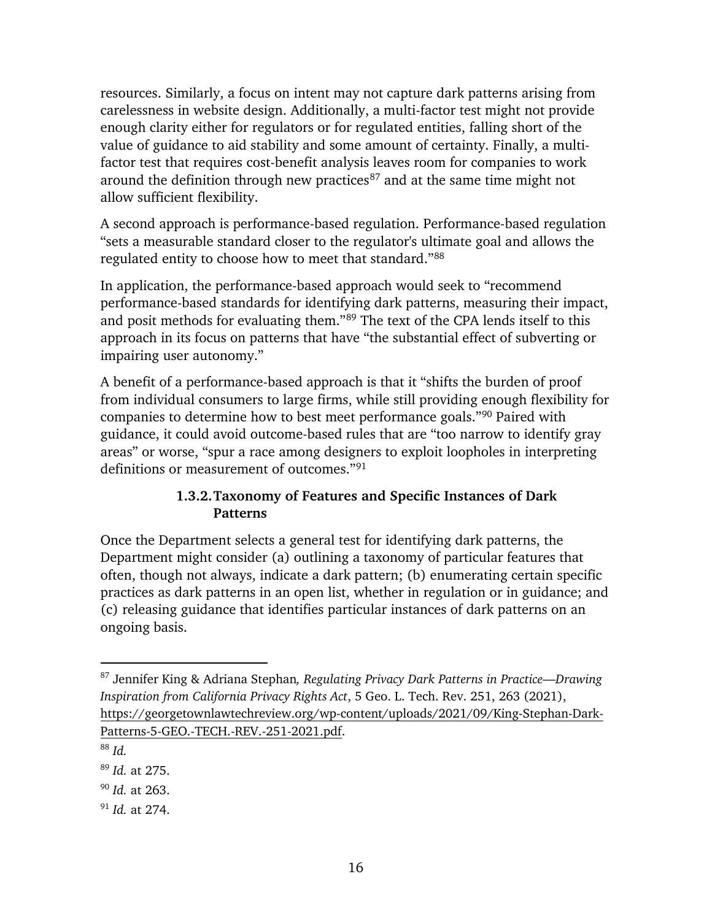resources. Similarly, a focus on intent may not capture dark patterns arising from carelessness in website design. Additionally, a multi-factor test might not provide enough clarity either for regulators or for regulated entities, falling short of the value of guidance to aid stability and some amount of certainty. Finally, a multi-factor test that requires cost-benefit analysis leaves room for companies to work around the definition through new practices[87] and at the same time might not allow sufficient flexibility.

A second approach is performance-based regulation. Performance-based regulation "sets a measurable standard closer to the regulator's ultimate goal and allows the regulated entity to choose how to meet that standard."[88]

In application, the performance-based approach would seek to "recommend performance-based standards for identifying dark patterns, measuring their impact, and posit methods for evaluating them."[89] The text of the CPA lends itself to this approach in its focus on patterns that have "the substantial effect of subverting or impairing user autonomy."

A benefit of a performance-based approach is that it "shifts the burden of proof from individual consumers to large firms, while still providing enough flexibility for companies to determine how to best meet performance goals."[90] Paired with guidance, it could avoid outcome-based rules that are "too narrow to identify gray areas" or worse, "spur a race among designers to exploit loopholes in interpreting definitions or measurement of outcomes."[91]

#### 1.3.2. Taxonomy of Features and Specific Instances of Dark Patterns

Once the Department selects a general test for identifying dark patterns, the Department might consider (a) outlining a taxonomy of particular features that often, though not always, indicate a dark pattern; (b) enumerating certain specific practices as dark patterns in an open list, whether in regulation or in guidance; and (c) releasing guidance that identifies particular instances of dark patterns on an ongoing basis.

---

[87] Jennifer King & Adriana Stephan, *Regulating Privacy Dark Patterns in Practice—Drawing Inspiration from California Privacy Rights Act*, 5 Geo. L. Tech. Rev. 251, 263 (2021), https://georgetownlawtechreview.org/wp-content/uploads/2021/09/King-Stephan-Dark-Patterns-5-GEO.-TECH.-REV.-251-2021.pdf.

[88] *Id.*

[89] *Id.* at 275.

[90] *Id.* at 263.

[91] *Id.* at 274.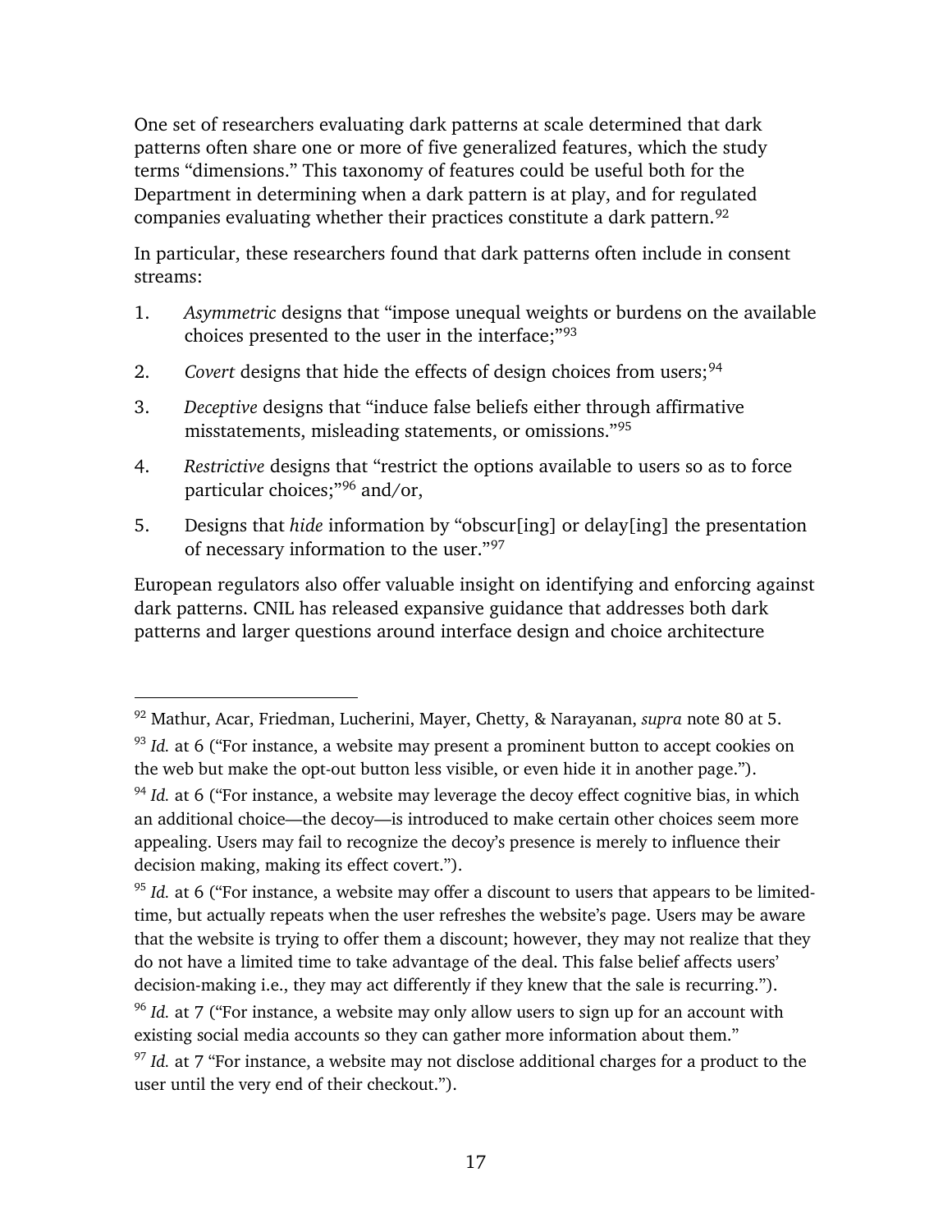One set of researchers evaluating dark patterns at scale determined that dark patterns often share one or more of five generalized features, which the study terms "dimensions." This taxonomy of features could be useful both for the Department in determining when a dark pattern is at play, and for regulated companies evaluating whether their practices constitute a dark pattern.[92]

In particular, these researchers found that dark patterns often include in consent streams:

1. *Asymmetric* designs that "impose unequal weights or burdens on the available choices presented to the user in the interface;"[93]
2. *Covert* designs that hide the effects of design choices from users;[94]
3. *Deceptive* designs that "induce false beliefs either through affirmative misstatements, misleading statements, or omissions."[95]
4. *Restrictive* designs that "restrict the options available to users so as to force particular choices;"[96] and/or,
5. Designs that *hide* information by "obscur[ing] or delay[ing] the presentation of necessary information to the user."[97]

European regulators also offer valuable insight on identifying and enforcing against dark patterns. CNIL has released expansive guidance that addresses both dark patterns and larger questions around interface design and choice architecture

---

[92] Mathur, Acar, Friedman, Lucherini, Mayer, Chetty, & Narayanan, *supra* note 80 at 5.

[93] *Id.* at 6 ("For instance, a website may present a prominent button to accept cookies on the web but make the opt-out button less visible, or even hide it in another page.").

[94] *Id.* at 6 ("For instance, a website may leverage the decoy effect cognitive bias, in which an additional choice—the decoy—is introduced to make certain other choices seem more appealing. Users may fail to recognize the decoy's presence is merely to influence their decision making, making its effect covert.").

[95] *Id.* at 6 ("For instance, a website may offer a discount to users that appears to be limited-time, but actually repeats when the user refreshes the website's page. Users may be aware that the website is trying to offer them a discount; however, they may not realize that they do not have a limited time to take advantage of the deal. This false belief affects users' decision-making i.e., they may act differently if they knew that the sale is recurring.").

[96] *Id.* at 7 ("For instance, a website may only allow users to sign up for an account with existing social media accounts so they can gather more information about them."

[97] *Id.* at 7 "For instance, a website may not disclose additional charges for a product to the user until the very end of their checkout.").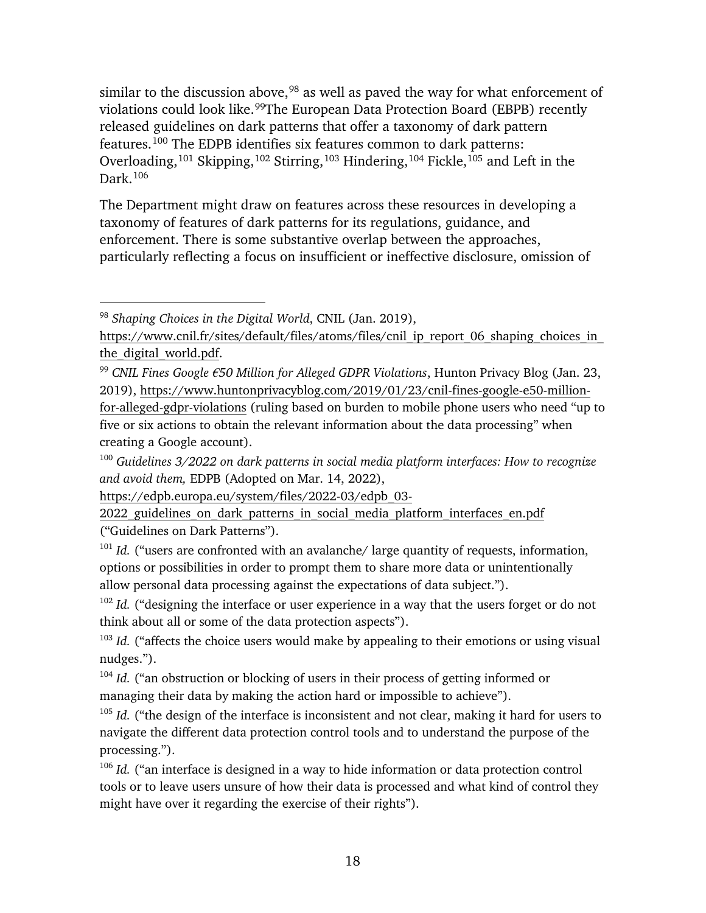similar to the discussion above,[98] as well as paved the way for what enforcement of violations could look like.[99]The European Data Protection Board (EBPB) recently released guidelines on dark patterns that offer a taxonomy of dark pattern features.[100] The EDPB identifies six features common to dark patterns: Overloading,[101] Skipping,[102] Stirring,[103] Hindering,[104] Fickle,[105] and Left in the Dark.[106]

The Department might draw on features across these resources in developing a taxonomy of features of dark patterns for its regulations, guidance, and enforcement. There is some substantive overlap between the approaches, particularly reflecting a focus on insufficient or ineffective disclosure, omission of

---

[98] *Shaping Choices in the Digital World*, CNIL (Jan. 2019), https://www.cnil.fr/sites/default/files/atoms/files/cnil_ip_report_06_shaping_choices_in_the_digital_world.pdf.

[99] *CNIL Fines Google €50 Million for Alleged GDPR Violations*, Hunton Privacy Blog (Jan. 23, 2019), https://www.huntonprivacyblog.com/2019/01/23/cnil-fines-google-e50-million-for-alleged-gdpr-violations (ruling based on burden to mobile phone users who need "up to five or six actions to obtain the relevant information about the data processing" when creating a Google account).

[100] *Guidelines 3/2022 on dark patterns in social media platform interfaces: How to recognize and avoid them,* EDPB (Adopted on Mar. 14, 2022), https://edpb.europa.eu/system/files/2022-03/edpb_03-2022_guidelines_on_dark_patterns_in_social_media_platform_interfaces_en.pdf ("Guidelines on Dark Patterns").

[101] *Id.* ("users are confronted with an avalanche/ large quantity of requests, information, options or possibilities in order to prompt them to share more data or unintentionally allow personal data processing against the expectations of data subject.").

[102] *Id.* ("designing the interface or user experience in a way that the users forget or do not think about all or some of the data protection aspects").

[103] *Id.* ("affects the choice users would make by appealing to their emotions or using visual nudges.").

[104] *Id.* ("an obstruction or blocking of users in their process of getting informed or managing their data by making the action hard or impossible to achieve").

[105] *Id.* ("the design of the interface is inconsistent and not clear, making it hard for users to navigate the different data protection control tools and to understand the purpose of the processing.").

[106] *Id.* ("an interface is designed in a way to hide information or data protection control tools or to leave users unsure of how their data is processed and what kind of control they might have over it regarding the exercise of their rights").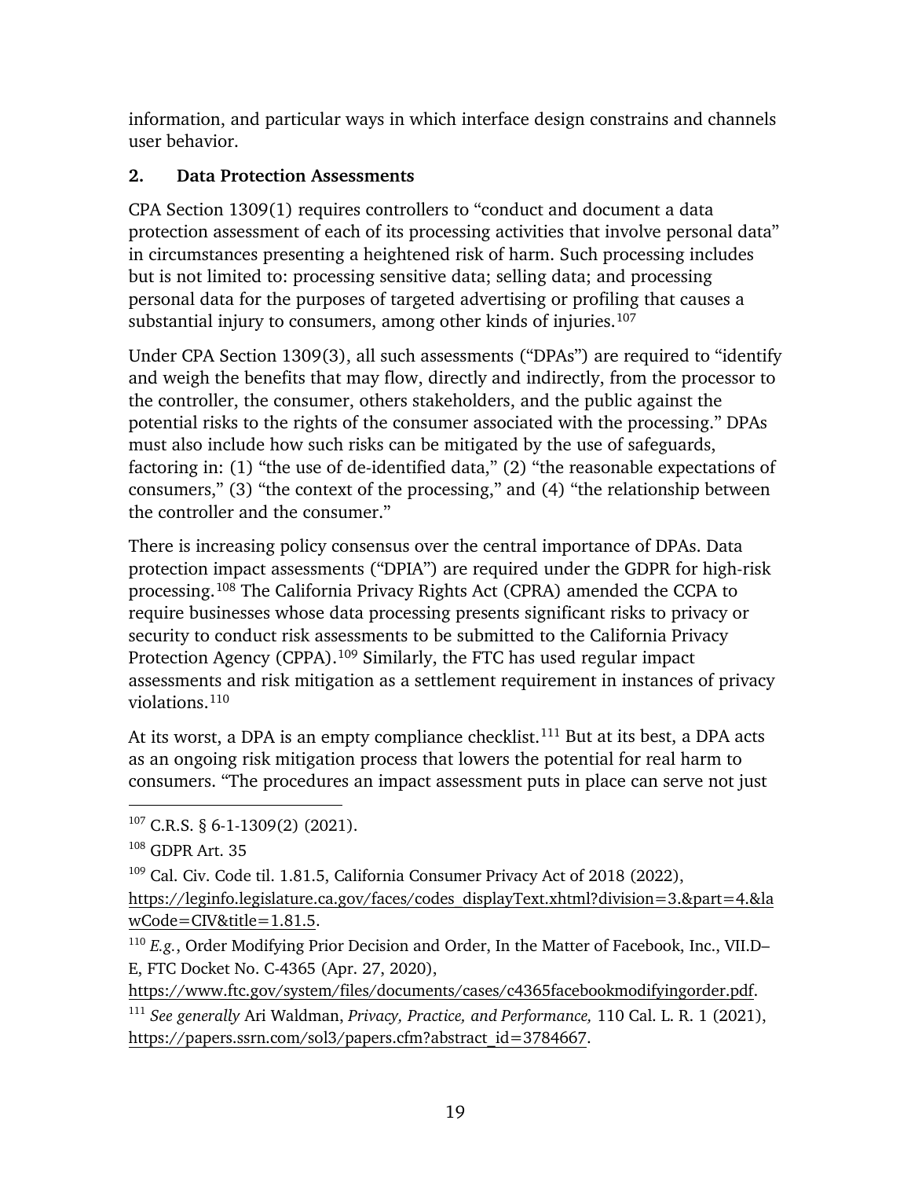information, and particular ways in which interface design constrains and channels user behavior.

### 2. Data Protection Assessments

CPA Section 1309(1) requires controllers to "conduct and document a data protection assessment of each of its processing activities that involve personal data" in circumstances presenting a heightened risk of harm. Such processing includes but is not limited to: processing sensitive data; selling data; and processing personal data for the purposes of targeted advertising or profiling that causes a substantial injury to consumers, among other kinds of injuries.[107]

Under CPA Section 1309(3), all such assessments ("DPAs") are required to "identify and weigh the benefits that may flow, directly and indirectly, from the processor to the controller, the consumer, others stakeholders, and the public against the potential risks to the rights of the consumer associated with the processing." DPAs must also include how such risks can be mitigated by the use of safeguards, factoring in: (1) "the use of de-identified data," (2) "the reasonable expectations of consumers," (3) "the context of the processing," and (4) "the relationship between the controller and the consumer."

There is increasing policy consensus over the central importance of DPAs. Data protection impact assessments ("DPIA") are required under the GDPR for high-risk processing.[108] The California Privacy Rights Act (CPRA) amended the CCPA to require businesses whose data processing presents significant risks to privacy or security to conduct risk assessments to be submitted to the California Privacy Protection Agency (CPPA).[109] Similarly, the FTC has used regular impact assessments and risk mitigation as a settlement requirement in instances of privacy violations.[110]

At its worst, a DPA is an empty compliance checklist.[111] But at its best, a DPA acts as an ongoing risk mitigation process that lowers the potential for real harm to consumers. "The procedures an impact assessment puts in place can serve not just

---

[107] C.R.S. § 6-1-1309(2) (2021).

[108] GDPR Art. 35

[109] Cal. Civ. Code til. 1.81.5, California Consumer Privacy Act of 2018 (2022), https://leginfo.legislature.ca.gov/faces/codes_displayText.xhtml?division=3.&part=4.&lawCode=CIV&title=1.81.5.

[110] *E.g.*, Order Modifying Prior Decision and Order, In the Matter of Facebook, Inc., VII.D–E, FTC Docket No. C-4365 (Apr. 27, 2020), https://www.ftc.gov/system/files/documents/cases/c4365facebookmodifyingorder.pdf.

[111] *See generally* Ari Waldman, *Privacy, Practice, and Performance,* 110 Cal. L. R. 1 (2021), https://papers.ssrn.com/sol3/papers.cfm?abstract_id=3784667.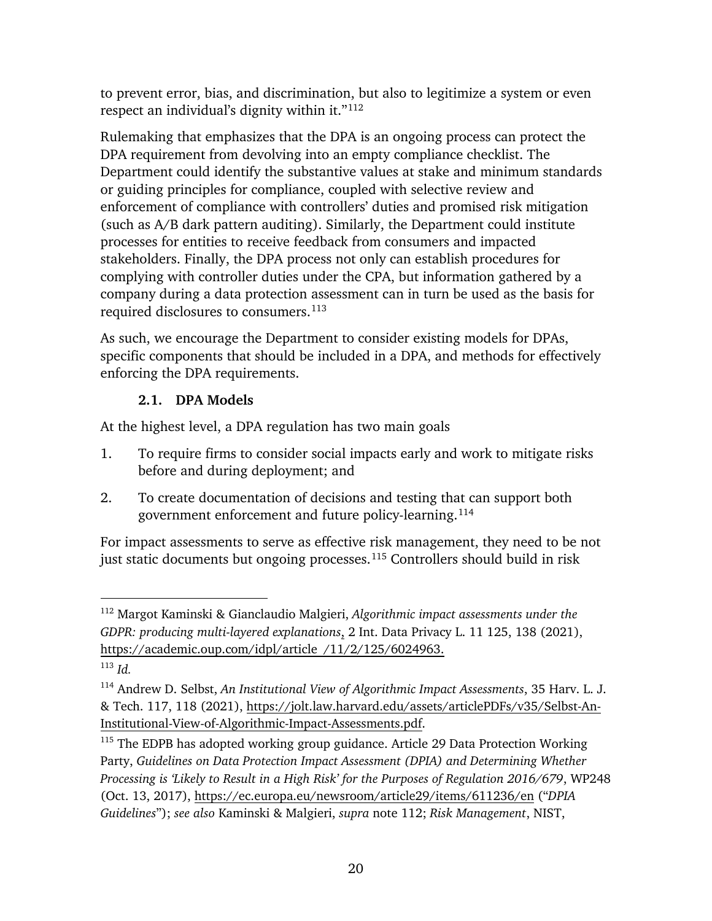to prevent error, bias, and discrimination, but also to legitimize a system or even respect an individual's dignity within it."[112]

Rulemaking that emphasizes that the DPA is an ongoing process can protect the DPA requirement from devolving into an empty compliance checklist. The Department could identify the substantive values at stake and minimum standards or guiding principles for compliance, coupled with selective review and enforcement of compliance with controllers' duties and promised risk mitigation (such as A/B dark pattern auditing). Similarly, the Department could institute processes for entities to receive feedback from consumers and impacted stakeholders. Finally, the DPA process not only can establish procedures for complying with controller duties under the CPA, but information gathered by a company during a data protection assessment can in turn be used as the basis for required disclosures to consumers.[113]

As such, we encourage the Department to consider existing models for DPAs, specific components that should be included in a DPA, and methods for effectively enforcing the DPA requirements.

### 2.1. DPA Models

At the highest level, a DPA regulation has two main goals

1. To require firms to consider social impacts early and work to mitigate risks before and during deployment; and
2. To create documentation of decisions and testing that can support both government enforcement and future policy-learning.[114]

For impact assessments to serve as effective risk management, they need to be not just static documents but ongoing processes.[115] Controllers should build in risk

---

[112] Margot Kaminski & Gianclaudio Malgieri, *Algorithmic impact assessments under the GDPR: producing multi-layered explanations*, 2 Int. Data Privacy L. 11 125, 138 (2021), https://academic.oup.com/idpl/article /11/2/125/6024963.

[113] *Id.*

[114] Andrew D. Selbst, *An Institutional View of Algorithmic Impact Assessments*, 35 Harv. L. J. & Tech. 117, 118 (2021), https://jolt.law.harvard.edu/assets/articlePDFs/v35/Selbst-An-Institutional-View-of-Algorithmic-Impact-Assessments.pdf.

[115] The EDPB has adopted working group guidance. Article 29 Data Protection Working Party, *Guidelines on Data Protection Impact Assessment (DPIA) and Determining Whether Processing is 'Likely to Result in a High Risk' for the Purposes of Regulation 2016/679*, WP248 (Oct. 13, 2017), https://ec.europa.eu/newsroom/article29/items/611236/en ("*DPIA Guidelines*"); *see also* Kaminski & Malgieri, *supra* note 112; *Risk Management*, NIST,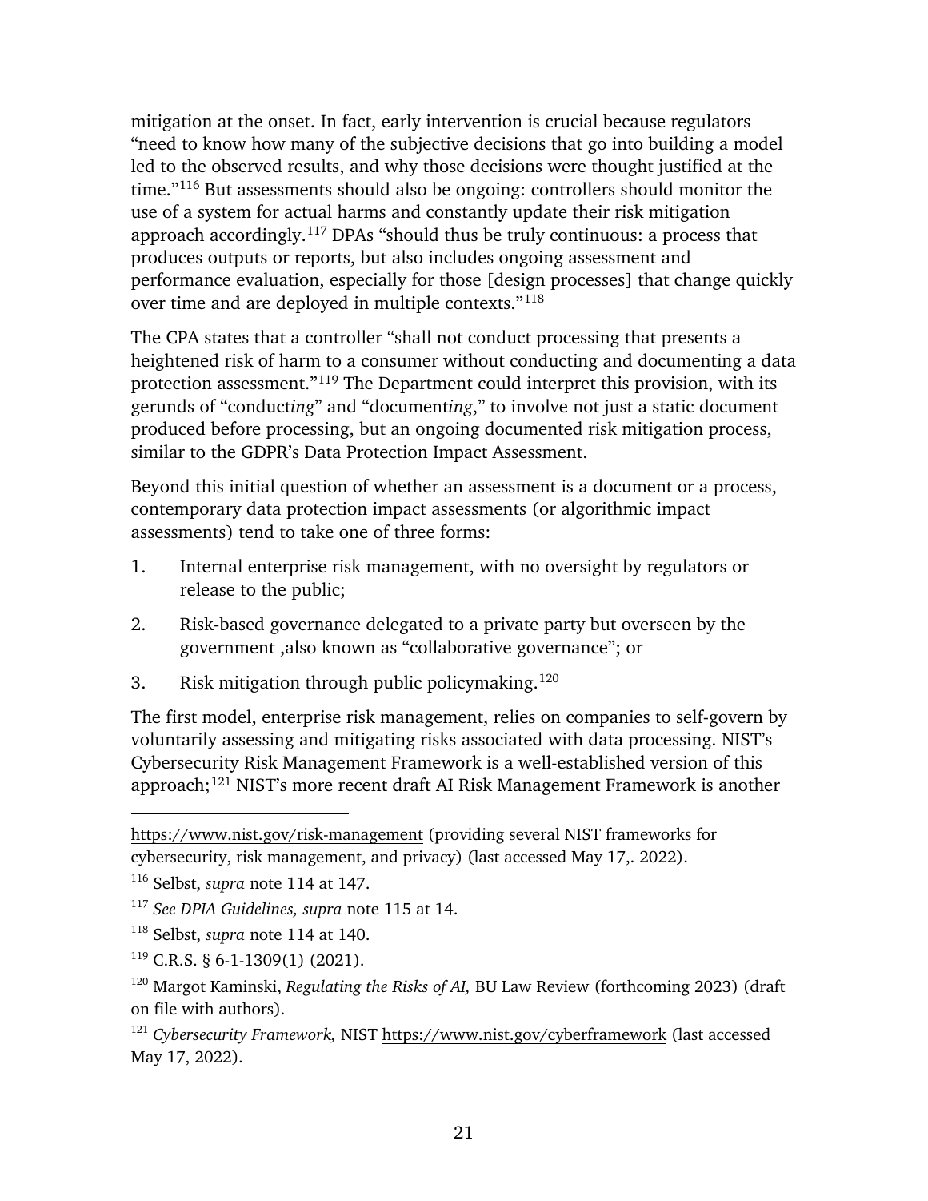mitigation at the onset. In fact, early intervention is crucial because regulators "need to know how many of the subjective decisions that go into building a model led to the observed results, and why those decisions were thought justified at the time."[116] But assessments should also be ongoing: controllers should monitor the use of a system for actual harms and constantly update their risk mitigation approach accordingly.[117] DPAs "should thus be truly continuous: a process that produces outputs or reports, but also includes ongoing assessment and performance evaluation, especially for those [design processes] that change quickly over time and are deployed in multiple contexts."[118]

The CPA states that a controller "shall not conduct processing that presents a heightened risk of harm to a consumer without conducting and documenting a data protection assessment."[119] The Department could interpret this provision, with its gerunds of "conduct*ing*" and "document*ing*," to involve not just a static document produced before processing, but an ongoing documented risk mitigation process, similar to the GDPR's Data Protection Impact Assessment.

Beyond this initial question of whether an assessment is a document or a process, contemporary data protection impact assessments (or algorithmic impact assessments) tend to take one of three forms:

1. Internal enterprise risk management, with no oversight by regulators or release to the public;
2. Risk-based governance delegated to a private party but overseen by the government ,also known as "collaborative governance"; or
3. Risk mitigation through public policymaking.[120]

The first model, enterprise risk management, relies on companies to self-govern by voluntarily assessing and mitigating risks associated with data processing. NIST's Cybersecurity Risk Management Framework is a well-established version of this approach;[121] NIST's more recent draft AI Risk Management Framework is another

---

https://www.nist.gov/risk-management (providing several NIST frameworks for cybersecurity, risk management, and privacy) (last accessed May 17,. 2022).

[116] Selbst, *supra* note 114 at 147.

[117] *See DPIA Guidelines, supra* note 115 at 14.

[118] Selbst, *supra* note 114 at 140.

[119] C.R.S. § 6-1-1309(1) (2021).

[120] Margot Kaminski, *Regulating the Risks of AI,* BU Law Review (forthcoming 2023) (draft on file with authors).

[121] *Cybersecurity Framework,* NIST https://www.nist.gov/cyberframework (last accessed May 17, 2022).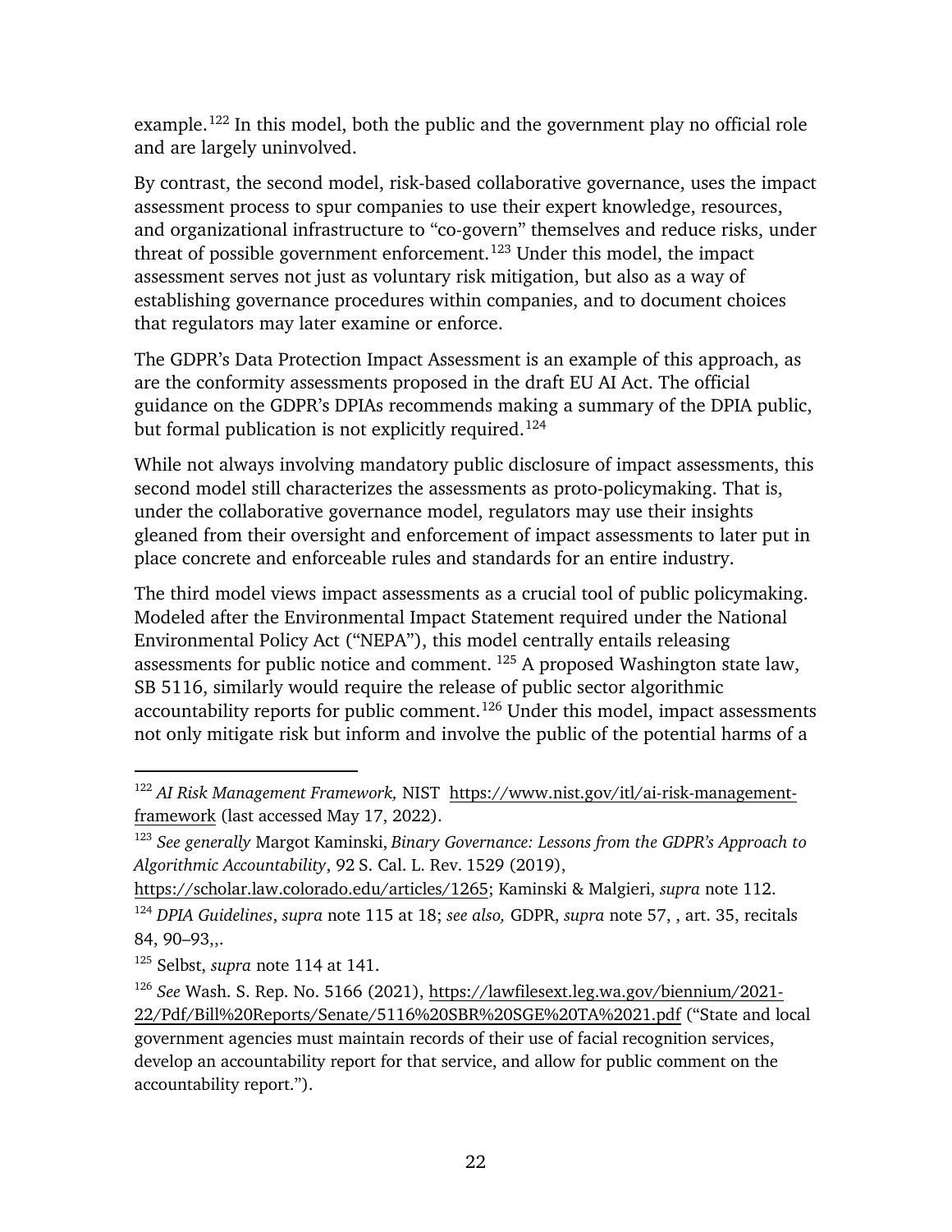example.[122] In this model, both the public and the government play no official role and are largely uninvolved.

By contrast, the second model, risk-based collaborative governance, uses the impact assessment process to spur companies to use their expert knowledge, resources, and organizational infrastructure to "co-govern" themselves and reduce risks, under threat of possible government enforcement.[123] Under this model, the impact assessment serves not just as voluntary risk mitigation, but also as a way of establishing governance procedures within companies, and to document choices that regulators may later examine or enforce.

The GDPR's Data Protection Impact Assessment is an example of this approach, as are the conformity assessments proposed in the draft EU AI Act. The official guidance on the GDPR's DPIAs recommends making a summary of the DPIA public, but formal publication is not explicitly required.[124]

While not always involving mandatory public disclosure of impact assessments, this second model still characterizes the assessments as proto-policymaking. That is, under the collaborative governance model, regulators may use their insights gleaned from their oversight and enforcement of impact assessments to later put in place concrete and enforceable rules and standards for an entire industry.

The third model views impact assessments as a crucial tool of public policymaking. Modeled after the Environmental Impact Statement required under the National Environmental Policy Act ("NEPA"), this model centrally entails releasing assessments for public notice and comment. [125] A proposed Washington state law, SB 5116, similarly would require the release of public sector algorithmic accountability reports for public comment.[126] Under this model, impact assessments not only mitigate risk but inform and involve the public of the potential harms of a

---

[122] *AI Risk Management Framework,* NIST https://www.nist.gov/itl/ai-risk-management-framework (last accessed May 17, 2022).

[123] *See generally* Margot Kaminski, *Binary Governance: Lessons from the GDPR's Approach to Algorithmic Accountability*, 92 S. Cal. L. Rev. 1529 (2019), https://scholar.law.colorado.edu/articles/1265; Kaminski & Malgieri, *supra* note 112.

[124] *DPIA Guidelines*, *supra* note 115 at 18; *see also,* GDPR, *supra* note 57, , art. 35, recitals 84, 90–93,,.

[125] Selbst, *supra* note 114 at 141.

[126] *See* Wash. S. Rep. No. 5166 (2021), https://lawfilesext.leg.wa.gov/biennium/2021-22/Pdf/Bill%20Reports/Senate/5116%20SBR%20SGE%20TA%2021.pdf ("State and local government agencies must maintain records of their use of facial recognition services, develop an accountability report for that service, and allow for public comment on the accountability report.").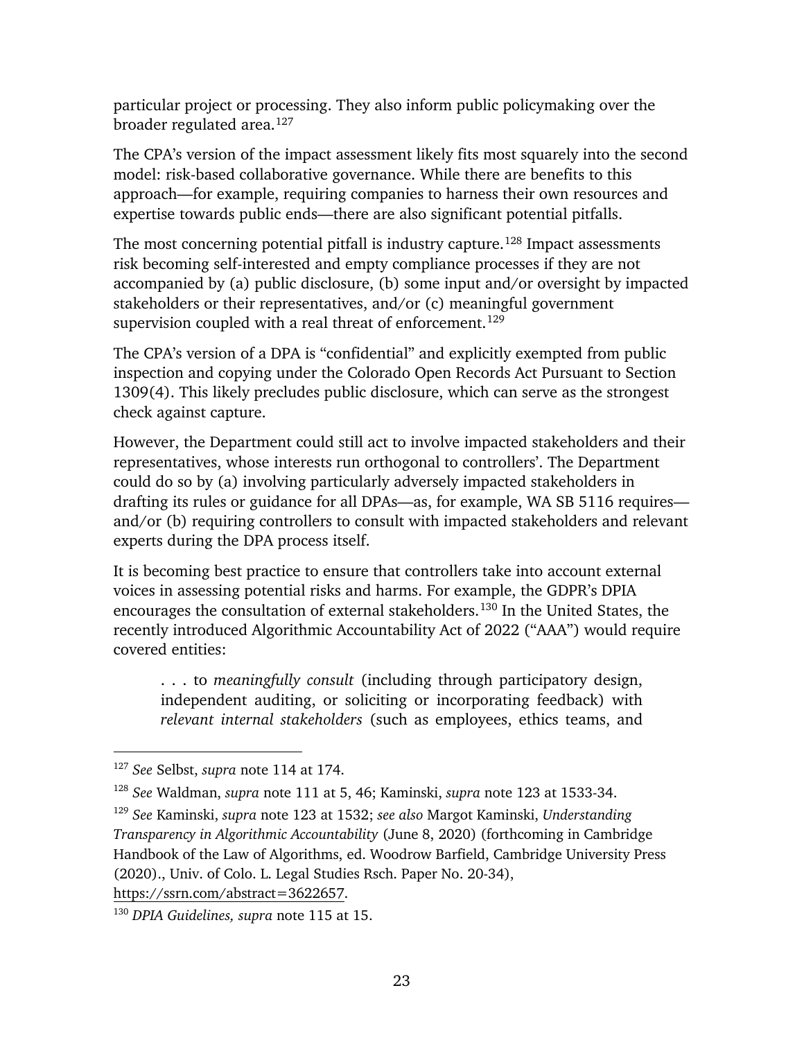particular project or processing. They also inform public policymaking over the broader regulated area.[127]

The CPA's version of the impact assessment likely fits most squarely into the second model: risk-based collaborative governance. While there are benefits to this approach—for example, requiring companies to harness their own resources and expertise towards public ends—there are also significant potential pitfalls.

The most concerning potential pitfall is industry capture.[128] Impact assessments risk becoming self-interested and empty compliance processes if they are not accompanied by (a) public disclosure, (b) some input and/or oversight by impacted stakeholders or their representatives, and/or (c) meaningful government supervision coupled with a real threat of enforcement.[129]

The CPA's version of a DPA is "confidential" and explicitly exempted from public inspection and copying under the Colorado Open Records Act Pursuant to Section 1309(4). This likely precludes public disclosure, which can serve as the strongest check against capture.

However, the Department could still act to involve impacted stakeholders and their representatives, whose interests run orthogonal to controllers'. The Department could do so by (a) involving particularly adversely impacted stakeholders in drafting its rules or guidance for all DPAs—as, for example, WA SB 5116 requires—and/or (b) requiring controllers to consult with impacted stakeholders and relevant experts during the DPA process itself.

It is becoming best practice to ensure that controllers take into account external voices in assessing potential risks and harms. For example, the GDPR's DPIA encourages the consultation of external stakeholders.[130] In the United States, the recently introduced Algorithmic Accountability Act of 2022 ("AAA") would require covered entities:

> . . . to *meaningfully consult* (including through participatory design, independent auditing, or soliciting or incorporating feedback) with *relevant internal stakeholders* (such as employees, ethics teams, and

---

[127] *See* Selbst, *supra* note 114 at 174.

[128] *See* Waldman, *supra* note 111 at 5, 46; Kaminski, *supra* note 123 at 1533-34.

[129] *See* Kaminski, *supra* note 123 at 1532; *see also* Margot Kaminski, *Understanding Transparency in Algorithmic Accountability* (June 8, 2020) (forthcoming in Cambridge Handbook of the Law of Algorithms, ed. Woodrow Barfield, Cambridge University Press (2020)., Univ. of Colo. L. Legal Studies Rsch. Paper No. 20-34), https://ssrn.com/abstract=3622657.

[130] *DPIA Guidelines, supra* note 115 at 15.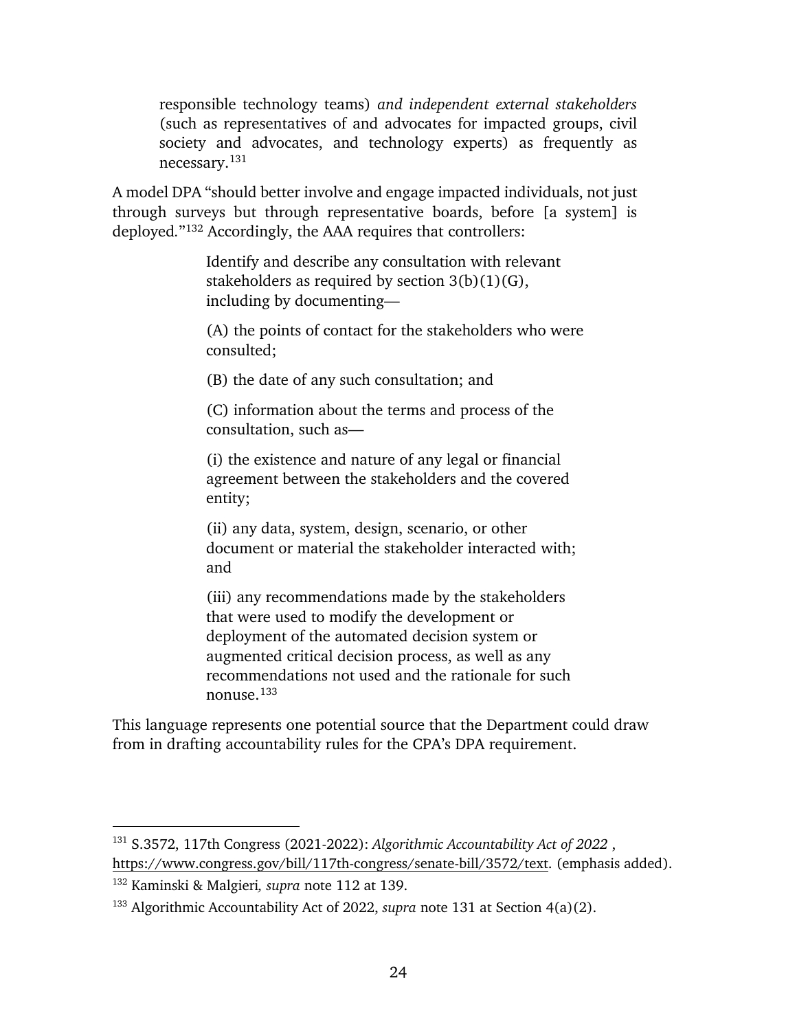> responsible technology teams) *and independent external stakeholders* (such as representatives of and advocates for impacted groups, civil society and advocates, and technology experts) as frequently as necessary.[131]

A model DPA "should better involve and engage impacted individuals, not just through surveys but through representative boards, before [a system] is deployed."[132] Accordingly, the AAA requires that controllers:

> Identify and describe any consultation with relevant stakeholders as required by section 3(b)(1)(G), including by documenting—
>
> (A) the points of contact for the stakeholders who were consulted;
>
> (B) the date of any such consultation; and
>
> (C) information about the terms and process of the consultation, such as—
>
> (i) the existence and nature of any legal or financial agreement between the stakeholders and the covered entity;
>
> (ii) any data, system, design, scenario, or other document or material the stakeholder interacted with; and
>
> (iii) any recommendations made by the stakeholders that were used to modify the development or deployment of the automated decision system or augmented critical decision process, as well as any recommendations not used and the rationale for such nonuse.[133]

This language represents one potential source that the Department could draw from in drafting accountability rules for the CPA's DPA requirement.

---

[131] S.3572, 117th Congress (2021-2022): *Algorithmic Accountability Act of 2022* , https://www.congress.gov/bill/117th-congress/senate-bill/3572/text. (emphasis added).

[132] Kaminski & Malgieri*, supra* note 112 at 139.

[133] Algorithmic Accountability Act of 2022, *supra* note 131 at Section 4(a)(2).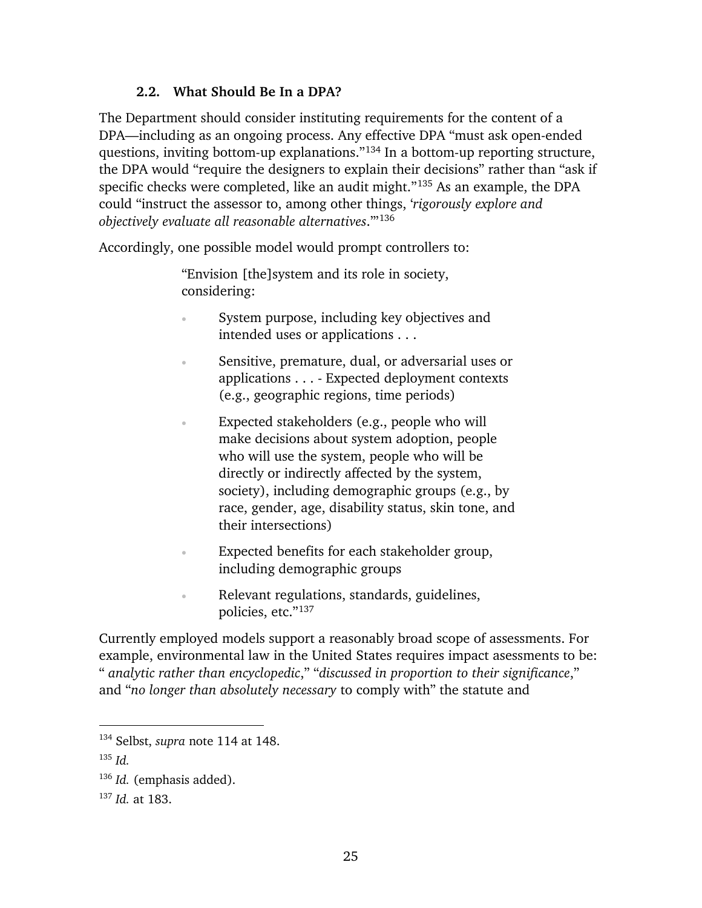### 2.2. What Should Be In a DPA?

The Department should consider instituting requirements for the content of a DPA—including as an ongoing process. Any effective DPA "must ask open-ended questions, inviting bottom-up explanations."[134] In a bottom-up reporting structure, the DPA would "require the designers to explain their decisions" rather than "ask if specific checks were completed, like an audit might."[135] As an example, the DPA could "instruct the assessor to, among other things, '*rigorously explore and objectively evaluate all reasonable alternatives*.'"[136]

Accordingly, one possible model would prompt controllers to:

> "Envision [the]system and its role in society, considering:
>
> - System purpose, including key objectives and intended uses or applications . . .
> - Sensitive, premature, dual, or adversarial uses or applications . . . - Expected deployment contexts (e.g., geographic regions, time periods)
> - Expected stakeholders (e.g., people who will make decisions about system adoption, people who will use the system, people who will be directly or indirectly affected by the system, society), including demographic groups (e.g., by race, gender, age, disability status, skin tone, and their intersections)
> - Expected benefits for each stakeholder group, including demographic groups
> - Relevant regulations, standards, guidelines, policies, etc."[137]

Currently employed models support a reasonably broad scope of assessments. For example, environmental law in the United States requires impact asessments to be: " *analytic rather than encyclopedic*," "*discussed in proportion to their significance*," and "*no longer than absolutely necessary* to comply with" the statute and

---

[134] Selbst, *supra* note 114 at 148.

[135] *Id.*

[136] *Id.* (emphasis added).

[137] *Id.* at 183.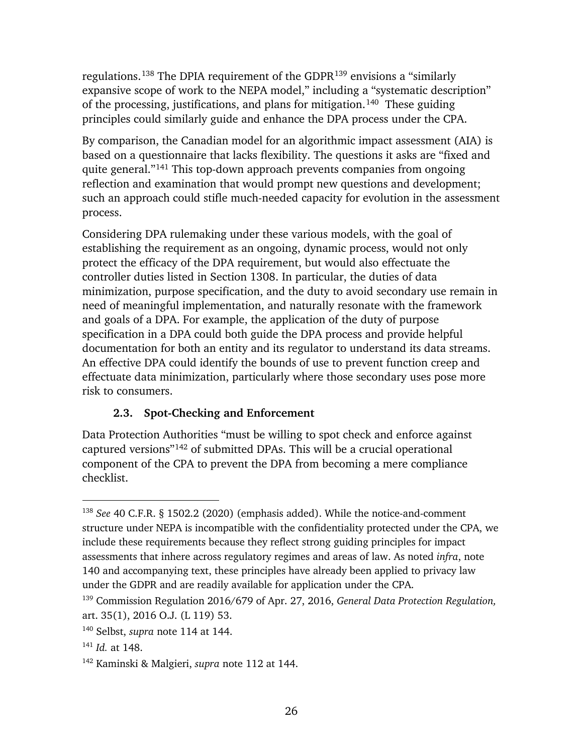regulations.[138] The DPIA requirement of the GDPR[139] envisions a "similarly expansive scope of work to the NEPA model," including a "systematic description" of the processing, justifications, and plans for mitigation.[140] These guiding principles could similarly guide and enhance the DPA process under the CPA.

By comparison, the Canadian model for an algorithmic impact assessment (AIA) is based on a questionnaire that lacks flexibility. The questions it asks are "fixed and quite general."[141] This top-down approach prevents companies from ongoing reflection and examination that would prompt new questions and development; such an approach could stifle much-needed capacity for evolution in the assessment process.

Considering DPA rulemaking under these various models, with the goal of establishing the requirement as an ongoing, dynamic process, would not only protect the efficacy of the DPA requirement, but would also effectuate the controller duties listed in Section 1308. In particular, the duties of data minimization, purpose specification, and the duty to avoid secondary use remain in need of meaningful implementation, and naturally resonate with the framework and goals of a DPA. For example, the application of the duty of purpose specification in a DPA could both guide the DPA process and provide helpful documentation for both an entity and its regulator to understand its data streams. An effective DPA could identify the bounds of use to prevent function creep and effectuate data minimization, particularly where those secondary uses pose more risk to consumers.

### 2.3. Spot-Checking and Enforcement

Data Protection Authorities "must be willing to spot check and enforce against captured versions"[142] of submitted DPAs. This will be a crucial operational component of the CPA to prevent the DPA from becoming a mere compliance checklist.

---

[138] *See* 40 C.F.R. § 1502.2 (2020) (emphasis added). While the notice-and-comment structure under NEPA is incompatible with the confidentiality protected under the CPA, we include these requirements because they reflect strong guiding principles for impact assessments that inhere across regulatory regimes and areas of law. As noted *infra*, note 140 and accompanying text, these principles have already been applied to privacy law under the GDPR and are readily available for application under the CPA.

[139] Commission Regulation 2016/679 of Apr. 27, 2016, *General Data Protection Regulation,* art. 35(1), 2016 O.J. (L 119) 53.

[140] Selbst, *supra* note 114 at 144.

[141] *Id.* at 148.

[142] Kaminski & Malgieri, *supra* note 112 at 144.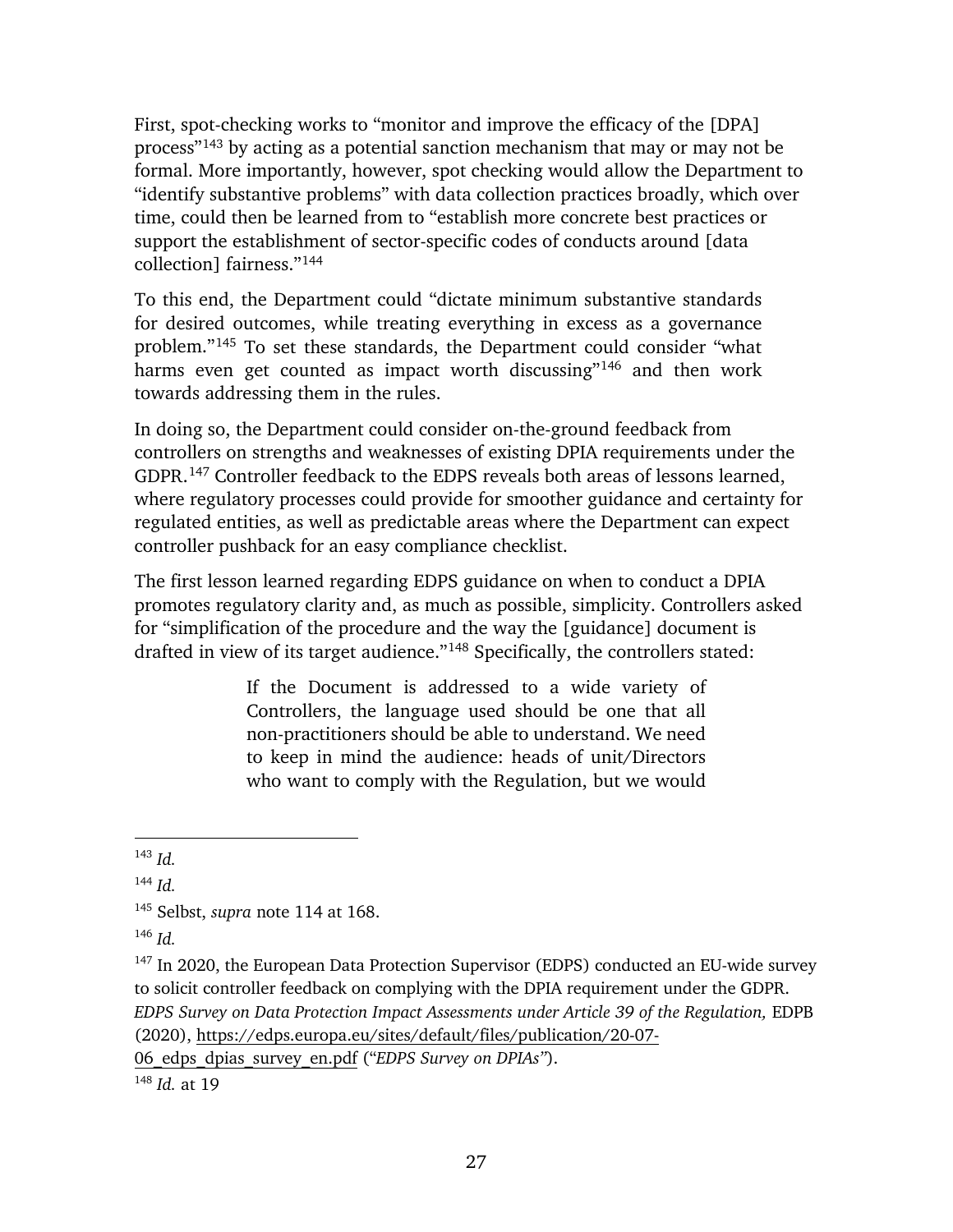First, spot-checking works to "monitor and improve the efficacy of the [DPA] process"[143] by acting as a potential sanction mechanism that may or may not be formal. More importantly, however, spot checking would allow the Department to "identify substantive problems" with data collection practices broadly, which over time, could then be learned from to "establish more concrete best practices or support the establishment of sector-specific codes of conducts around [data collection] fairness."[144]

To this end, the Department could "dictate minimum substantive standards for desired outcomes, while treating everything in excess as a governance problem."[145] To set these standards, the Department could consider "what harms even get counted as impact worth discussing"[146] and then work towards addressing them in the rules.

In doing so, the Department could consider on-the-ground feedback from controllers on strengths and weaknesses of existing DPIA requirements under the GDPR.[147] Controller feedback to the EDPS reveals both areas of lessons learned, where regulatory processes could provide for smoother guidance and certainty for regulated entities, as well as predictable areas where the Department can expect controller pushback for an easy compliance checklist.

The first lesson learned regarding EDPS guidance on when to conduct a DPIA promotes regulatory clarity and, as much as possible, simplicity. Controllers asked for "simplification of the procedure and the way the [guidance] document is drafted in view of its target audience."[148] Specifically, the controllers stated:

> If the Document is addressed to a wide variety of Controllers, the language used should be one that all non-practitioners should be able to understand. We need to keep in mind the audience: heads of unit/Directors who want to comply with the Regulation, but we would

---

[143] *Id.*

[144] *Id.*

[145] Selbst, *supra* note 114 at 168.

[146] *Id.*

[147] In 2020, the European Data Protection Supervisor (EDPS) conducted an EU-wide survey to solicit controller feedback on complying with the DPIA requirement under the GDPR. *EDPS Survey on Data Protection Impact Assessments under Article 39 of the Regulation,* EDPB (2020), https://edps.europa.eu/sites/default/files/publication/20-07-06_edps_dpias_survey_en.pdf ("*EDPS Survey on DPIAs*").

[148] *Id.* at 19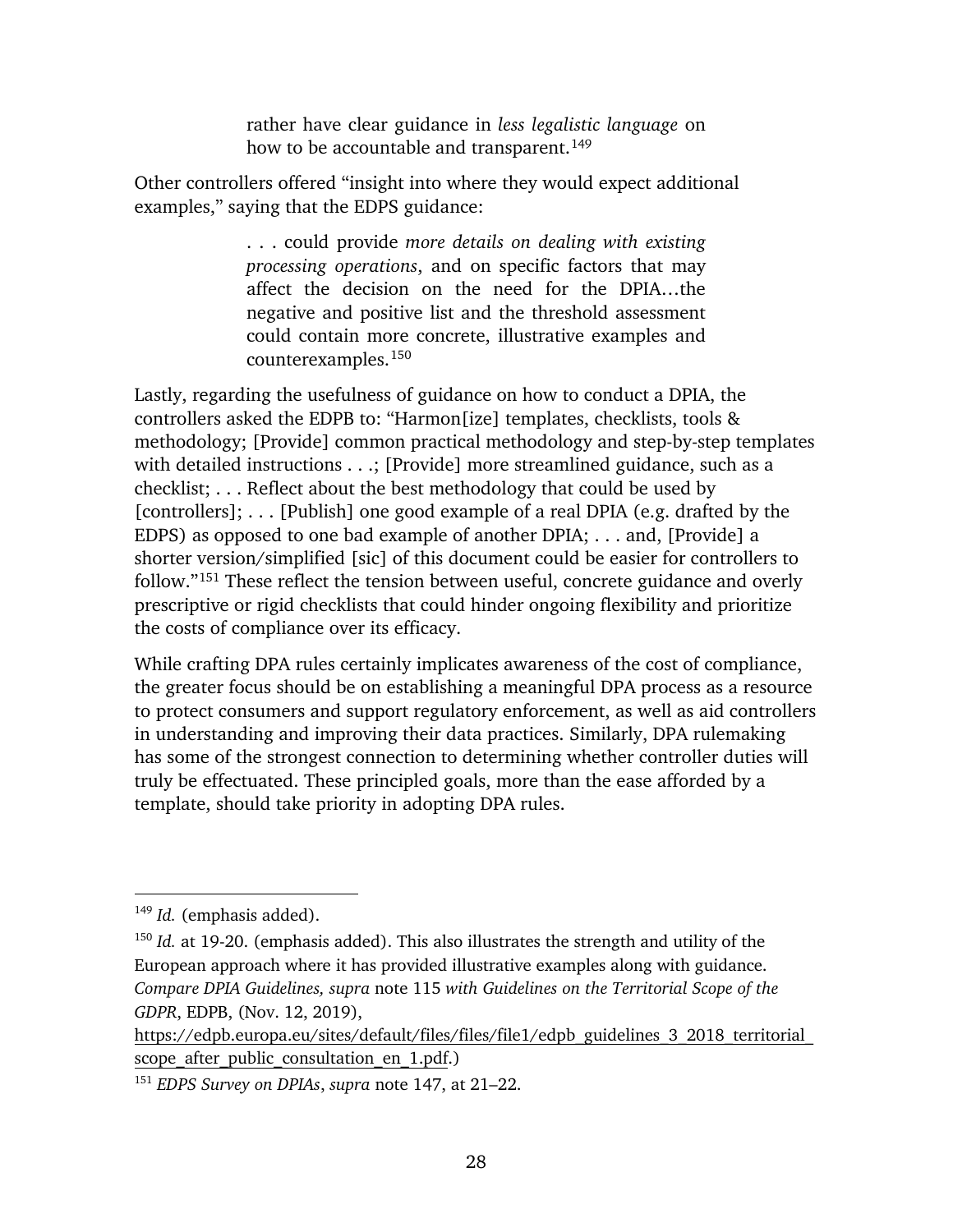> rather have clear guidance in *less legalistic language* on how to be accountable and transparent.[149]

Other controllers offered "insight into where they would expect additional examples," saying that the EDPS guidance:

> . . . could provide *more details on dealing with existing processing operations*, and on specific factors that may affect the decision on the need for the DPIA…the negative and positive list and the threshold assessment could contain more concrete, illustrative examples and counterexamples.[150]

Lastly, regarding the usefulness of guidance on how to conduct a DPIA, the controllers asked the EDPB to: "Harmon[ize] templates, checklists, tools & methodology; [Provide] common practical methodology and step-by-step templates with detailed instructions . . .; [Provide] more streamlined guidance, such as a checklist; . . . Reflect about the best methodology that could be used by [controllers]; . . . [Publish] one good example of a real DPIA (e.g. drafted by the EDPS) as opposed to one bad example of another DPIA; . . . and, [Provide] a shorter version/simplified [sic] of this document could be easier for controllers to follow."[151] These reflect the tension between useful, concrete guidance and overly prescriptive or rigid checklists that could hinder ongoing flexibility and prioritize the costs of compliance over its efficacy.

While crafting DPA rules certainly implicates awareness of the cost of compliance, the greater focus should be on establishing a meaningful DPA process as a resource to protect consumers and support regulatory enforcement, as well as aid controllers in understanding and improving their data practices. Similarly, DPA rulemaking has some of the strongest connection to determining whether controller duties will truly be effectuated. These principled goals, more than the ease afforded by a template, should take priority in adopting DPA rules.

---

[149] *Id.* (emphasis added).

[150] *Id.* at 19-20. (emphasis added). This also illustrates the strength and utility of the European approach where it has provided illustrative examples along with guidance. *Compare DPIA Guidelines, supra* note 115 *with Guidelines on the Territorial Scope of the GDPR*, EDPB, (Nov. 12, 2019), https://edpb.europa.eu/sites/default/files/files/file1/edpb_guidelines_3_2018_territorial_scope_after_public_consultation_en_1.pdf.)

[151] *EDPS Survey on DPIAs*, *supra* note 147, at 21–22.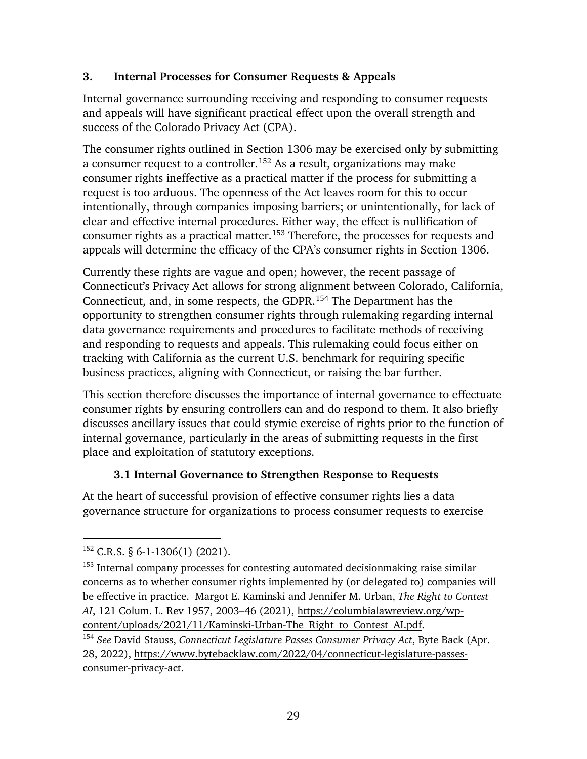### 3. Internal Processes for Consumer Requests & Appeals

Internal governance surrounding receiving and responding to consumer requests and appeals will have significant practical effect upon the overall strength and success of the Colorado Privacy Act (CPA).

The consumer rights outlined in Section 1306 may be exercised only by submitting a consumer request to a controller.[152] As a result, organizations may make consumer rights ineffective as a practical matter if the process for submitting a request is too arduous. The openness of the Act leaves room for this to occur intentionally, through companies imposing barriers; or unintentionally, for lack of clear and effective internal procedures. Either way, the effect is nullification of consumer rights as a practical matter.[153] Therefore, the processes for requests and appeals will determine the efficacy of the CPA's consumer rights in Section 1306.

Currently these rights are vague and open; however, the recent passage of Connecticut's Privacy Act allows for strong alignment between Colorado, California, Connecticut, and, in some respects, the GDPR.[154] The Department has the opportunity to strengthen consumer rights through rulemaking regarding internal data governance requirements and procedures to facilitate methods of receiving and responding to requests and appeals. This rulemaking could focus either on tracking with California as the current U.S. benchmark for requiring specific business practices, aligning with Connecticut, or raising the bar further.

This section therefore discusses the importance of internal governance to effectuate consumer rights by ensuring controllers can and do respond to them. It also briefly discusses ancillary issues that could stymie exercise of rights prior to the function of internal governance, particularly in the areas of submitting requests in the first place and exploitation of statutory exceptions.

#### 3.1 Internal Governance to Strengthen Response to Requests

At the heart of successful provision of effective consumer rights lies a data governance structure for organizations to process consumer requests to exercise

---

[152] C.R.S. § 6-1-1306(1) (2021).

[153] Internal company processes for contesting automated decisionmaking raise similar concerns as to whether consumer rights implemented by (or delegated to) companies will be effective in practice. Margot E. Kaminski and Jennifer M. Urban, *The Right to Contest AI*, 121 Colum. L. Rev 1957, 2003–46 (2021), https://columbialawreview.org/wp-content/uploads/2021/11/Kaminski-Urban-The_Right_to_Contest_AI.pdf.

[154] *See* David Stauss, *Connecticut Legislature Passes Consumer Privacy Act*, Byte Back (Apr. 28, 2022), https://www.bytebacklaw.com/2022/04/connecticut-legislature-passes-consumer-privacy-act.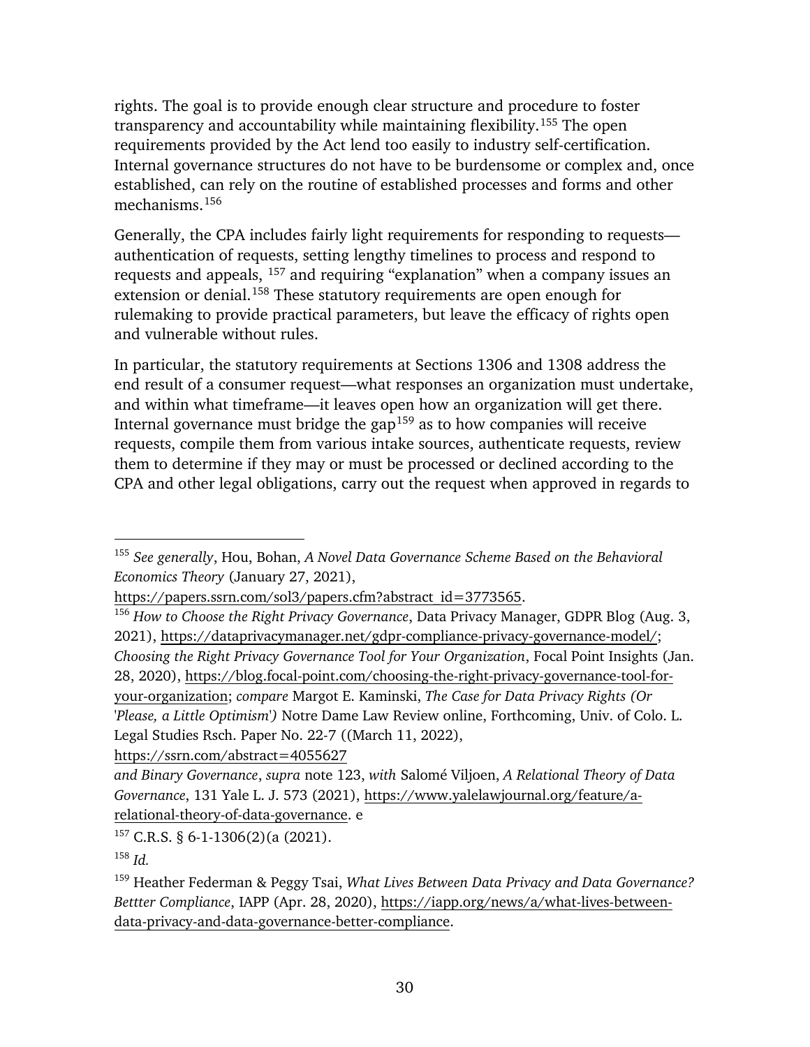rights. The goal is to provide enough clear structure and procedure to foster transparency and accountability while maintaining flexibility.[155] The open requirements provided by the Act lend too easily to industry self-certification. Internal governance structures do not have to be burdensome or complex and, once established, can rely on the routine of established processes and forms and other mechanisms.[156]

Generally, the CPA includes fairly light requirements for responding to requests—authentication of requests, setting lengthy timelines to process and respond to requests and appeals, [157] and requiring "explanation" when a company issues an extension or denial.[158] These statutory requirements are open enough for rulemaking to provide practical parameters, but leave the efficacy of rights open and vulnerable without rules.

In particular, the statutory requirements at Sections 1306 and 1308 address the end result of a consumer request—what responses an organization must undertake, and within what timeframe—it leaves open how an organization will get there. Internal governance must bridge the gap[159] as to how companies will receive requests, compile them from various intake sources, authenticate requests, review them to determine if they may or must be processed or declined according to the CPA and other legal obligations, carry out the request when approved in regards to

---

[155] *See generally*, Hou, Bohan, *A Novel Data Governance Scheme Based on the Behavioral Economics Theory* (January 27, 2021), https://papers.ssrn.com/sol3/papers.cfm?abstract_id=3773565.

[156] *How to Choose the Right Privacy Governance*, Data Privacy Manager, GDPR Blog (Aug. 3, 2021), https://dataprivacymanager.net/gdpr-compliance-privacy-governance-model/; *Choosing the Right Privacy Governance Tool for Your Organization*, Focal Point Insights (Jan. 28, 2020), https://blog.focal-point.com/choosing-the-right-privacy-governance-tool-for-your-organization; *compare* Margot E. Kaminski, *The Case for Data Privacy Rights (Or 'Please, a Little Optimism')* Notre Dame Law Review online, Forthcoming, Univ. of Colo. L. Legal Studies Rsch. Paper No. 22-7 ((March 11, 2022), https://ssrn.com/abstract=4055627
*and Binary Governance*, *supra* note 123, *with* Salomé Viljoen, *A Relational Theory of Data Governance*, 131 Yale L. J. 573 (2021), https://www.yalelawjournal.org/feature/a-relational-theory-of-data-governance. e

[157] C.R.S. § 6-1-1306(2)(a (2021).

[158] *Id.*

[159] Heather Federman & Peggy Tsai, *What Lives Between Data Privacy and Data Governance? Bettter Compliance*, IAPP (Apr. 28, 2020), https://iapp.org/news/a/what-lives-between-data-privacy-and-data-governance-better-compliance.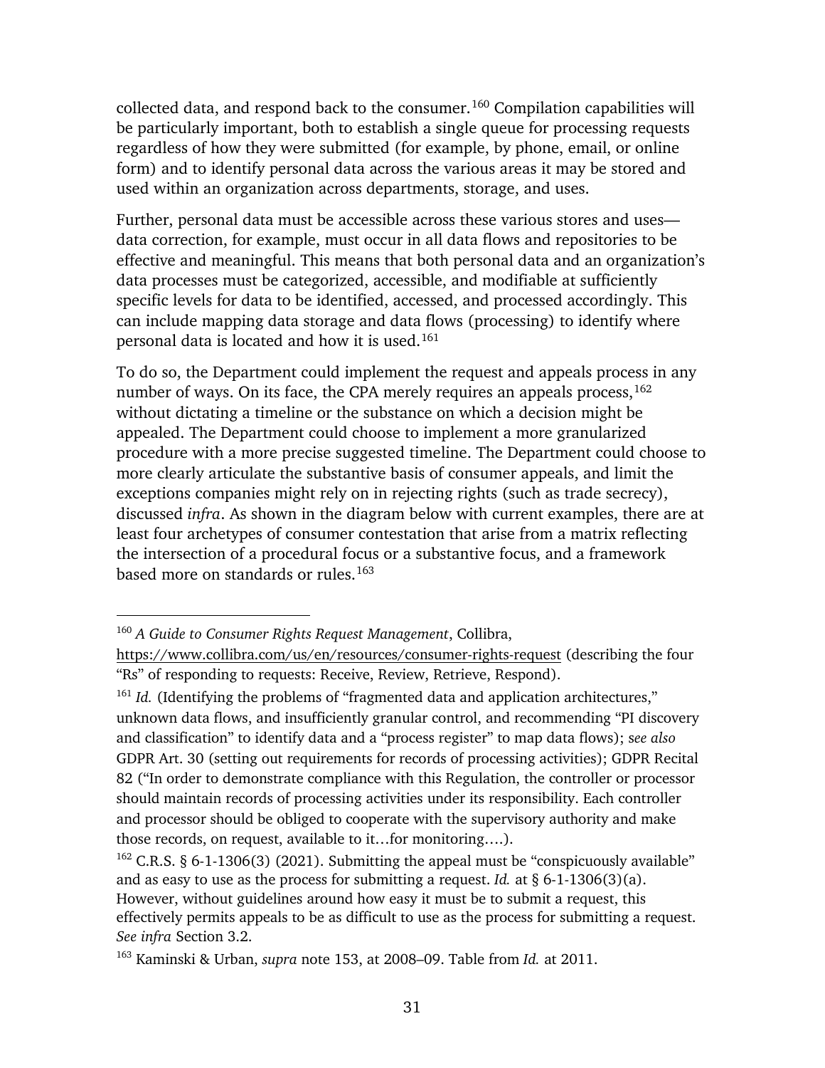collected data, and respond back to the consumer.[160] Compilation capabilities will be particularly important, both to establish a single queue for processing requests regardless of how they were submitted (for example, by phone, email, or online form) and to identify personal data across the various areas it may be stored and used within an organization across departments, storage, and uses.

Further, personal data must be accessible across these various stores and uses—data correction, for example, must occur in all data flows and repositories to be effective and meaningful. This means that both personal data and an organization's data processes must be categorized, accessible, and modifiable at sufficiently specific levels for data to be identified, accessed, and processed accordingly. This can include mapping data storage and data flows (processing) to identify where personal data is located and how it is used.[161]

To do so, the Department could implement the request and appeals process in any number of ways. On its face, the CPA merely requires an appeals process,[162] without dictating a timeline or the substance on which a decision might be appealed. The Department could choose to implement a more granularized procedure with a more precise suggested timeline. The Department could choose to more clearly articulate the substantive basis of consumer appeals, and limit the exceptions companies might rely on in rejecting rights (such as trade secrecy), discussed *infra*. As shown in the diagram below with current examples, there are at least four archetypes of consumer contestation that arise from a matrix reflecting the intersection of a procedural focus or a substantive focus, and a framework based more on standards or rules.[163]

---

[160] *A Guide to Consumer Rights Request Management*, Collibra, https://www.collibra.com/us/en/resources/consumer-rights-request (describing the four "Rs" of responding to requests: Receive, Review, Retrieve, Respond).

[161] *Id.* (Identifying the problems of "fragmented data and application architectures," unknown data flows, and insufficiently granular control, and recommending "PI discovery and classification" to identify data and a "process register" to map data flows); s*ee also* GDPR Art. 30 (setting out requirements for records of processing activities); GDPR Recital 82 ("In order to demonstrate compliance with this Regulation, the controller or processor should maintain records of processing activities under its responsibility. Each controller and processor should be obliged to cooperate with the supervisory authority and make those records, on request, available to it…for monitoring….).

[162] C.R.S. § 6-1-1306(3) (2021). Submitting the appeal must be "conspicuously available" and as easy to use as the process for submitting a request. *Id.* at § 6-1-1306(3)(a). However, without guidelines around how easy it must be to submit a request, this effectively permits appeals to be as difficult to use as the process for submitting a request. *See infra* Section 3.2.

[163] Kaminski & Urban, *supra* note 153, at 2008–09. Table from *Id.* at 2011.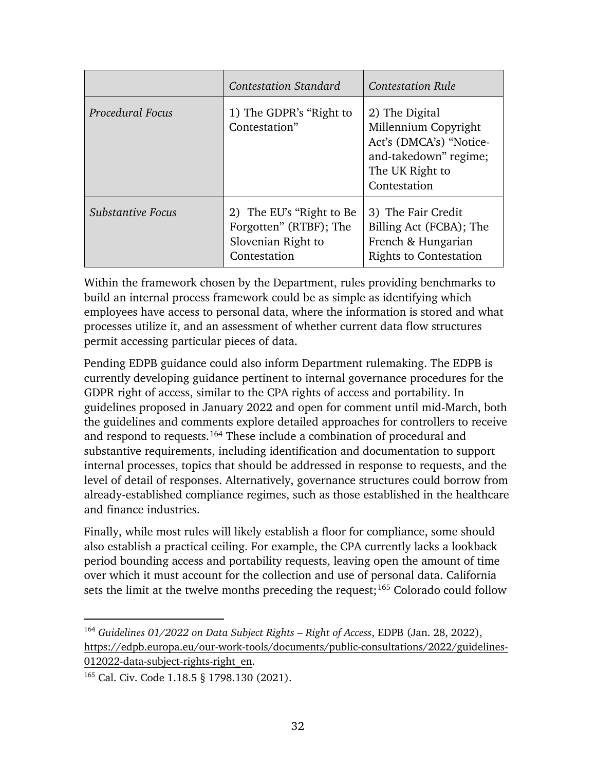| | *Contestation Standard* | *Contestation Rule* |
|---|---|---|
| *Procedural Focus* | 1) The GDPR's "Right to Contestation" | 2) The Digital Millennium Copyright Act's (DMCA's) "Notice-and-takedown" regime; The UK Right to Contestation |
| *Substantive Focus* | 2) The EU's "Right to Be Forgotten" (RTBF); The Slovenian Right to Contestation | 3) The Fair Credit Billing Act (FCBA); The French & Hungarian Rights to Contestation |

Within the framework chosen by the Department, rules providing benchmarks to build an internal process framework could be as simple as identifying which employees have access to personal data, where the information is stored and what processes utilize it, and an assessment of whether current data flow structures permit accessing particular pieces of data.

Pending EDPB guidance could also inform Department rulemaking. The EDPB is currently developing guidance pertinent to internal governance procedures for the GDPR right of access, similar to the CPA rights of access and portability. In guidelines proposed in January 2022 and open for comment until mid-March, both the guidelines and comments explore detailed approaches for controllers to receive and respond to requests.[164] These include a combination of procedural and substantive requirements, including identification and documentation to support internal processes, topics that should be addressed in response to requests, and the level of detail of responses. Alternatively, governance structures could borrow from already-established compliance regimes, such as those established in the healthcare and finance industries.

Finally, while most rules will likely establish a floor for compliance, some should also establish a practical ceiling. For example, the CPA currently lacks a lookback period bounding access and portability requests, leaving open the amount of time over which it must account for the collection and use of personal data. California sets the limit at the twelve months preceding the request;[165] Colorado could follow

---

[164] *Guidelines 01/2022 on Data Subject Rights – Right of Access*, EDPB (Jan. 28, 2022), https://edpb.europa.eu/our-work-tools/documents/public-consultations/2022/guidelines-012022-data-subject-rights-right_en.

[165] Cal. Civ. Code 1.18.5 § 1798.130 (2021).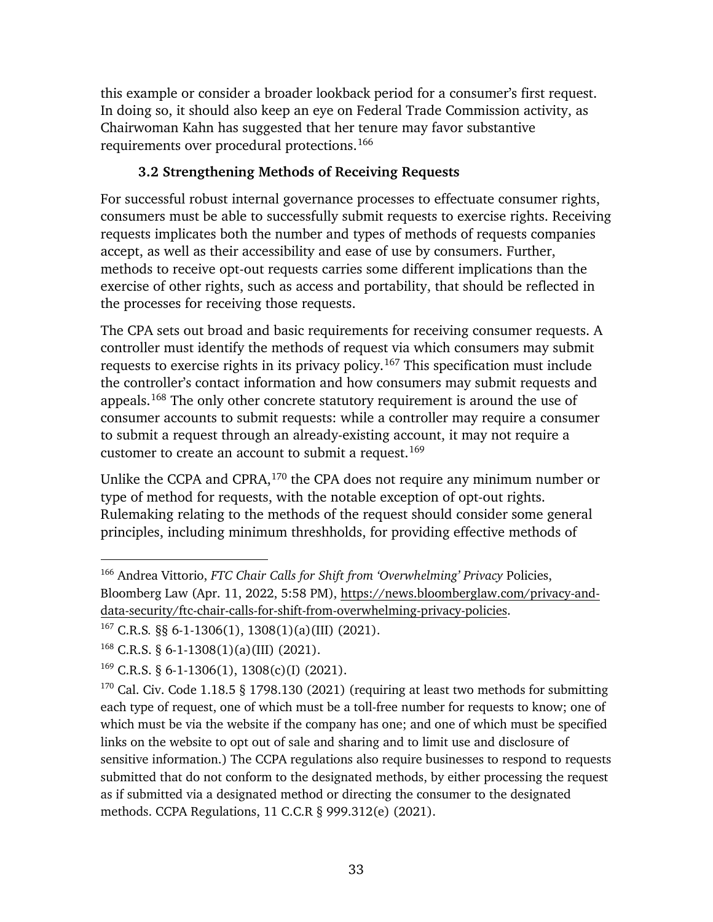this example or consider a broader lookback period for a consumer's first request. In doing so, it should also keep an eye on Federal Trade Commission activity, as Chairwoman Kahn has suggested that her tenure may favor substantive requirements over procedural protections.[166]

### 3.2 Strengthening Methods of Receiving Requests

For successful robust internal governance processes to effectuate consumer rights, consumers must be able to successfully submit requests to exercise rights. Receiving requests implicates both the number and types of methods of requests companies accept, as well as their accessibility and ease of use by consumers. Further, methods to receive opt-out requests carries some different implications than the exercise of other rights, such as access and portability, that should be reflected in the processes for receiving those requests.

The CPA sets out broad and basic requirements for receiving consumer requests. A controller must identify the methods of request via which consumers may submit requests to exercise rights in its privacy policy.[167] This specification must include the controller's contact information and how consumers may submit requests and appeals.[168] The only other concrete statutory requirement is around the use of consumer accounts to submit requests: while a controller may require a consumer to submit a request through an already-existing account, it may not require a customer to create an account to submit a request.[169]

Unlike the CCPA and CPRA,[170] the CPA does not require any minimum number or type of method for requests, with the notable exception of opt-out rights. Rulemaking relating to the methods of the request should consider some general principles, including minimum threshholds, for providing effective methods of

---

[166] Andrea Vittorio, *FTC Chair Calls for Shift from 'Overwhelming' Privacy* Policies, Bloomberg Law (Apr. 11, 2022, 5:58 PM), https://news.bloomberglaw.com/privacy-and-data-security/ftc-chair-calls-for-shift-from-overwhelming-privacy-policies.

[167] C.R.S. §§ 6-1-1306(1), 1308(1)(a)(III) (2021).

[168] C.R.S. § 6-1-1308(1)(a)(III) (2021).

[169] C.R.S. § 6-1-1306(1), 1308(c)(I) (2021).

[170] Cal. Civ. Code 1.18.5 § 1798.130 (2021) (requiring at least two methods for submitting each type of request, one of which must be a toll-free number for requests to know; one of which must be via the website if the company has one; and one of which must be specified links on the website to opt out of sale and sharing and to limit use and disclosure of sensitive information.) The CCPA regulations also require businesses to respond to requests submitted that do not conform to the designated methods, by either processing the request as if submitted via a designated method or directing the consumer to the designated methods. CCPA Regulations, 11 C.C.R § 999.312(e) (2021).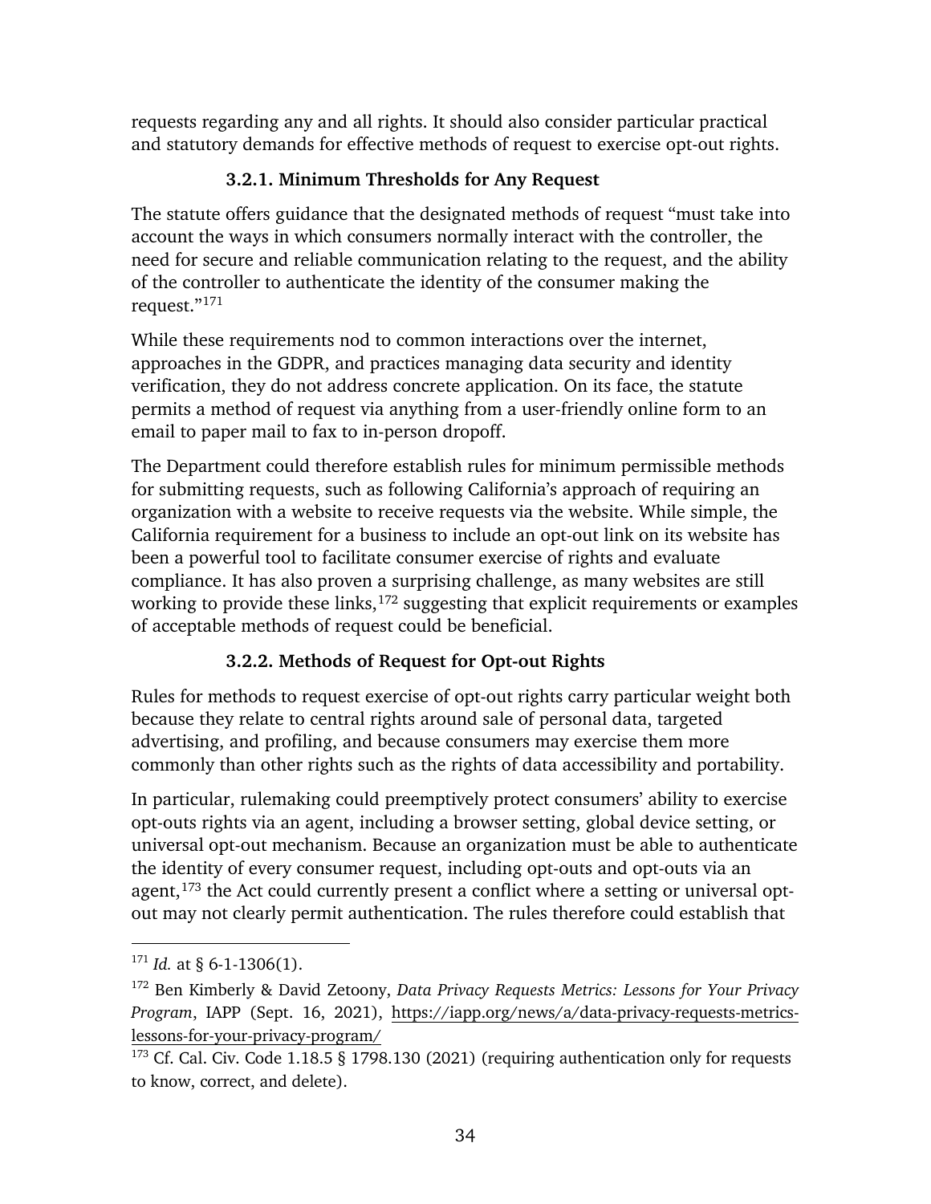requests regarding any and all rights. It should also consider particular practical and statutory demands for effective methods of request to exercise opt-out rights.

#### 3.2.1. Minimum Thresholds for Any Request

The statute offers guidance that the designated methods of request "must take into account the ways in which consumers normally interact with the controller, the need for secure and reliable communication relating to the request, and the ability of the controller to authenticate the identity of the consumer making the request."[171]

While these requirements nod to common interactions over the internet, approaches in the GDPR, and practices managing data security and identity verification, they do not address concrete application. On its face, the statute permits a method of request via anything from a user-friendly online form to an email to paper mail to fax to in-person dropoff.

The Department could therefore establish rules for minimum permissible methods for submitting requests, such as following California's approach of requiring an organization with a website to receive requests via the website. While simple, the California requirement for a business to include an opt-out link on its website has been a powerful tool to facilitate consumer exercise of rights and evaluate compliance. It has also proven a surprising challenge, as many websites are still working to provide these links,[172] suggesting that explicit requirements or examples of acceptable methods of request could be beneficial.

#### 3.2.2. Methods of Request for Opt-out Rights

Rules for methods to request exercise of opt-out rights carry particular weight both because they relate to central rights around sale of personal data, targeted advertising, and profiling, and because consumers may exercise them more commonly than other rights such as the rights of data accessibility and portability.

In particular, rulemaking could preemptively protect consumers' ability to exercise opt-outs rights via an agent, including a browser setting, global device setting, or universal opt-out mechanism. Because an organization must be able to authenticate the identity of every consumer request, including opt-outs and opt-outs via an agent,[173] the Act could currently present a conflict where a setting or universal opt-out may not clearly permit authentication. The rules therefore could establish that

---

[171] *Id.* at § 6-1-1306(1).

[172] Ben Kimberly & David Zetoony, *Data Privacy Requests Metrics: Lessons for Your Privacy Program*, IAPP (Sept. 16, 2021), https://iapp.org/news/a/data-privacy-requests-metrics-lessons-for-your-privacy-program/

[173] Cf. Cal. Civ. Code 1.18.5 § 1798.130 (2021) (requiring authentication only for requests to know, correct, and delete).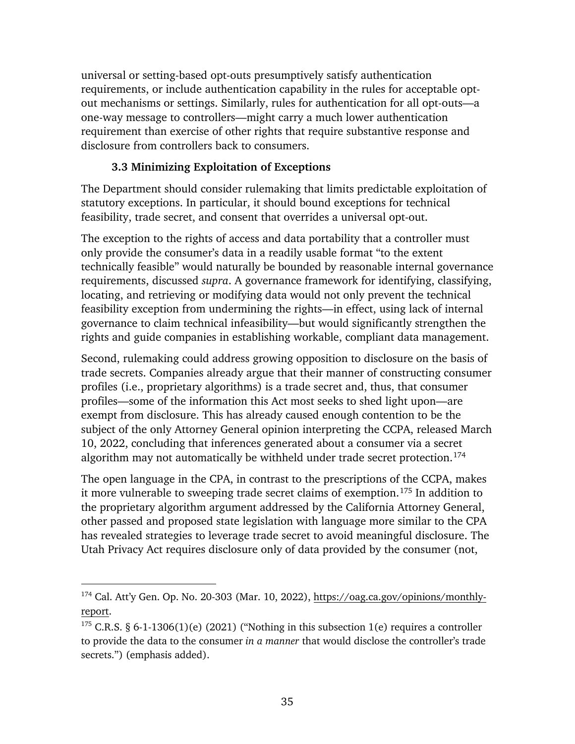universal or setting-based opt-outs presumptively satisfy authentication requirements, or include authentication capability in the rules for acceptable opt-out mechanisms or settings. Similarly, rules for authentication for all opt-outs—a one-way message to controllers—might carry a much lower authentication requirement than exercise of other rights that require substantive response and disclosure from controllers back to consumers.

### 3.3 Minimizing Exploitation of Exceptions

The Department should consider rulemaking that limits predictable exploitation of statutory exceptions. In particular, it should bound exceptions for technical feasibility, trade secret, and consent that overrides a universal opt-out.

The exception to the rights of access and data portability that a controller must only provide the consumer's data in a readily usable format "to the extent technically feasible" would naturally be bounded by reasonable internal governance requirements, discussed *supra*. A governance framework for identifying, classifying, locating, and retrieving or modifying data would not only prevent the technical feasibility exception from undermining the rights—in effect, using lack of internal governance to claim technical infeasibility—but would significantly strengthen the rights and guide companies in establishing workable, compliant data management.

Second, rulemaking could address growing opposition to disclosure on the basis of trade secrets. Companies already argue that their manner of constructing consumer profiles (i.e., proprietary algorithms) is a trade secret and, thus, that consumer profiles—some of the information this Act most seeks to shed light upon—are exempt from disclosure. This has already caused enough contention to be the subject of the only Attorney General opinion interpreting the CCPA, released March 10, 2022, concluding that inferences generated about a consumer via a secret algorithm may not automatically be withheld under trade secret protection.[174]

The open language in the CPA, in contrast to the prescriptions of the CCPA, makes it more vulnerable to sweeping trade secret claims of exemption.[175] In addition to the proprietary algorithm argument addressed by the California Attorney General, other passed and proposed state legislation with language more similar to the CPA has revealed strategies to leverage trade secret to avoid meaningful disclosure. The Utah Privacy Act requires disclosure only of data provided by the consumer (not,

---

[174] Cal. Att'y Gen. Op. No. 20-303 (Mar. 10, 2022), https://oag.ca.gov/opinions/monthly-report.

[175] C.R.S. § 6-1-1306(1)(e) (2021) ("Nothing in this subsection 1(e) requires a controller to provide the data to the consumer *in a manner* that would disclose the controller's trade secrets.") (emphasis added).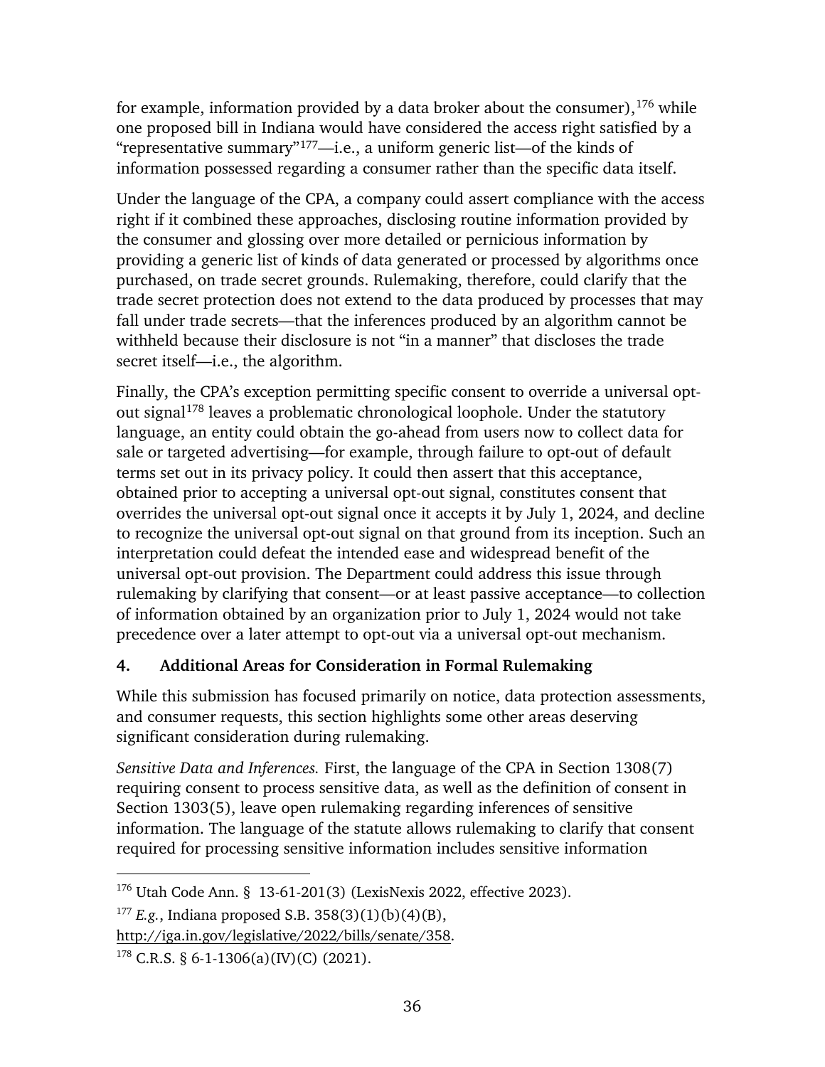for example, information provided by a data broker about the consumer),[176] while one proposed bill in Indiana would have considered the access right satisfied by a "representative summary"[177]—i.e., a uniform generic list—of the kinds of information possessed regarding a consumer rather than the specific data itself.

Under the language of the CPA, a company could assert compliance with the access right if it combined these approaches, disclosing routine information provided by the consumer and glossing over more detailed or pernicious information by providing a generic list of kinds of data generated or processed by algorithms once purchased, on trade secret grounds. Rulemaking, therefore, could clarify that the trade secret protection does not extend to the data produced by processes that may fall under trade secrets—that the inferences produced by an algorithm cannot be withheld because their disclosure is not "in a manner" that discloses the trade secret itself—i.e., the algorithm.

Finally, the CPA's exception permitting specific consent to override a universal opt-out signal[178] leaves a problematic chronological loophole. Under the statutory language, an entity could obtain the go-ahead from users now to collect data for sale or targeted advertising—for example, through failure to opt-out of default terms set out in its privacy policy. It could then assert that this acceptance, obtained prior to accepting a universal opt-out signal, constitutes consent that overrides the universal opt-out signal once it accepts it by July 1, 2024, and decline to recognize the universal opt-out signal on that ground from its inception. Such an interpretation could defeat the intended ease and widespread benefit of the universal opt-out provision. The Department could address this issue through rulemaking by clarifying that consent—or at least passive acceptance—to collection of information obtained by an organization prior to July 1, 2024 would not take precedence over a later attempt to opt-out via a universal opt-out mechanism.

### 4. Additional Areas for Consideration in Formal Rulemaking

While this submission has focused primarily on notice, data protection assessments, and consumer requests, this section highlights some other areas deserving significant consideration during rulemaking.

*Sensitive Data and Inferences.* First, the language of the CPA in Section 1308(7) requiring consent to process sensitive data, as well as the definition of consent in Section 1303(5), leave open rulemaking regarding inferences of sensitive information. The language of the statute allows rulemaking to clarify that consent required for processing sensitive information includes sensitive information

---

[176] Utah Code Ann. § 13-61-201(3) (LexisNexis 2022, effective 2023).

[177] *E.g.*, Indiana proposed S.B. 358(3)(1)(b)(4)(B), http://iga.in.gov/legislative/2022/bills/senate/358.

[178] C.R.S. § 6-1-1306(a)(IV)(C) (2021).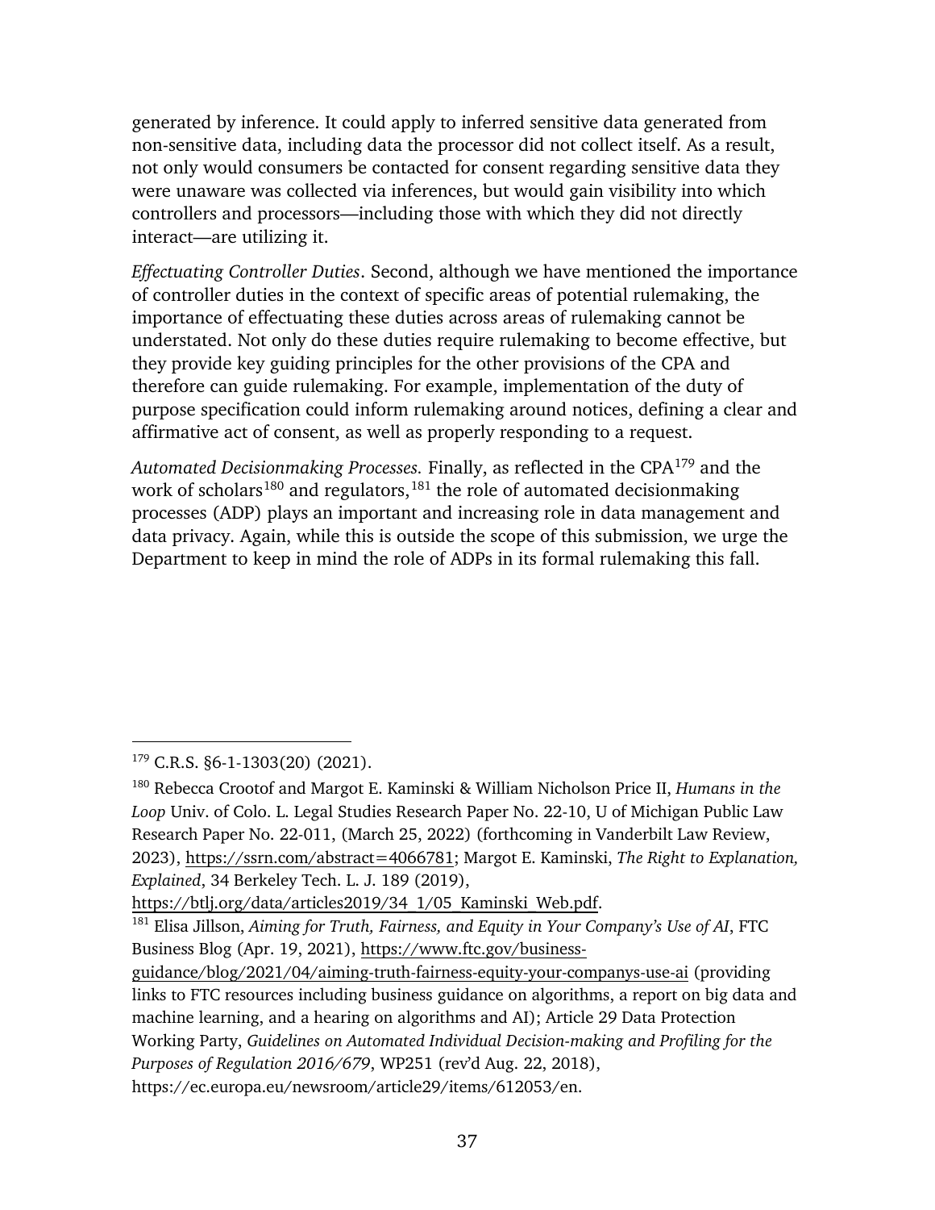generated by inference. It could apply to inferred sensitive data generated from non-sensitive data, including data the processor did not collect itself. As a result, not only would consumers be contacted for consent regarding sensitive data they were unaware was collected via inferences, but would gain visibility into which controllers and processors—including those with which they did not directly interact—are utilizing it.

*Effectuating Controller Duties*. Second, although we have mentioned the importance of controller duties in the context of specific areas of potential rulemaking, the importance of effectuating these duties across areas of rulemaking cannot be understated. Not only do these duties require rulemaking to become effective, but they provide key guiding principles for the other provisions of the CPA and therefore can guide rulemaking. For example, implementation of the duty of purpose specification could inform rulemaking around notices, defining a clear and affirmative act of consent, as well as properly responding to a request.

*Automated Decisionmaking Processes.* Finally, as reflected in the CPA[179] and the work of scholars[180] and regulators,[181] the role of automated decisionmaking processes (ADP) plays an important and increasing role in data management and data privacy. Again, while this is outside the scope of this submission, we urge the Department to keep in mind the role of ADPs in its formal rulemaking this fall.

---

[179] C.R.S. §6-1-1303(20) (2021).

[180] Rebecca Crootof and Margot E. Kaminski & William Nicholson Price II, *Humans in the Loop* Univ. of Colo. L. Legal Studies Research Paper No. 22-10, U of Michigan Public Law Research Paper No. 22-011, (March 25, 2022) (forthcoming in Vanderbilt Law Review, 2023), https://ssrn.com/abstract=4066781; Margot E. Kaminski, *The Right to Explanation, Explained*, 34 Berkeley Tech. L. J. 189 (2019), https://btlj.org/data/articles2019/34_1/05_Kaminski_Web.pdf.

[181] Elisa Jillson, *Aiming for Truth, Fairness, and Equity in Your Company's Use of AI*, FTC Business Blog (Apr. 19, 2021), https://www.ftc.gov/business-guidance/blog/2021/04/aiming-truth-fairness-equity-your-companys-use-ai (providing links to FTC resources including business guidance on algorithms, a report on big data and machine learning, and a hearing on algorithms and AI); Article 29 Data Protection Working Party, *Guidelines on Automated Individual Decision-making and Profiling for the Purposes of Regulation 2016/679*, WP251 (rev'd Aug. 22, 2018), https://ec.europa.eu/newsroom/article29/items/612053/en.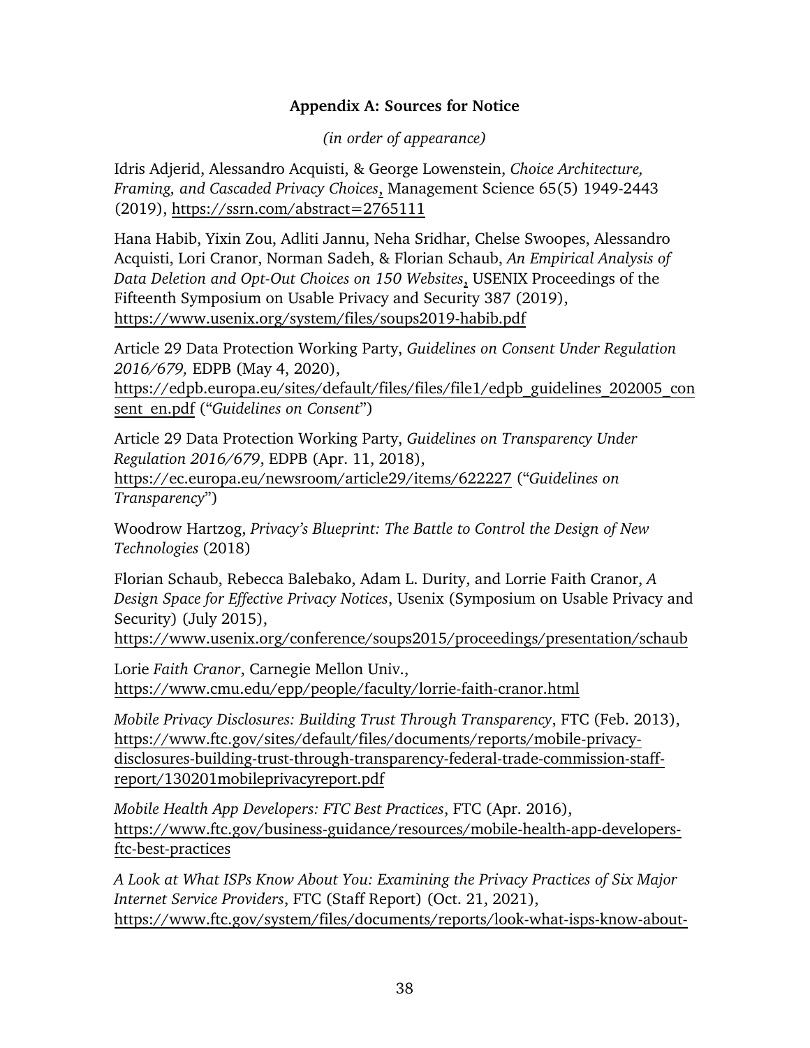## Appendix A: Sources for Notice

*(in order of appearance)*

Idris Adjerid, Alessandro Acquisti, & George Lowenstein, *Choice Architecture, Framing, and Cascaded Privacy Choices*, Management Science 65(5) 1949-2443 (2019), https://ssrn.com/abstract=2765111

Hana Habib, Yixin Zou, Adliti Jannu, Neha Sridhar, Chelse Swoopes, Alessandro Acquisti, Lori Cranor, Norman Sadeh, & Florian Schaub, *An Empirical Analysis of Data Deletion and Opt-Out Choices on 150 Websites*, USENIX Proceedings of the Fifteenth Symposium on Usable Privacy and Security 387 (2019), https://www.usenix.org/system/files/soups2019-habib.pdf

Article 29 Data Protection Working Party, *Guidelines on Consent Under Regulation 2016/679,* EDPB (May 4, 2020), https://edpb.europa.eu/sites/default/files/files/file1/edpb_guidelines_202005_consent_en.pdf ("*Guidelines on Consent*")

Article 29 Data Protection Working Party, *Guidelines on Transparency Under Regulation 2016/679*, EDPB (Apr. 11, 2018), https://ec.europa.eu/newsroom/article29/items/622227 ("*Guidelines on Transparency*")

Woodrow Hartzog, *Privacy's Blueprint: The Battle to Control the Design of New Technologies* (2018)

Florian Schaub, Rebecca Balebako, Adam L. Durity, and Lorrie Faith Cranor, *A Design Space for Effective Privacy Notices*, Usenix (Symposium on Usable Privacy and Security) (July 2015), https://www.usenix.org/conference/soups2015/proceedings/presentation/schaub

Lorie *Faith Cranor*, Carnegie Mellon Univ., https://www.cmu.edu/epp/people/faculty/lorrie-faith-cranor.html

*Mobile Privacy Disclosures: Building Trust Through Transparency*, FTC (Feb. 2013), https://www.ftc.gov/sites/default/files/documents/reports/mobile-privacy-disclosures-building-trust-through-transparency-federal-trade-commission-staff-report/130201mobileprivacyreport.pdf

*Mobile Health App Developers: FTC Best Practices*, FTC (Apr. 2016), https://www.ftc.gov/business-guidance/resources/mobile-health-app-developers-ftc-best-practices

*A Look at What ISPs Know About You: Examining the Privacy Practices of Six Major Internet Service Providers*, FTC (Staff Report) (Oct. 21, 2021), https://www.ftc.gov/system/files/documents/reports/look-what-isps-know-about-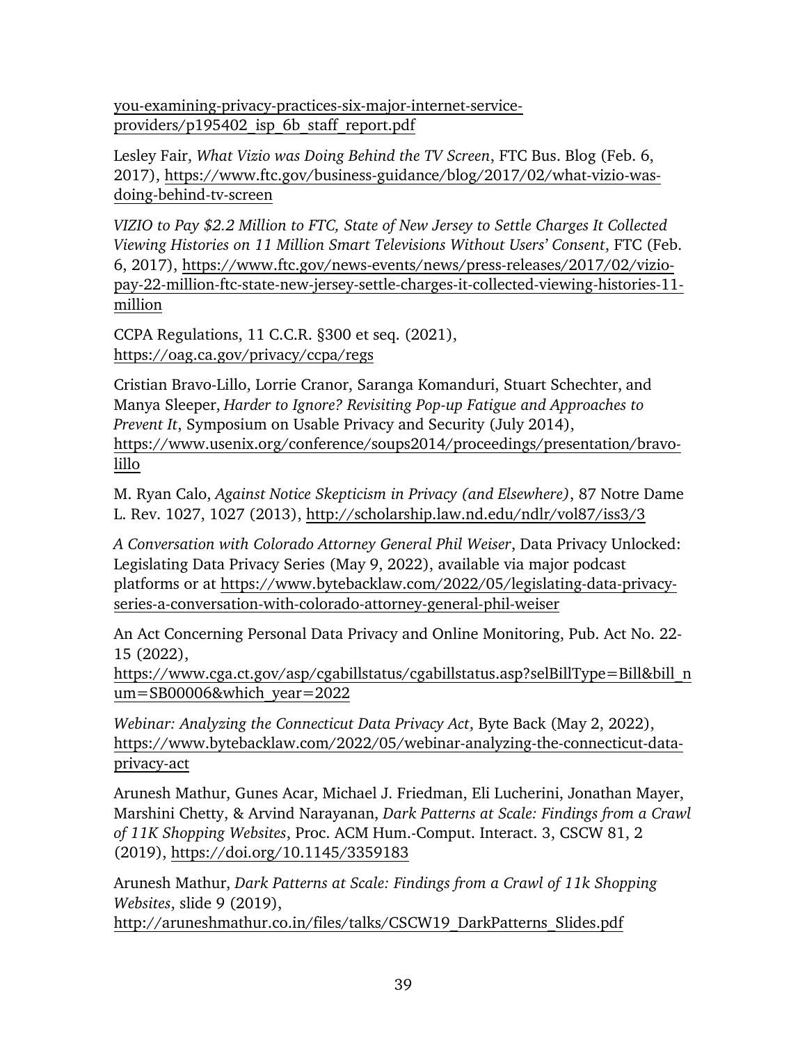you-examining-privacy-practices-six-major-internet-service-providers/p195402_isp_6b_staff_report.pdf

Lesley Fair, *What Vizio was Doing Behind the TV Screen*, FTC Bus. Blog (Feb. 6, 2017), https://www.ftc.gov/business-guidance/blog/2017/02/what-vizio-was-doing-behind-tv-screen

*VIZIO to Pay $2.2 Million to FTC, State of New Jersey to Settle Charges It Collected Viewing Histories on 11 Million Smart Televisions Without Users' Consent*, FTC (Feb. 6, 2017), https://www.ftc.gov/news-events/news/press-releases/2017/02/vizio-pay-22-million-ftc-state-new-jersey-settle-charges-it-collected-viewing-histories-11-million

CCPA Regulations, 11 C.C.R. §300 et seq. (2021), https://oag.ca.gov/privacy/ccpa/regs

Cristian Bravo-Lillo, Lorrie Cranor, Saranga Komanduri, Stuart Schechter, and Manya Sleeper, *Harder to Ignore? Revisiting Pop-up Fatigue and Approaches to Prevent It*, Symposium on Usable Privacy and Security (July 2014), https://www.usenix.org/conference/soups2014/proceedings/presentation/bravo-lillo

M. Ryan Calo, *Against Notice Skepticism in Privacy (and Elsewhere)*, 87 Notre Dame L. Rev. 1027, 1027 (2013), http://scholarship.law.nd.edu/ndlr/vol87/iss3/3

*A Conversation with Colorado Attorney General Phil Weiser*, Data Privacy Unlocked: Legislating Data Privacy Series (May 9, 2022), available via major podcast platforms or at https://www.bytebacklaw.com/2022/05/legislating-data-privacy-series-a-conversation-with-colorado-attorney-general-phil-weiser

An Act Concerning Personal Data Privacy and Online Monitoring, Pub. Act No. 22-15 (2022), https://www.cga.ct.gov/asp/cgabillstatus/cgabillstatus.asp?selBillType=Bill&bill_num=SB00006&which_year=2022

*Webinar: Analyzing the Connecticut Data Privacy Act*, Byte Back (May 2, 2022), https://www.bytebacklaw.com/2022/05/webinar-analyzing-the-connecticut-data-privacy-act

Arunesh Mathur, Gunes Acar, Michael J. Friedman, Eli Lucherini, Jonathan Mayer, Marshini Chetty, & Arvind Narayanan, *Dark Patterns at Scale: Findings from a Crawl of 11K Shopping Websites*, Proc. ACM Hum.-Comput. Interact. 3, CSCW 81, 2 (2019), https://doi.org/10.1145/3359183

Arunesh Mathur, *Dark Patterns at Scale: Findings from a Crawl of 11k Shopping Websites*, slide 9 (2019), http://aruneshmathur.co.in/files/talks/CSCW19_DarkPatterns_Slides.pdf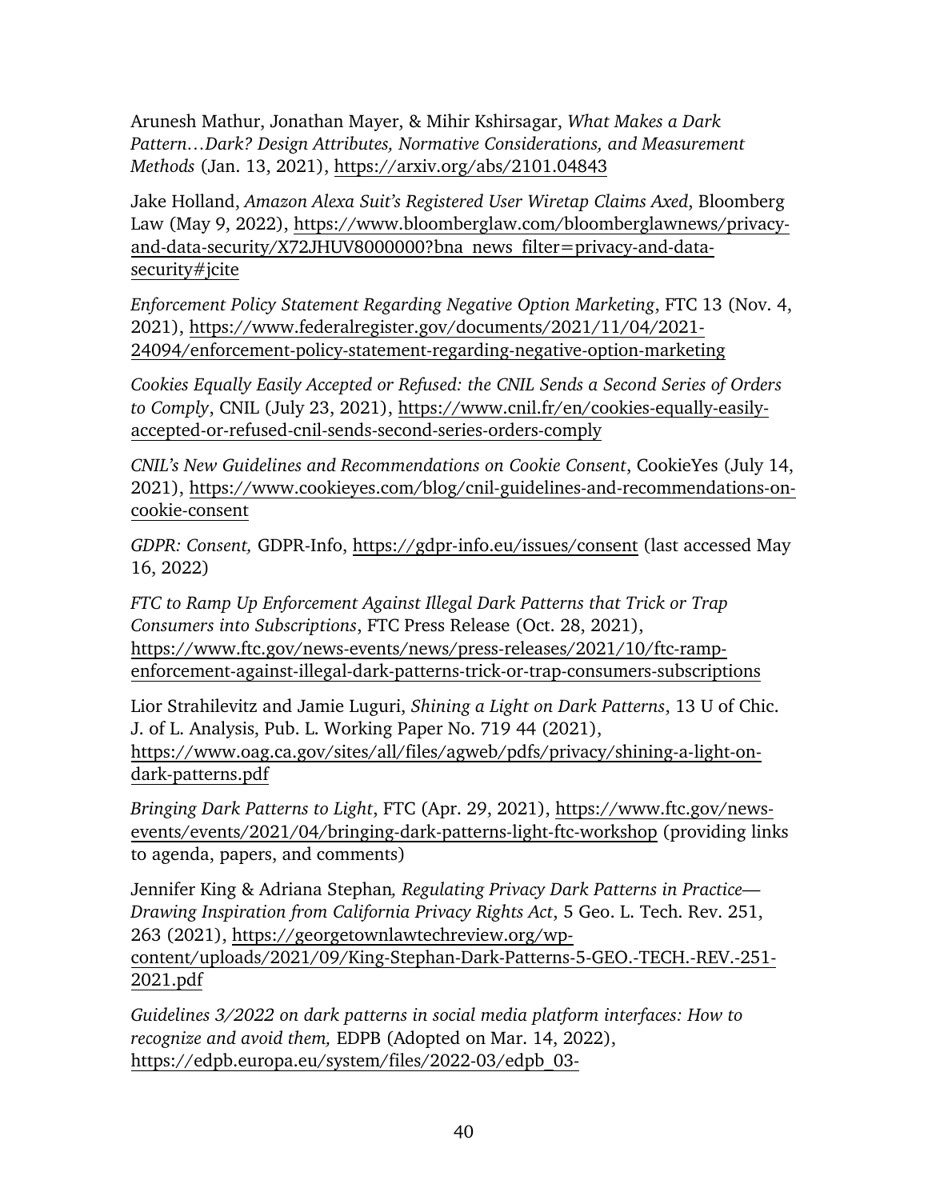Arunesh Mathur, Jonathan Mayer, & Mihir Kshirsagar, *What Makes a Dark Pattern…Dark? Design Attributes, Normative Considerations, and Measurement Methods* (Jan. 13, 2021), https://arxiv.org/abs/2101.04843

Jake Holland, *Amazon Alexa Suit's Registered User Wiretap Claims Axed*, Bloomberg Law (May 9, 2022), https://www.bloomberglaw.com/bloomberglawnews/privacy-and-data-security/X72JHUV8000000?bna_news_filter=privacy-and-data-security#jcite

*Enforcement Policy Statement Regarding Negative Option Marketing*, FTC 13 (Nov. 4, 2021), https://www.federalregister.gov/documents/2021/11/04/2021-24094/enforcement-policy-statement-regarding-negative-option-marketing

*Cookies Equally Easily Accepted or Refused: the CNIL Sends a Second Series of Orders to Comply*, CNIL (July 23, 2021), https://www.cnil.fr/en/cookies-equally-easily-accepted-or-refused-cnil-sends-second-series-orders-comply

*CNIL's New Guidelines and Recommendations on Cookie Consent*, CookieYes (July 14, 2021), https://www.cookieyes.com/blog/cnil-guidelines-and-recommendations-on-cookie-consent

*GDPR: Consent,* GDPR-Info, https://gdpr-info.eu/issues/consent (last accessed May 16, 2022)

*FTC to Ramp Up Enforcement Against Illegal Dark Patterns that Trick or Trap Consumers into Subscriptions*, FTC Press Release (Oct. 28, 2021), https://www.ftc.gov/news-events/news/press-releases/2021/10/ftc-ramp-enforcement-against-illegal-dark-patterns-trick-or-trap-consumers-subscriptions

Lior Strahilevitz and Jamie Luguri, *Shining a Light on Dark Patterns*, 13 U of Chic. J. of L. Analysis, Pub. L. Working Paper No. 719 44 (2021), https://www.oag.ca.gov/sites/all/files/agweb/pdfs/privacy/shining-a-light-on-dark-patterns.pdf

*Bringing Dark Patterns to Light*, FTC (Apr. 29, 2021), https://www.ftc.gov/news-events/events/2021/04/bringing-dark-patterns-light-ftc-workshop (providing links to agenda, papers, and comments)

Jennifer King & Adriana Stephan*, Regulating Privacy Dark Patterns in Practice—Drawing Inspiration from California Privacy Rights Act*, 5 Geo. L. Tech. Rev. 251, 263 (2021), https://georgetownlawtechreview.org/wp-content/uploads/2021/09/King-Stephan-Dark-Patterns-5-GEO.-TECH.-REV.-251-2021.pdf

*Guidelines 3/2022 on dark patterns in social media platform interfaces: How to recognize and avoid them,* EDPB (Adopted on Mar. 14, 2022), https://edpb.europa.eu/system/files/2022-03/edpb_03-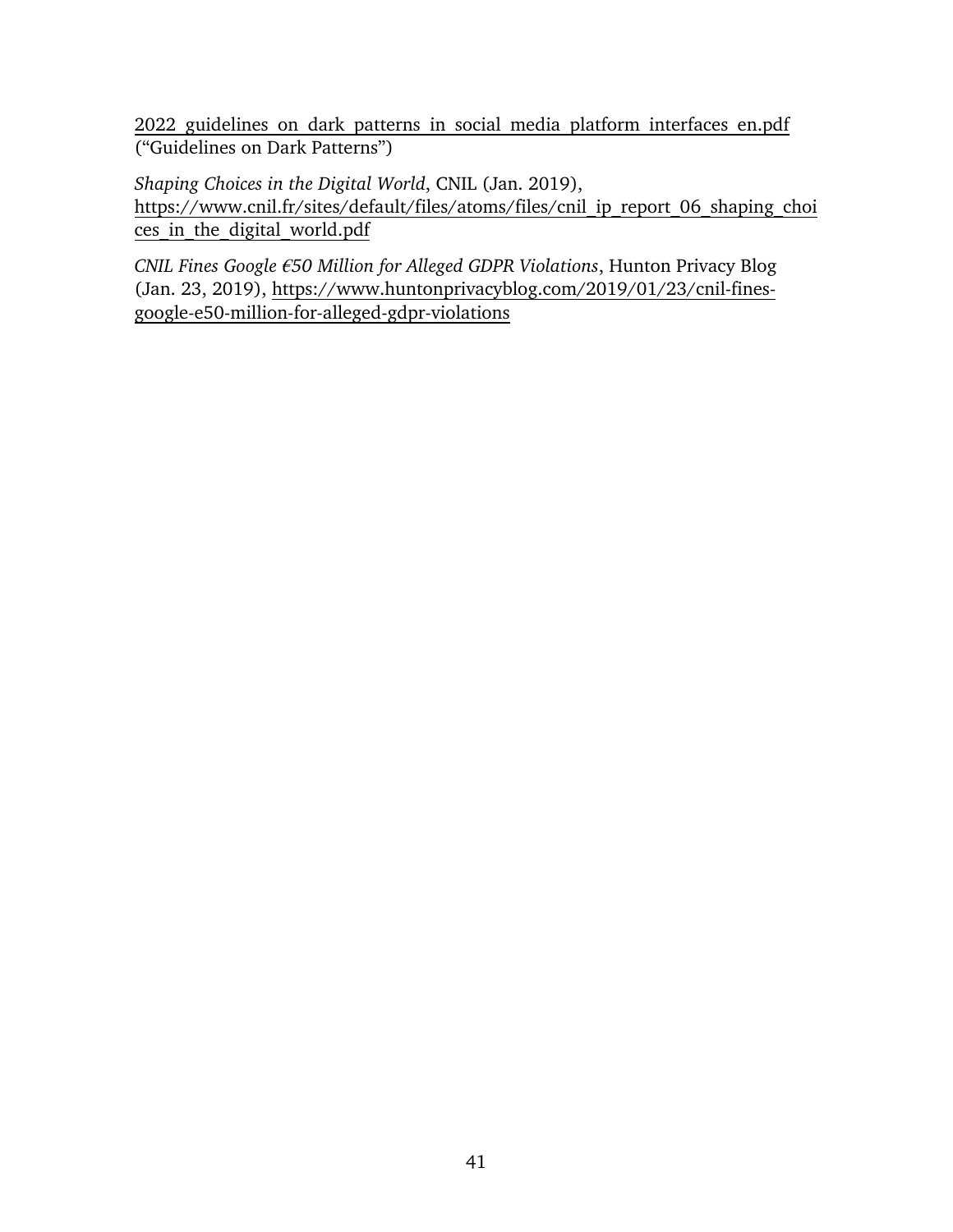2022_guidelines_on_dark_patterns_in_social_media_platform_interfaces_en.pdf ("Guidelines on Dark Patterns")

*Shaping Choices in the Digital World*, CNIL (Jan. 2019), https://www.cnil.fr/sites/default/files/atoms/files/cnil_ip_report_06_shaping_choices_in_the_digital_world.pdf

*CNIL Fines Google €50 Million for Alleged GDPR Violations*, Hunton Privacy Blog (Jan. 23, 2019), https://www.huntonprivacyblog.com/2019/01/23/cnil-fines-google-e50-million-for-alleged-gdpr-violations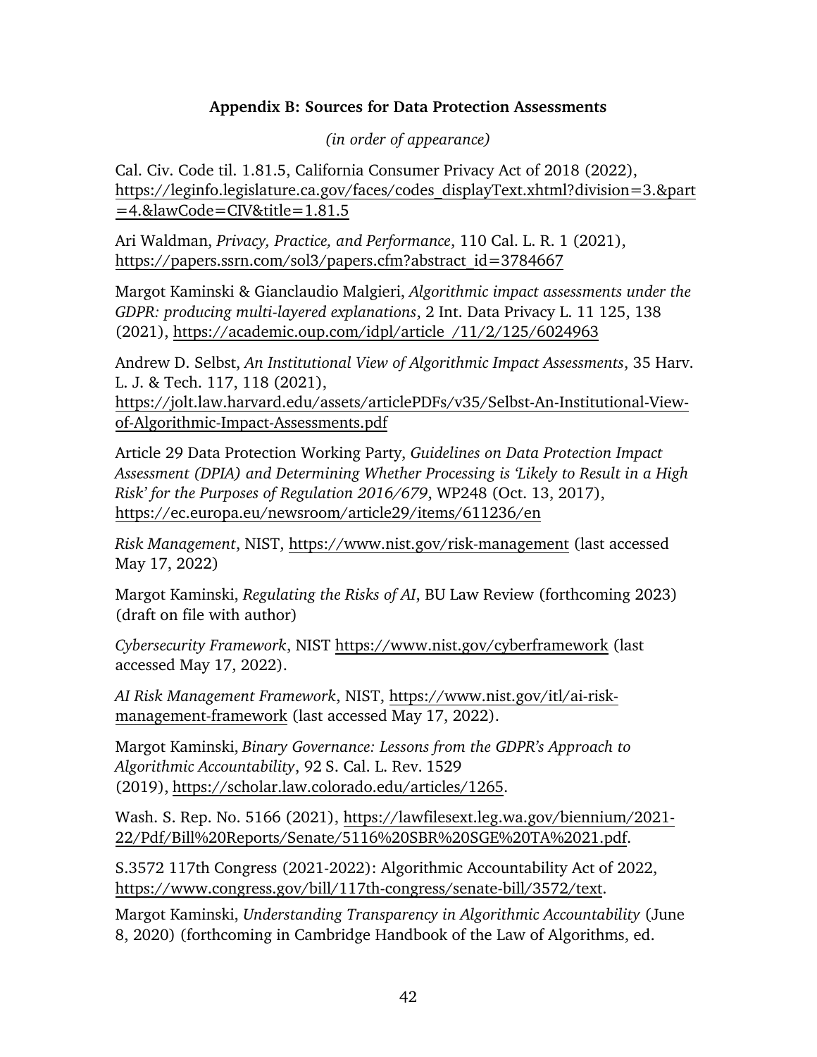### Appendix B: Sources for Data Protection Assessments

*(in order of appearance)*

Cal. Civ. Code til. 1.81.5, California Consumer Privacy Act of 2018 (2022), https://leginfo.legislature.ca.gov/faces/codes_displayText.xhtml?division=3.&part=4.&lawCode=CIV&title=1.81.5

Ari Waldman, *Privacy, Practice, and Performance*, 110 Cal. L. R. 1 (2021), https://papers.ssrn.com/sol3/papers.cfm?abstract_id=3784667

Margot Kaminski & Gianclaudio Malgieri, *Algorithmic impact assessments under the GDPR: producing multi-layered explanations*, 2 Int. Data Privacy L. 11 125, 138 (2021), https://academic.oup.com/idpl/article/11/2/125/6024963

Andrew D. Selbst, *An Institutional View of Algorithmic Impact Assessments*, 35 Harv. L. J. & Tech. 117, 118 (2021), https://jolt.law.harvard.edu/assets/articlePDFs/v35/Selbst-An-Institutional-View-of-Algorithmic-Impact-Assessments.pdf

Article 29 Data Protection Working Party, *Guidelines on Data Protection Impact Assessment (DPIA) and Determining Whether Processing is 'Likely to Result in a High Risk' for the Purposes of Regulation 2016/679*, WP248 (Oct. 13, 2017), https://ec.europa.eu/newsroom/article29/items/611236/en

*Risk Management*, NIST, https://www.nist.gov/risk-management (last accessed May 17, 2022)

Margot Kaminski, *Regulating the Risks of AI*, BU Law Review (forthcoming 2023) (draft on file with author)

*Cybersecurity Framework*, NIST https://www.nist.gov/cyberframework (last accessed May 17, 2022).

*AI Risk Management Framework*, NIST, https://www.nist.gov/itl/ai-risk-management-framework (last accessed May 17, 2022).

Margot Kaminski, *Binary Governance: Lessons from the GDPR's Approach to Algorithmic Accountability*, 92 S. Cal. L. Rev. 1529 (2019), https://scholar.law.colorado.edu/articles/1265.

Wash. S. Rep. No. 5166 (2021), https://lawfilesext.leg.wa.gov/biennium/2021-22/Pdf/Bill%20Reports/Senate/5116%20SBR%20SGE%20TA%2021.pdf.

S.3572 117th Congress (2021-2022): Algorithmic Accountability Act of 2022, https://www.congress.gov/bill/117th-congress/senate-bill/3572/text.

Margot Kaminski, *Understanding Transparency in Algorithmic Accountability* (June 8, 2020) (forthcoming in Cambridge Handbook of the Law of Algorithms, ed.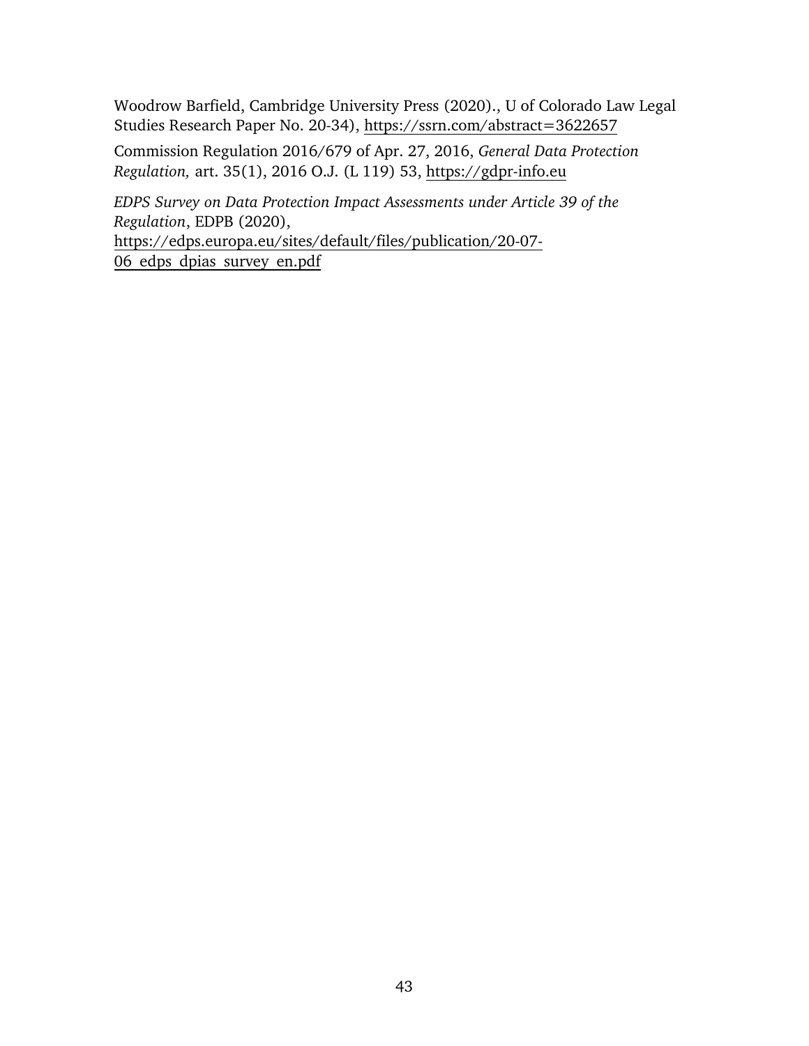Woodrow Barfield, Cambridge University Press (2020)., U of Colorado Law Legal Studies Research Paper No. 20-34), https://ssrn.com/abstract=3622657

Commission Regulation 2016/679 of Apr. 27, 2016, *General Data Protection Regulation,* art. 35(1), 2016 O.J. (L 119) 53, https://gdpr-info.eu

*EDPS Survey on Data Protection Impact Assessments under Article 39 of the Regulation*, EDPB (2020), https://edps.europa.eu/sites/default/files/publication/20-07-06_edps_dpias_survey_en.pdf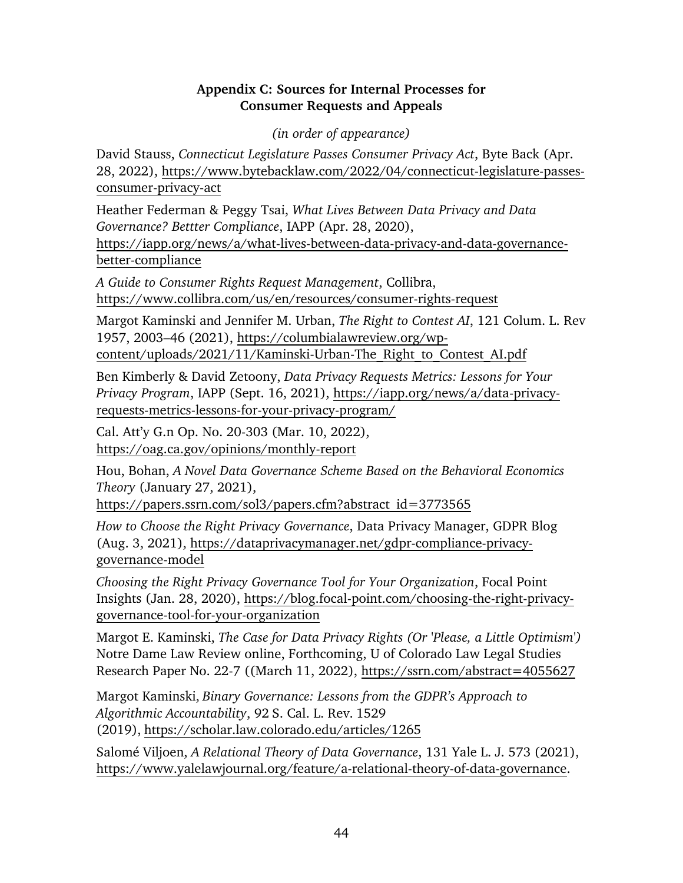## Appendix C: Sources for Internal Processes for Consumer Requests and Appeals

*(in order of appearance)*

David Stauss, *Connecticut Legislature Passes Consumer Privacy Act*, Byte Back (Apr. 28, 2022), https://www.bytebacklaw.com/2022/04/connecticut-legislature-passes-consumer-privacy-act

Heather Federman & Peggy Tsai, *What Lives Between Data Privacy and Data Governance? Bettter Compliance*, IAPP (Apr. 28, 2020), https://iapp.org/news/a/what-lives-between-data-privacy-and-data-governance-better-compliance

*A Guide to Consumer Rights Request Management*, Collibra, https://www.collibra.com/us/en/resources/consumer-rights-request

Margot Kaminski and Jennifer M. Urban, *The Right to Contest AI*, 121 Colum. L. Rev 1957, 2003–46 (2021), https://columbialawreview.org/wp-content/uploads/2021/11/Kaminski-Urban-The_Right_to_Contest_AI.pdf

Ben Kimberly & David Zetoony, *Data Privacy Requests Metrics: Lessons for Your Privacy Program*, IAPP (Sept. 16, 2021), https://iapp.org/news/a/data-privacy-requests-metrics-lessons-for-your-privacy-program/

Cal. Att'y G.n Op. No. 20-303 (Mar. 10, 2022), https://oag.ca.gov/opinions/monthly-report

Hou, Bohan, *A Novel Data Governance Scheme Based on the Behavioral Economics Theory* (January 27, 2021), https://papers.ssrn.com/sol3/papers.cfm?abstract_id=3773565

*How to Choose the Right Privacy Governance*, Data Privacy Manager, GDPR Blog (Aug. 3, 2021), https://dataprivacymanager.net/gdpr-compliance-privacy-governance-model

*Choosing the Right Privacy Governance Tool for Your Organization*, Focal Point Insights (Jan. 28, 2020), https://blog.focal-point.com/choosing-the-right-privacy-governance-tool-for-your-organization

Margot E. Kaminski, *The Case for Data Privacy Rights (Or 'Please, a Little Optimism')* Notre Dame Law Review online, Forthcoming, U of Colorado Law Legal Studies Research Paper No. 22-7 ((March 11, 2022), https://ssrn.com/abstract=4055627

Margot Kaminski, *Binary Governance: Lessons from the GDPR's Approach to Algorithmic Accountability*, 92 S. Cal. L. Rev. 1529 (2019), https://scholar.law.colorado.edu/articles/1265

Salomé Viljoen, *A Relational Theory of Data Governance*, 131 Yale L. J. 573 (2021), https://www.yalelawjournal.org/feature/a-relational-theory-of-data-governance.